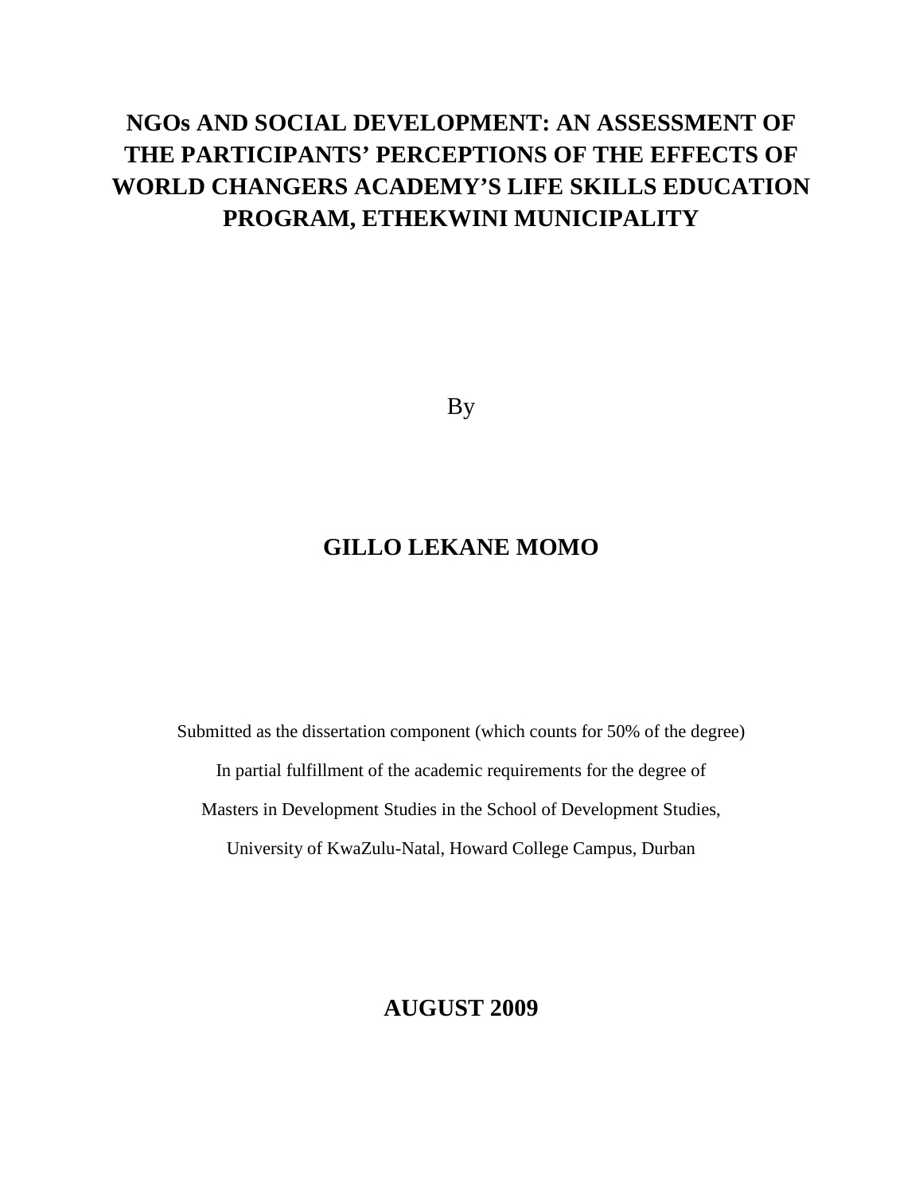# NGOs AND SOCIAL DEVELOPMENT: AN ASSESSMENT OF THE PARTICIPANTS' PERCEPTIONS OF THE EFFECTS OF WORLD CHANGERS ACADEMY'S LIFE SKILLS EDUCATION PROGRAM, ETHEKWINI MUNICIPALITY

By

**GILLO LEKANE MOMO**

Submitted as the dissertation component (which counts for 50% of the degree)

In partial fulfillment of the academic requirements for the degree of

Masters in Development Studies in the School of Development Studies,

University of KwaZulu-Natal, Howard College Campus, Durban

**AUGUST 2009**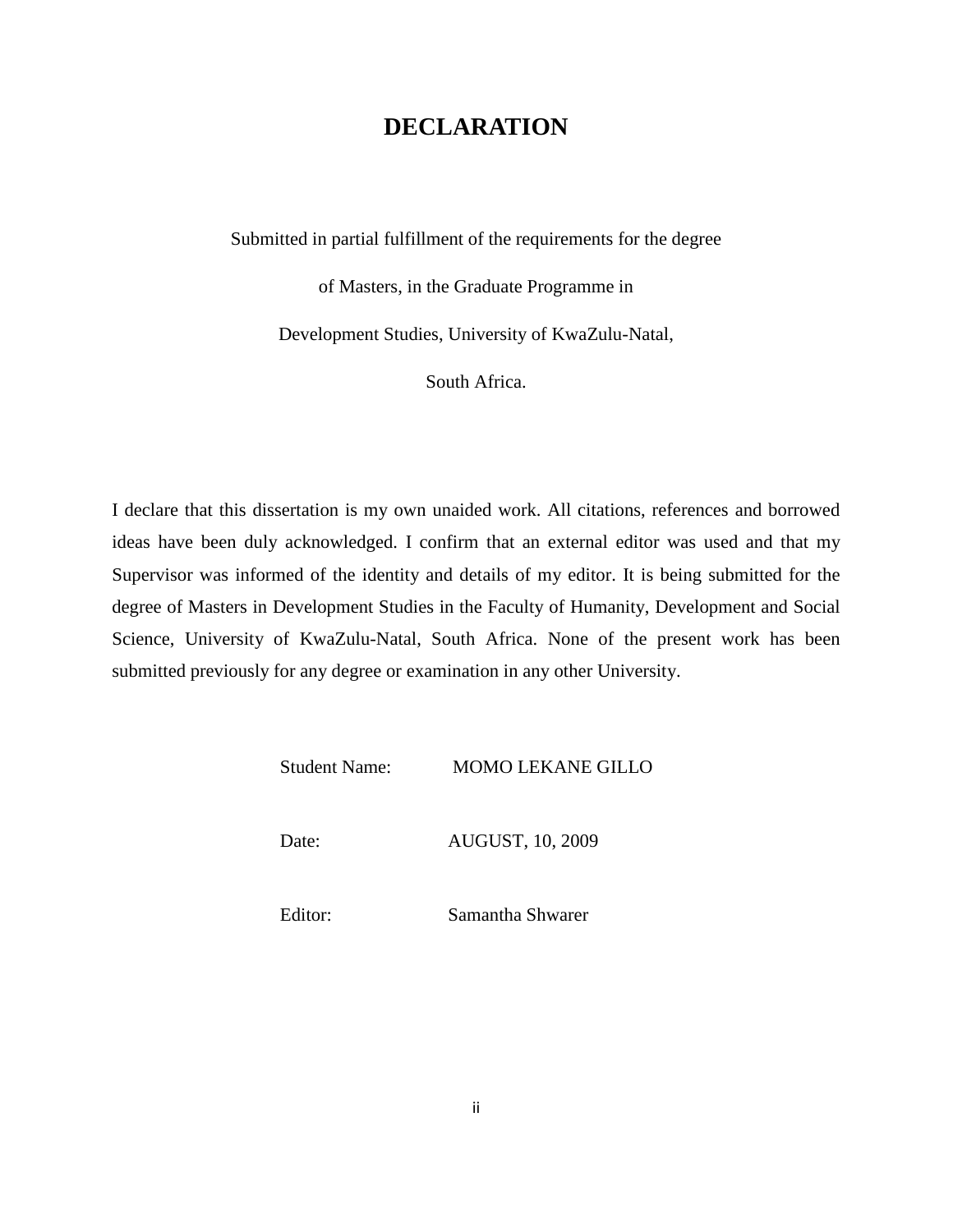# DECLARATION

Submitted in partial fulfillment of the requirements for the degree

of Masters, in the Graduate Programme in

Development Studies, University of KwaZulu-Natal,

South Africa.

I declare that this dissertation is my own unaided work. All citations, references and borrowed ideas have been duly acknowledged. I confirm that an external editor was used and that my Supervisor was informed of the identity and details of my editor. It is being submitted for the degree of Masters in Development Studies in the Faculty of Humanity, Development and Social Science, University of KwaZulu-Natal, South Africa. None of the present work has been submitted previously for any degree or examination in any other University.

Student Name: MOMO LEKANE GILLO

Date: AUGUST, 10, 2009

Editor: Samantha Shwarer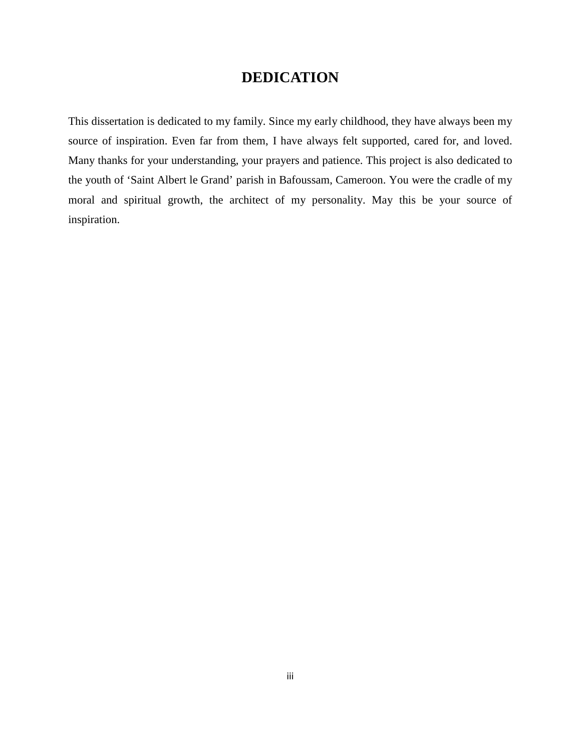# DEDICATION

This dissertation is dedicated to my family. Since my early childhood, they have always been my source of inspiration. Even far from them, I have always felt supported, cared for, and loved. Many thanks for your understanding, your prayers and patience. This project is also dedicated to the youth of 'Saint Albert le Grand' parish in Bafoussam, Cameroon. You were the cradle of my moral and spiritual growth, the architect of my personality. May this be your source of inspiration.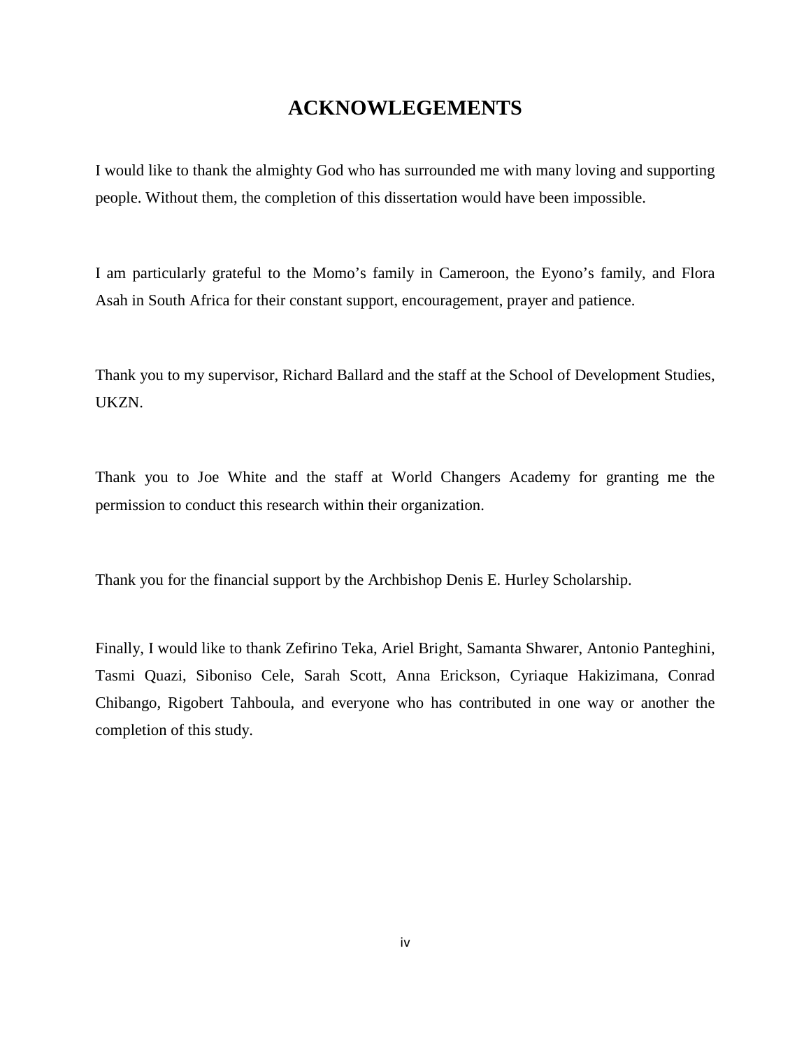# ACKNOWLEGEMENTS

I would like to thank the almighty God who has surrounded me with many loving and supporting people. Without them, the completion of this dissertation would have been impossible.

I am particularly grateful to the Momo's family in Cameroon, the Eyono's family, and Flora Asah in South Africa for their constant support, encouragement, prayer and patience.

Thank you to my supervisor, Richard Ballard and the staff at the School of Development Studies, UKZN.

Thank you to Joe White and the staff at World Changers Academy for granting me the permission to conduct this research within their organization.

Thank you for the financial support by the Archbishop Denis E. Hurley Scholarship.

Finally, I would like to thank Zefirino Teka, Ariel Bright, Samanta Shwarer, Antonio Panteghini, Tasmi Quazi, Siboniso Cele, Sarah Scott, Anna Erickson, Cyriaque Hakizimana, Conrad Chibango, Rigobert Tahboula, and everyone who has contributed in one way or another the completion of this study.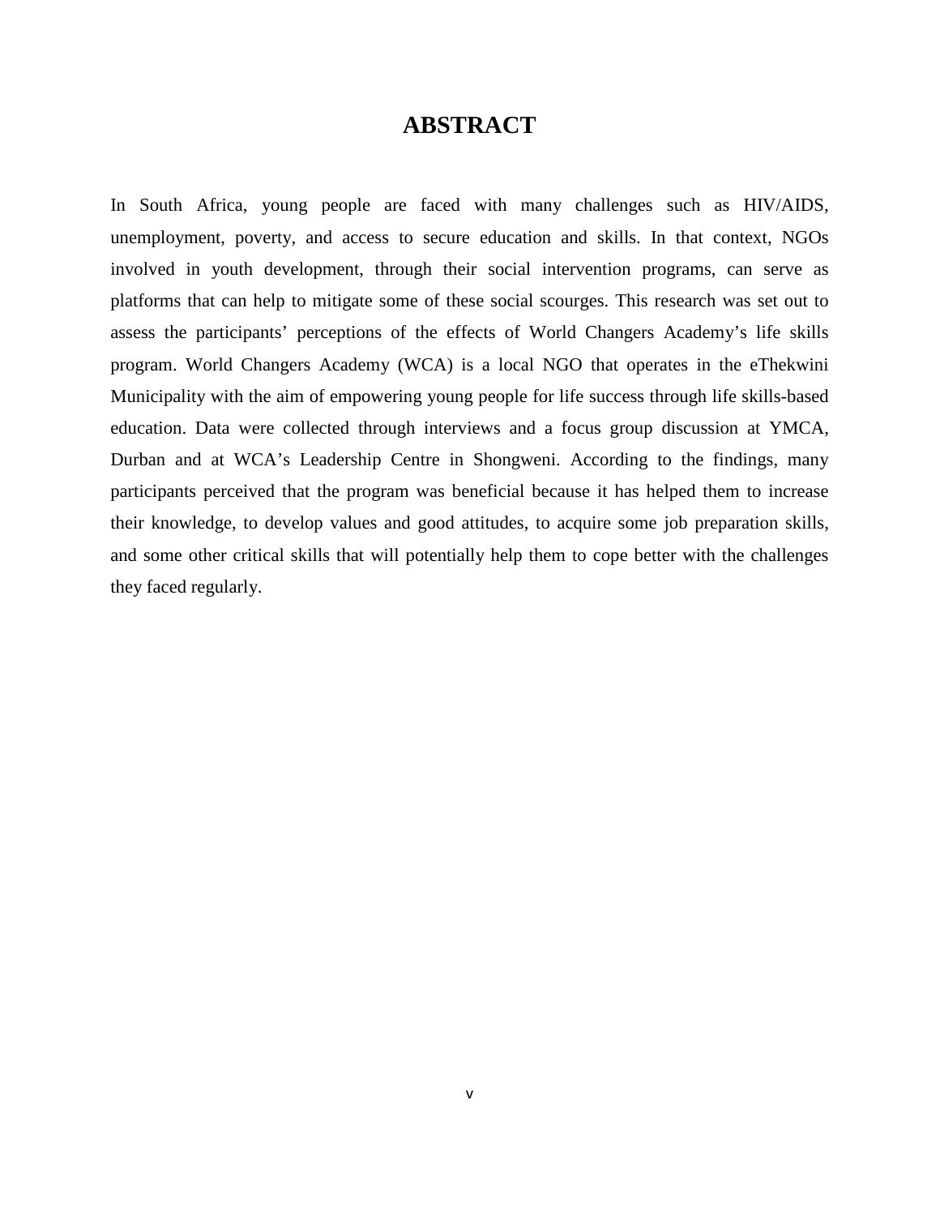# ABSTRACT

In South Africa, young people are faced with many challenges such as HIV/AIDS, unemployment, poverty, and access to secure education and skills. In that context, NGOs involved in youth development, through their social intervention programs, can serve as platforms that can help to mitigate some of these social scourges. This research was set out to assess the participants' perceptions of the effects of World Changers Academy's life skills program. World Changers Academy (WCA) is a local NGO that operates in the eThekwini Municipality with the aim of empowering young people for life success through life skills-based education. Data were collected through interviews and a focus group discussion at YMCA, Durban and at WCA's Leadership Centre in Shongweni. According to the findings, many participants perceived that the program was beneficial because it has helped them to increase their knowledge, to develop values and good attitudes, to acquire some job preparation skills, and some other critical skills that will potentially help them to cope better with the challenges they faced regularly.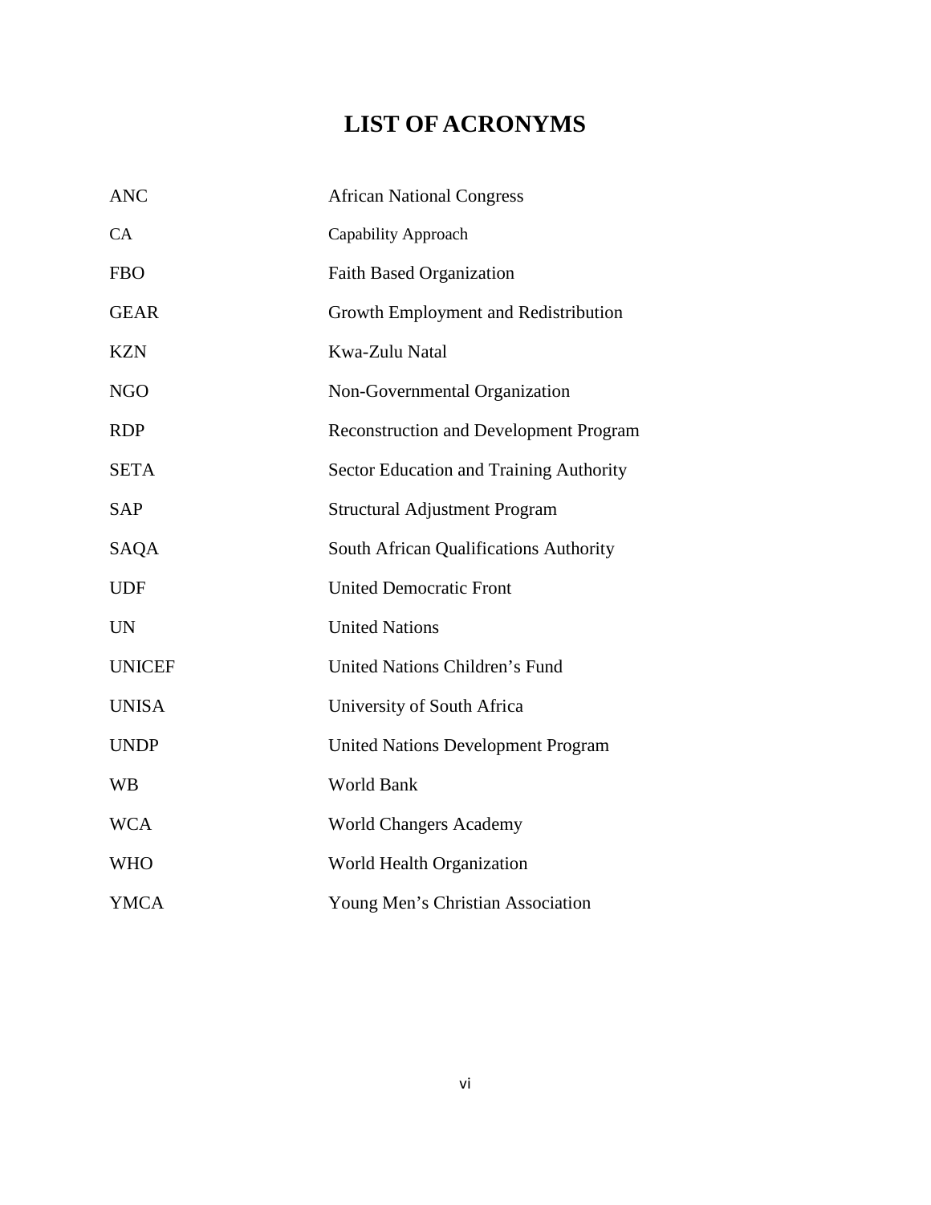# LIST OF ACRONYMS

| | |
|---|---|
| ANC | African National Congress |
| CA | Capability Approach |
| FBO | Faith Based Organization |
| GEAR | Growth Employment and Redistribution |
| KZN | Kwa-Zulu Natal |
| NGO | Non-Governmental Organization |
| RDP | Reconstruction and Development Program |
| SETA | Sector Education and Training Authority |
| SAP | Structural Adjustment Program |
| SAQA | South African Qualifications Authority |
| UDF | United Democratic Front |
| UN | United Nations |
| UNICEF | United Nations Children's Fund |
| UNISA | University of South Africa |
| UNDP | United Nations Development Program |
| WB | World Bank |
| WCA | World Changers Academy |
| WHO | World Health Organization |
| YMCA | Young Men's Christian Association |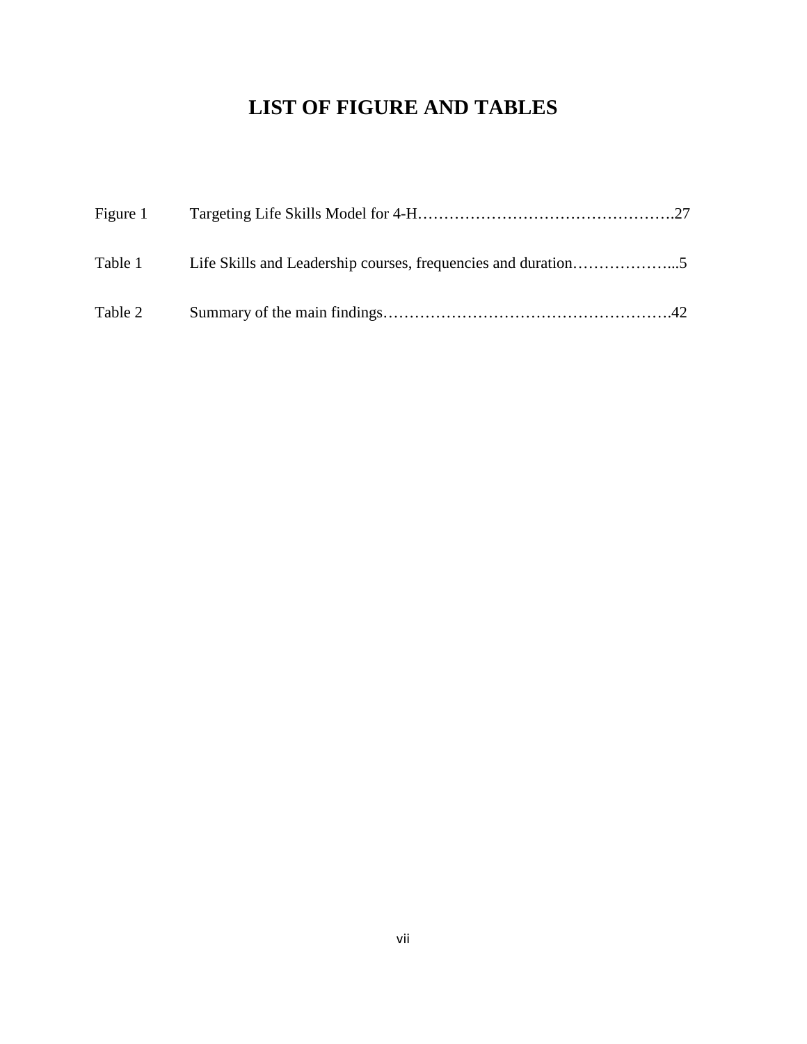# LIST OF FIGURE AND TABLES

Figure 1 Targeting Life Skills Model for 4-H…………………………………………….27

Table 1 Life Skills and Leadership courses, frequencies and duration………………...5

Table 2 Summary of the main findings……………………………………………….42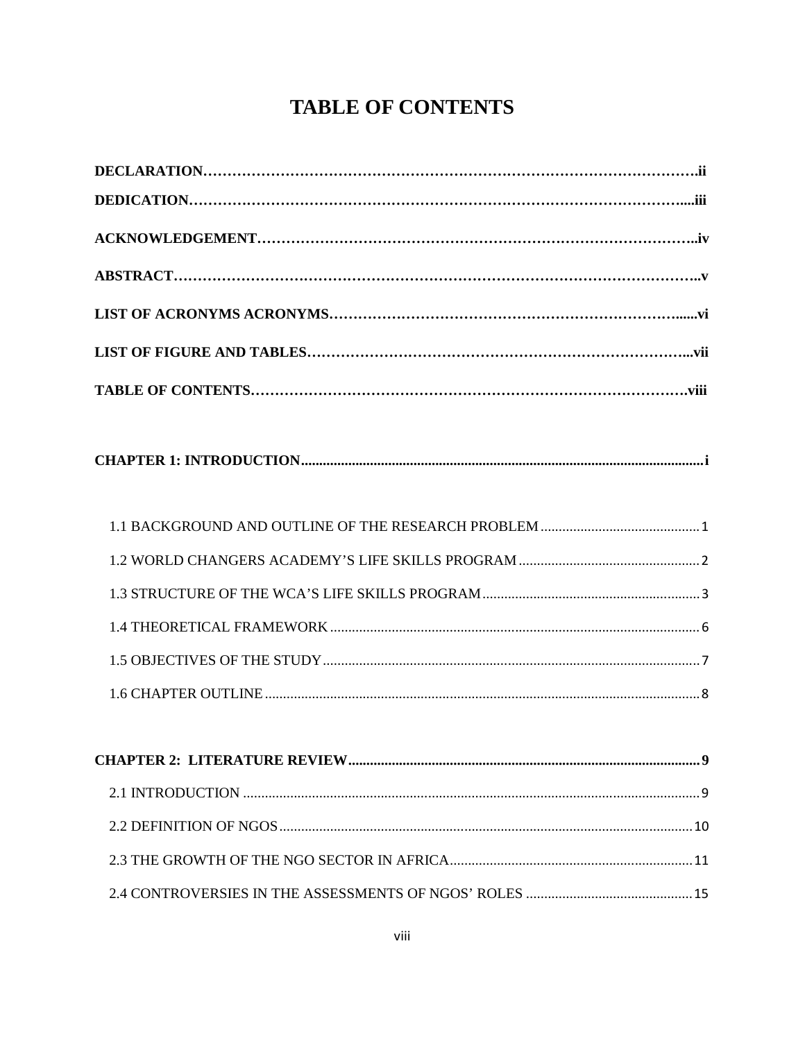# TABLE OF CONTENTS

**DECLARATION……………………………………………………………………………………….ii**

**DEDICATION……………………………………………………………………………………....iii**

**ACKNOWLEDGEMENT……………………………………………………………………………..iv**

**ABSTRACT……………………………………………………………………………………………..v**

**LIST OF ACRONYMS ACRONYMS………………………………………………………………......vi**

**LIST OF FIGURE AND TABLES…………………………………………………………………...vii**

**TABLE OF CONTENTS……………………………………………………………………………….viii**

**CHAPTER 1: INTRODUCTION..............................................................................................................i**

1.1 BACKGROUND AND OUTLINE OF THE RESEARCH PROBLEM ........................................... 1

1.2 WORLD CHANGERS ACADEMY'S LIFE SKILLS PROGRAM ................................................. 2

1.3 STRUCTURE OF THE WCA'S LIFE SKILLS PROGRAM ........................................................... 3

1.4 THEORETICAL FRAMEWORK ..................................................................................................... 6

1.5 OBJECTIVES OF THE STUDY ....................................................................................................... 7

1.6 CHAPTER OUTLINE ........................................................................................................................ 8

**CHAPTER 2: LITERATURE REVIEW.................................................................................................9**

2.1 INTRODUCTION ............................................................................................................................... 9

2.2 DEFINITION OF NGOS .................................................................................................................. 10

2.3 THE GROWTH OF THE NGO SECTOR IN AFRICA................................................................... 11

2.4 CONTROVERSIES IN THE ASSESSMENTS OF NGOS' ROLES ............................................. 15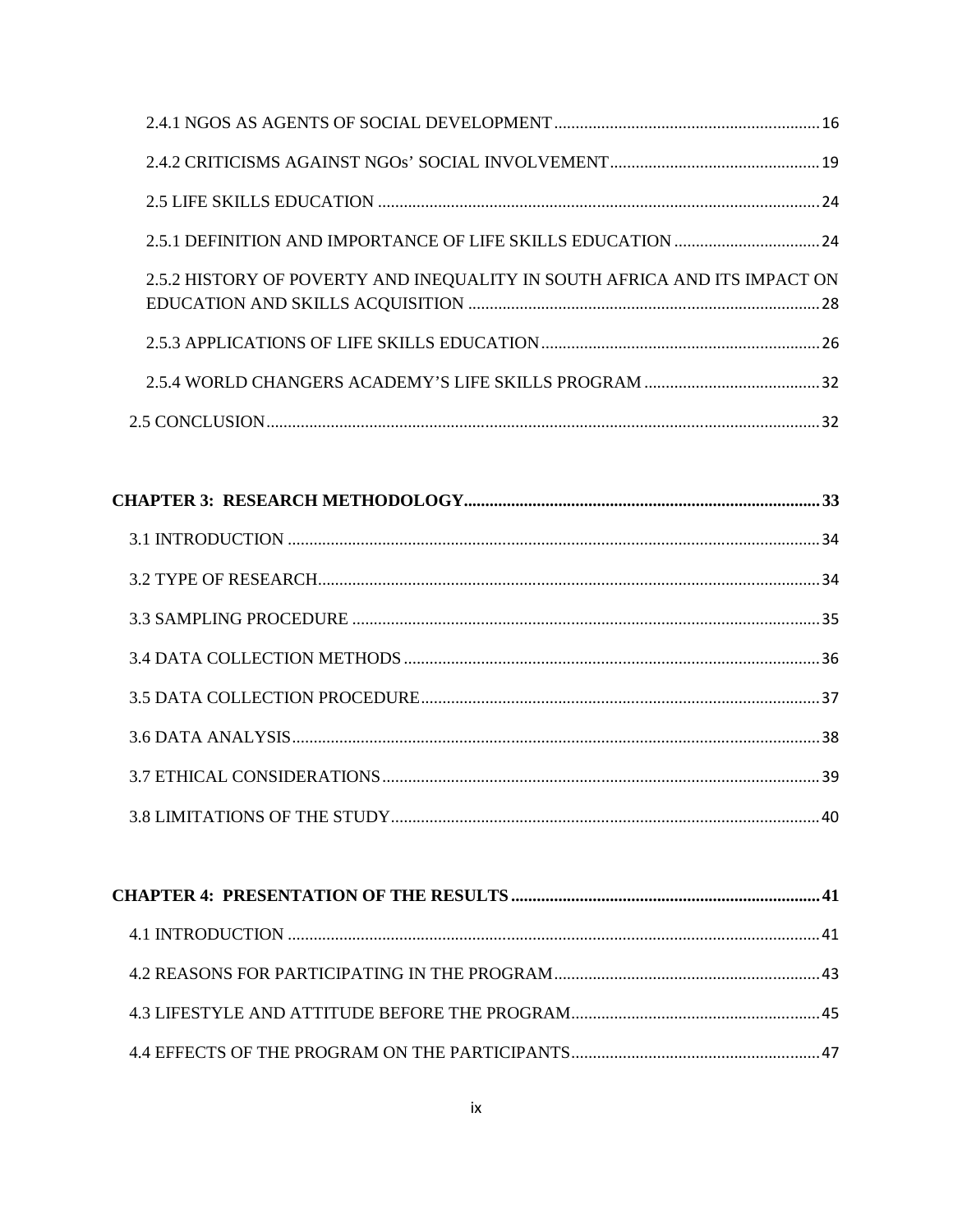2.4.1 NGOS AS AGENTS OF SOCIAL DEVELOPMENT .............................................................. 16

2.4.2 CRITICISMS AGAINST NGOs' SOCIAL INVOLVEMENT ................................................ 19

2.5 LIFE SKILLS EDUCATION ...................................................................................................... 24

2.5.1 DEFINITION AND IMPORTANCE OF LIFE SKILLS EDUCATION .................................. 24

2.5.2 HISTORY OF POVERTY AND INEQUALITY IN SOUTH AFRICA AND ITS IMPACT ON EDUCATION AND SKILLS ACQUISITION ................................................................................. 28

2.5.3 APPLICATIONS OF LIFE SKILLS EDUCATION ................................................................. 26

2.5.4 WORLD CHANGERS ACADEMY'S LIFE SKILLS PROGRAM ......................................... 32

2.5 CONCLUSION ................................................................................................................................ 32

**CHAPTER 3: RESEARCH METHODOLOGY** .................................................................................. **33**

3.1 INTRODUCTION ........................................................................................................................... 34

3.2 TYPE OF RESEARCH .................................................................................................................... 34

3.3 SAMPLING PROCEDURE ............................................................................................................ 35

3.4 DATA COLLECTION METHODS ................................................................................................. 36

3.5 DATA COLLECTION PROCEDURE ............................................................................................. 37

3.6 DATA ANALYSIS .......................................................................................................................... 38

3.7 ETHICAL CONSIDERATIONS ...................................................................................................... 39

3.8 LIMITATIONS OF THE STUDY .................................................................................................... 40

**CHAPTER 4: PRESENTATION OF THE RESULTS** ....................................................................... **41**

4.1 INTRODUCTION ........................................................................................................................... 41

4.2 REASONS FOR PARTICIPATING IN THE PROGRAM .............................................................. 43

4.3 LIFESTYLE AND ATTITUDE BEFORE THE PROGRAM .......................................................... 45

4.4 EFFECTS OF THE PROGRAM ON THE PARTICIPANTS .......................................................... 47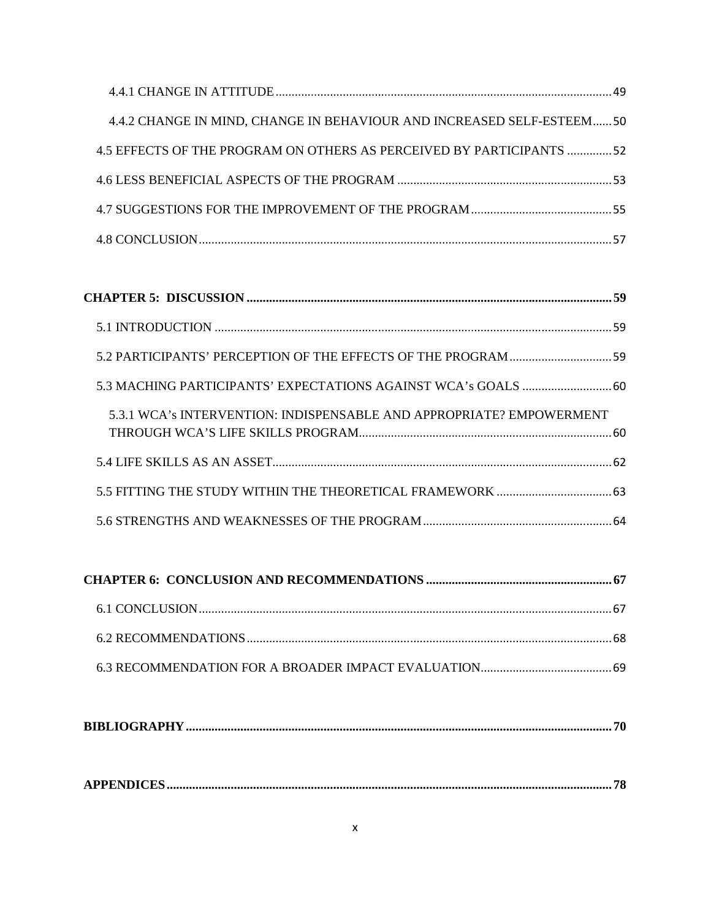4.4.1 CHANGE IN ATTITUDE ........................................................................................................ 49

4.4.2 CHANGE IN MIND, CHANGE IN BEHAVIOUR AND INCREASED SELF-ESTEEM...... 50

4.5 EFFECTS OF THE PROGRAM ON OTHERS AS PERCEIVED BY PARTICIPANTS .............. 52

4.6 LESS BENEFICIAL ASPECTS OF THE PROGRAM .................................................................. 53

4.7 SUGGESTIONS FOR THE IMPROVEMENT OF THE PROGRAM ............................................ 55

4.8 CONCLUSION ................................................................................................................................ 57

**CHAPTER 5: DISCUSSION ..................................................................................................... 59**

5.1 INTRODUCTION ............................................................................................................................ 59

5.2 PARTICIPANTS' PERCEPTION OF THE EFFECTS OF THE PROGRAM ................................ 59

5.3 MACHING PARTICIPANTS' EXPECTATIONS AGAINST WCA's GOALS ............................ 60

5.3.1 WCA's INTERVENTION: INDISPENSABLE AND APPROPRIATE? EMPOWERMENT THROUGH WCA'S LIFE SKILLS PROGRAM .............................................................................. 60

5.4 LIFE SKILLS AS AN ASSET .......................................................................................................... 62

5.5 FITTING THE STUDY WITHIN THE THEORETICAL FRAMEWORK .................................... 63

5.6 STRENGTHS AND WEAKNESSES OF THE PROGRAM ........................................................... 64

**CHAPTER 6: CONCLUSION AND RECOMMENDATIONS .............................................. 67**

6.1 CONCLUSION ................................................................................................................................ 67

6.2 RECOMMENDATIONS .................................................................................................................. 68

6.3 RECOMMENDATION FOR A BROADER IMPACT EVALUATION ......................................... 69

**BIBLIOGRAPHY ........................................................................................................................ 70**

**APPENDICES .............................................................................................................................. 78**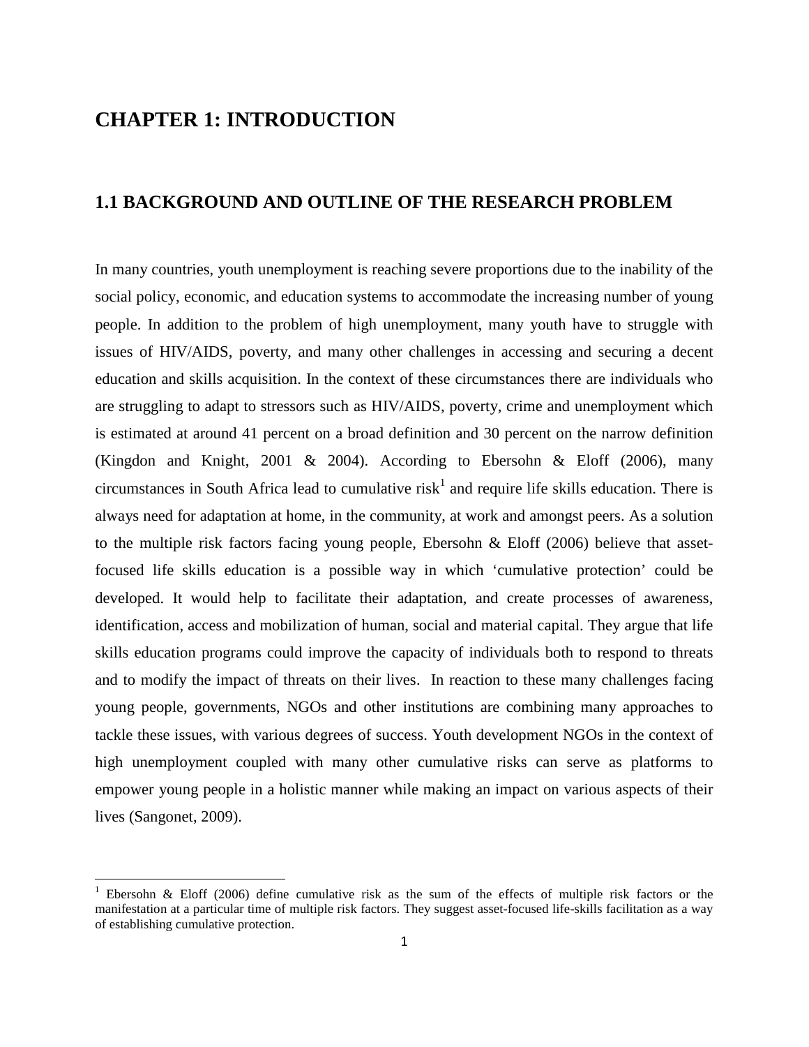# CHAPTER 1: INTRODUCTION

## 1.1 BACKGROUND AND OUTLINE OF THE RESEARCH PROBLEM

In many countries, youth unemployment is reaching severe proportions due to the inability of the social policy, economic, and education systems to accommodate the increasing number of young people. In addition to the problem of high unemployment, many youth have to struggle with issues of HIV/AIDS, poverty, and many other challenges in accessing and securing a decent education and skills acquisition. In the context of these circumstances there are individuals who are struggling to adapt to stressors such as HIV/AIDS, poverty, crime and unemployment which is estimated at around 41 percent on a broad definition and 30 percent on the narrow definition (Kingdon and Knight, 2001 & 2004). According to Ebersohn & Eloff (2006), many circumstances in South Africa lead to cumulative risk[1] and require life skills education. There is always need for adaptation at home, in the community, at work and amongst peers. As a solution to the multiple risk factors facing young people, Ebersohn & Eloff (2006) believe that asset-focused life skills education is a possible way in which 'cumulative protection' could be developed. It would help to facilitate their adaptation, and create processes of awareness, identification, access and mobilization of human, social and material capital. They argue that life skills education programs could improve the capacity of individuals both to respond to threats and to modify the impact of threats on their lives. In reaction to these many challenges facing young people, governments, NGOs and other institutions are combining many approaches to tackle these issues, with various degrees of success. Youth development NGOs in the context of high unemployment coupled with many other cumulative risks can serve as platforms to empower young people in a holistic manner while making an impact on various aspects of their lives (Sangonet, 2009).

---

[1] Ebersohn & Eloff (2006) define cumulative risk as the sum of the effects of multiple risk factors or the manifestation at a particular time of multiple risk factors. They suggest asset-focused life-skills facilitation as a way of establishing cumulative protection.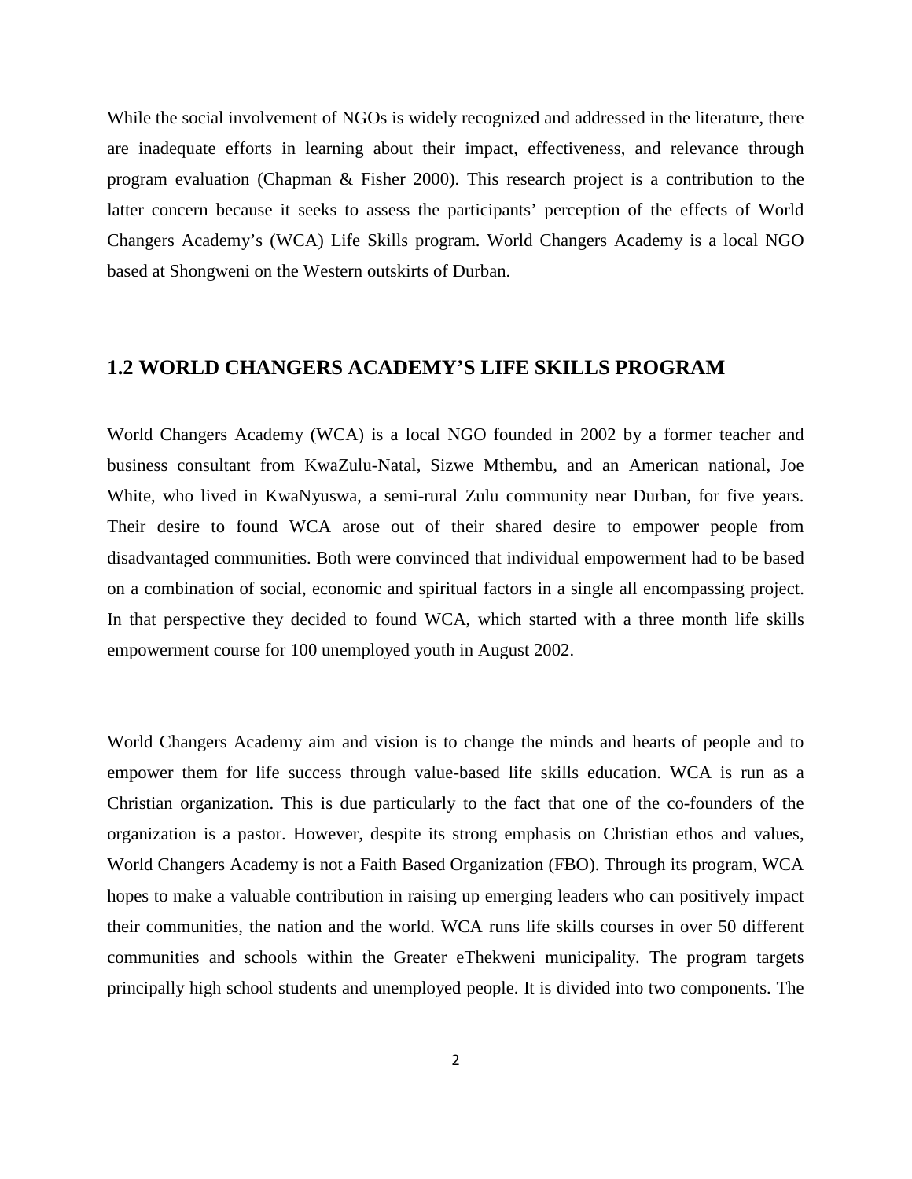While the social involvement of NGOs is widely recognized and addressed in the literature, there are inadequate efforts in learning about their impact, effectiveness, and relevance through program evaluation (Chapman & Fisher 2000). This research project is a contribution to the latter concern because it seeks to assess the participants' perception of the effects of World Changers Academy's (WCA) Life Skills program. World Changers Academy is a local NGO based at Shongweni on the Western outskirts of Durban.

## 1.2 WORLD CHANGERS ACADEMY'S LIFE SKILLS PROGRAM

World Changers Academy (WCA) is a local NGO founded in 2002 by a former teacher and business consultant from KwaZulu-Natal, Sizwe Mthembu, and an American national, Joe White, who lived in KwaNyuswa, a semi-rural Zulu community near Durban, for five years. Their desire to found WCA arose out of their shared desire to empower people from disadvantaged communities. Both were convinced that individual empowerment had to be based on a combination of social, economic and spiritual factors in a single all encompassing project. In that perspective they decided to found WCA, which started with a three month life skills empowerment course for 100 unemployed youth in August 2002.

World Changers Academy aim and vision is to change the minds and hearts of people and to empower them for life success through value-based life skills education. WCA is run as a Christian organization. This is due particularly to the fact that one of the co-founders of the organization is a pastor. However, despite its strong emphasis on Christian ethos and values, World Changers Academy is not a Faith Based Organization (FBO). Through its program, WCA hopes to make a valuable contribution in raising up emerging leaders who can positively impact their communities, the nation and the world. WCA runs life skills courses in over 50 different communities and schools within the Greater eThekweni municipality. The program targets principally high school students and unemployed people. It is divided into two components. The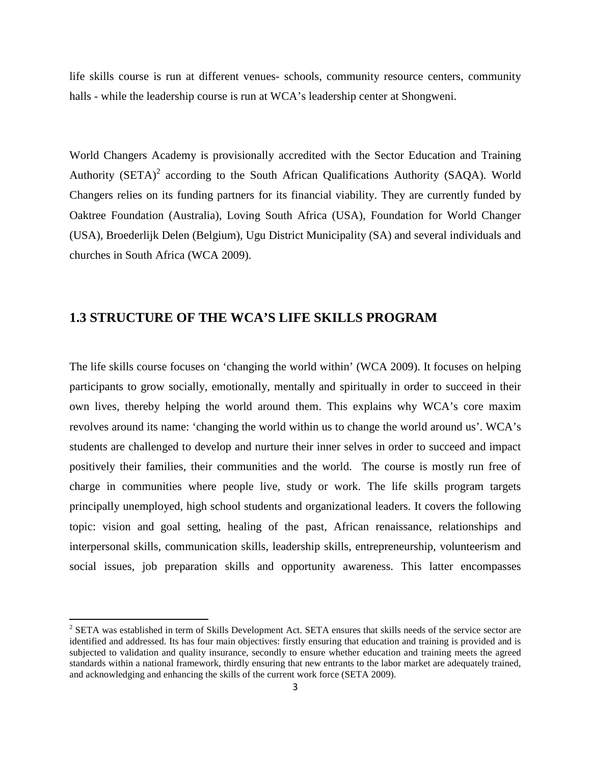life skills course is run at different venues- schools, community resource centers, community halls - while the leadership course is run at WCA's leadership center at Shongweni.

World Changers Academy is provisionally accredited with the Sector Education and Training Authority (SETA)[2] according to the South African Qualifications Authority (SAQA). World Changers relies on its funding partners for its financial viability. They are currently funded by Oaktree Foundation (Australia), Loving South Africa (USA), Foundation for World Changer (USA), Broederlijk Delen (Belgium), Ugu District Municipality (SA) and several individuals and churches in South Africa (WCA 2009).

## 1.3 STRUCTURE OF THE WCA'S LIFE SKILLS PROGRAM

The life skills course focuses on 'changing the world within' (WCA 2009). It focuses on helping participants to grow socially, emotionally, mentally and spiritually in order to succeed in their own lives, thereby helping the world around them. This explains why WCA's core maxim revolves around its name: 'changing the world within us to change the world around us'. WCA's students are challenged to develop and nurture their inner selves in order to succeed and impact positively their families, their communities and the world. The course is mostly run free of charge in communities where people live, study or work. The life skills program targets principally unemployed, high school students and organizational leaders. It covers the following topic: vision and goal setting, healing of the past, African renaissance, relationships and interpersonal skills, communication skills, leadership skills, entrepreneurship, volunteerism and social issues, job preparation skills and opportunity awareness. This latter encompasses

---

[2] SETA was established in term of Skills Development Act. SETA ensures that skills needs of the service sector are identified and addressed. Its has four main objectives: firstly ensuring that education and training is provided and is subjected to validation and quality insurance, secondly to ensure whether education and training meets the agreed standards within a national framework, thirdly ensuring that new entrants to the labor market are adequately trained, and acknowledging and enhancing the skills of the current work force (SETA 2009).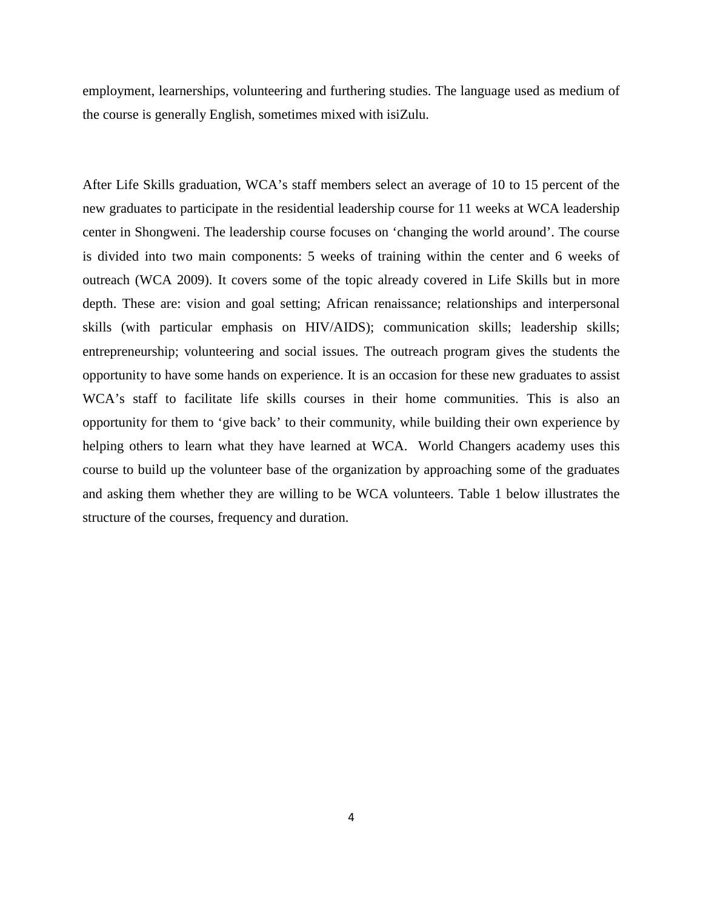employment, learnerships, volunteering and furthering studies. The language used as medium of the course is generally English, sometimes mixed with isiZulu.

After Life Skills graduation, WCA's staff members select an average of 10 to 15 percent of the new graduates to participate in the residential leadership course for 11 weeks at WCA leadership center in Shongweni. The leadership course focuses on 'changing the world around'. The course is divided into two main components: 5 weeks of training within the center and 6 weeks of outreach (WCA 2009). It covers some of the topic already covered in Life Skills but in more depth. These are: vision and goal setting; African renaissance; relationships and interpersonal skills (with particular emphasis on HIV/AIDS); communication skills; leadership skills; entrepreneurship; volunteering and social issues. The outreach program gives the students the opportunity to have some hands on experience. It is an occasion for these new graduates to assist WCA's staff to facilitate life skills courses in their home communities. This is also an opportunity for them to 'give back' to their community, while building their own experience by helping others to learn what they have learned at WCA. World Changers academy uses this course to build up the volunteer base of the organization by approaching some of the graduates and asking them whether they are willing to be WCA volunteers. Table 1 below illustrates the structure of the courses, frequency and duration.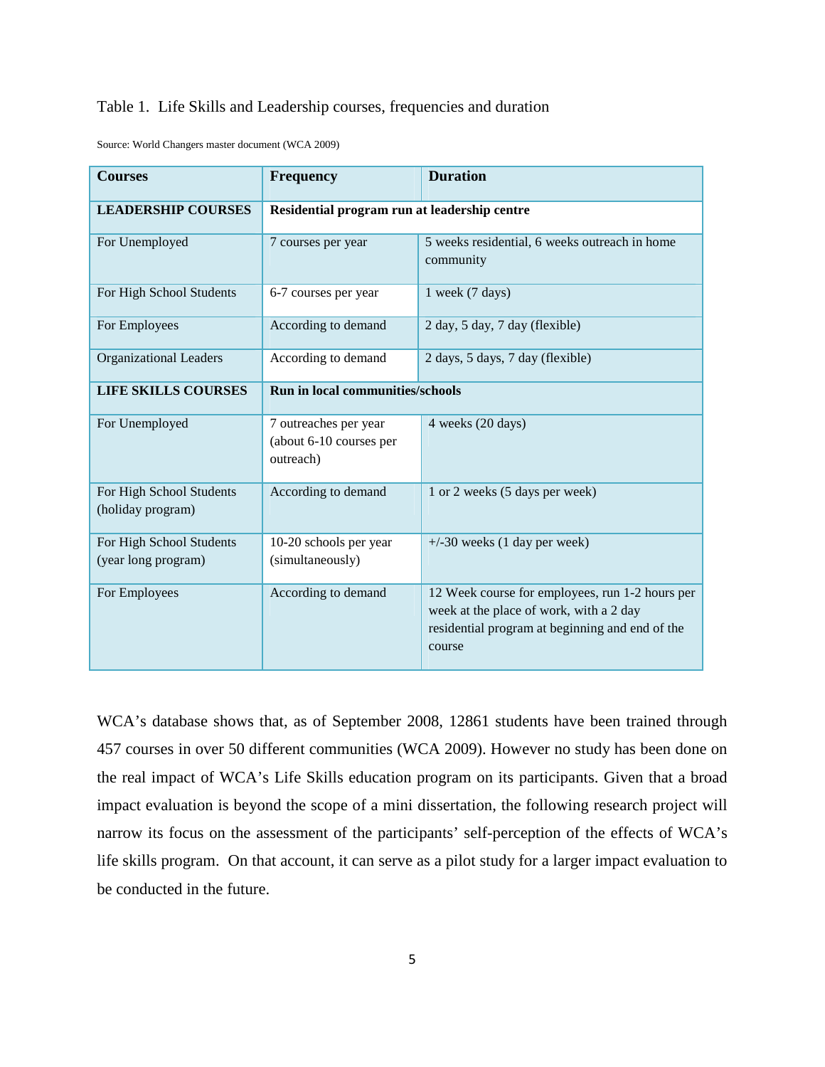Table 1. Life Skills and Leadership courses, frequencies and duration

Source: World Changers master document (WCA 2009)

| **Courses** | **Frequency** | **Duration** |
|---|---|---|
| **LEADERSHIP COURSES** | **Residential program run at leadership centre** | |
| For Unemployed | 7 courses per year | 5 weeks residential, 6 weeks outreach in home community |
| For High School Students | 6-7 courses per year | 1 week (7 days) |
| For Employees | According to demand | 2 day, 5 day, 7 day (flexible) |
| Organizational Leaders | According to demand | 2 days, 5 days, 7 day (flexible) |
| **LIFE SKILLS COURSES** | **Run in local communities/schools** | |
| For Unemployed | 7 outreaches per year (about 6-10 courses per outreach) | 4 weeks (20 days) |
| For High School Students (holiday program) | According to demand | 1 or 2 weeks (5 days per week) |
| For High School Students (year long program) | 10-20 schools per year (simultaneously) | +/-30 weeks (1 day per week) |
| For Employees | According to demand | 12 Week course for employees, run 1-2 hours per week at the place of work, with a 2 day residential program at beginning and end of the course |

WCA's database shows that, as of September 2008, 12861 students have been trained through 457 courses in over 50 different communities (WCA 2009). However no study has been done on the real impact of WCA's Life Skills education program on its participants. Given that a broad impact evaluation is beyond the scope of a mini dissertation, the following research project will narrow its focus on the assessment of the participants' self-perception of the effects of WCA's life skills program. On that account, it can serve as a pilot study for a larger impact evaluation to be conducted in the future.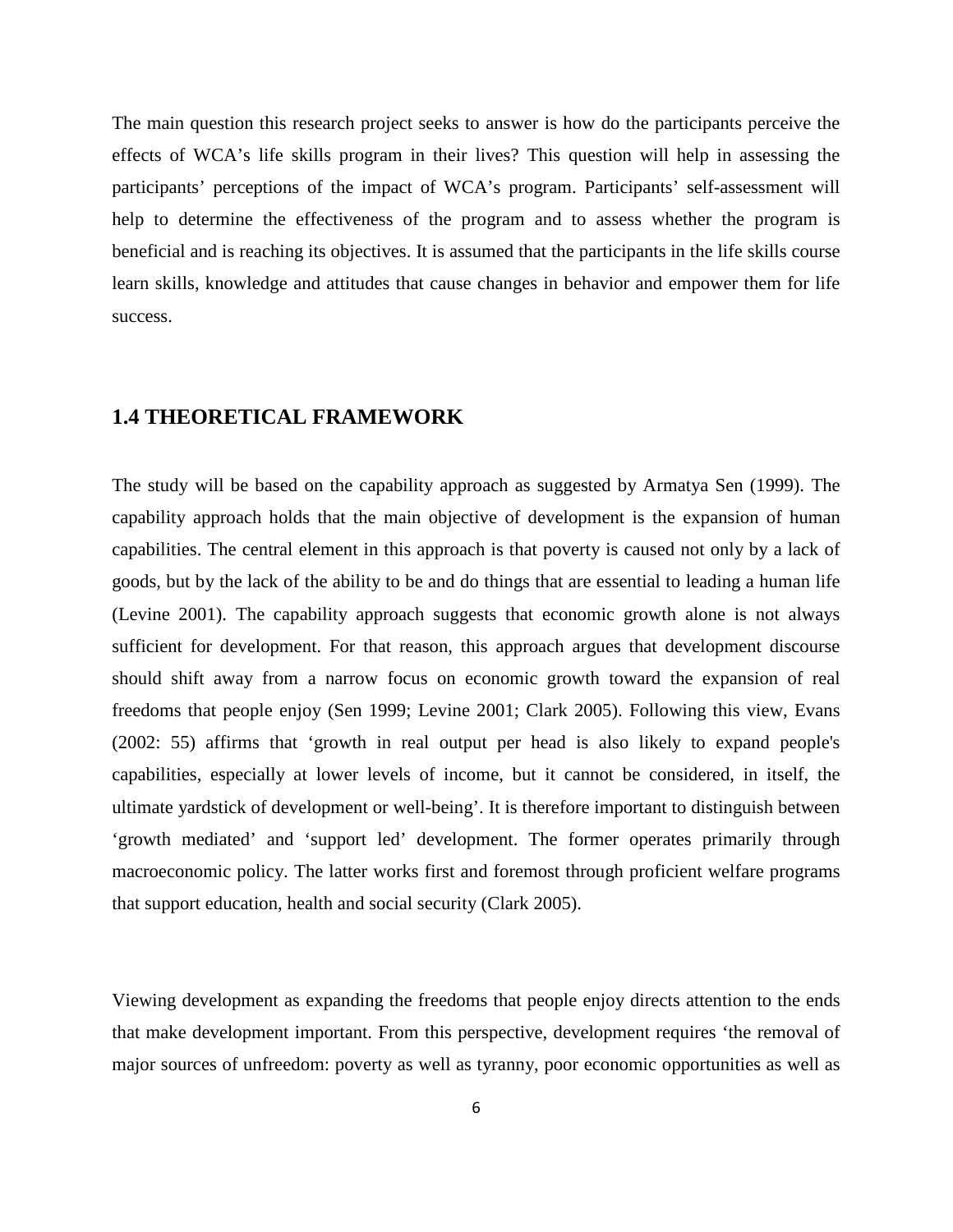The main question this research project seeks to answer is how do the participants perceive the effects of WCA's life skills program in their lives? This question will help in assessing the participants' perceptions of the impact of WCA's program. Participants' self-assessment will help to determine the effectiveness of the program and to assess whether the program is beneficial and is reaching its objectives. It is assumed that the participants in the life skills course learn skills, knowledge and attitudes that cause changes in behavior and empower them for life success.

## 1.4 THEORETICAL FRAMEWORK

The study will be based on the capability approach as suggested by Armatya Sen (1999). The capability approach holds that the main objective of development is the expansion of human capabilities. The central element in this approach is that poverty is caused not only by a lack of goods, but by the lack of the ability to be and do things that are essential to leading a human life (Levine 2001). The capability approach suggests that economic growth alone is not always sufficient for development. For that reason, this approach argues that development discourse should shift away from a narrow focus on economic growth toward the expansion of real freedoms that people enjoy (Sen 1999; Levine 2001; Clark 2005). Following this view, Evans (2002: 55) affirms that 'growth in real output per head is also likely to expand people's capabilities, especially at lower levels of income, but it cannot be considered, in itself, the ultimate yardstick of development or well-being'. It is therefore important to distinguish between 'growth mediated' and 'support led' development. The former operates primarily through macroeconomic policy. The latter works first and foremost through proficient welfare programs that support education, health and social security (Clark 2005).

Viewing development as expanding the freedoms that people enjoy directs attention to the ends that make development important. From this perspective, development requires 'the removal of major sources of unfreedom: poverty as well as tyranny, poor economic opportunities as well as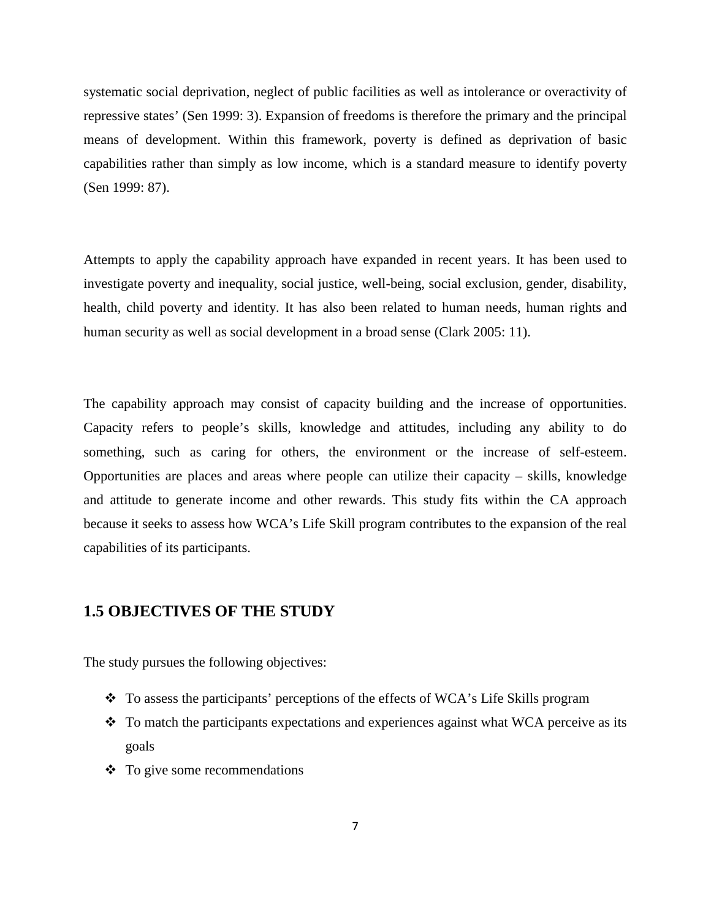systematic social deprivation, neglect of public facilities as well as intolerance or overactivity of repressive states' (Sen 1999: 3). Expansion of freedoms is therefore the primary and the principal means of development. Within this framework, poverty is defined as deprivation of basic capabilities rather than simply as low income, which is a standard measure to identify poverty (Sen 1999: 87).

Attempts to apply the capability approach have expanded in recent years. It has been used to investigate poverty and inequality, social justice, well-being, social exclusion, gender, disability, health, child poverty and identity. It has also been related to human needs, human rights and human security as well as social development in a broad sense (Clark 2005: 11).

The capability approach may consist of capacity building and the increase of opportunities. Capacity refers to people's skills, knowledge and attitudes, including any ability to do something, such as caring for others, the environment or the increase of self-esteem. Opportunities are places and areas where people can utilize their capacity – skills, knowledge and attitude to generate income and other rewards. This study fits within the CA approach because it seeks to assess how WCA's Life Skill program contributes to the expansion of the real capabilities of its participants.

## 1.5 OBJECTIVES OF THE STUDY

The study pursues the following objectives:

- To assess the participants' perceptions of the effects of WCA's Life Skills program
- To match the participants expectations and experiences against what WCA perceive as its goals
- To give some recommendations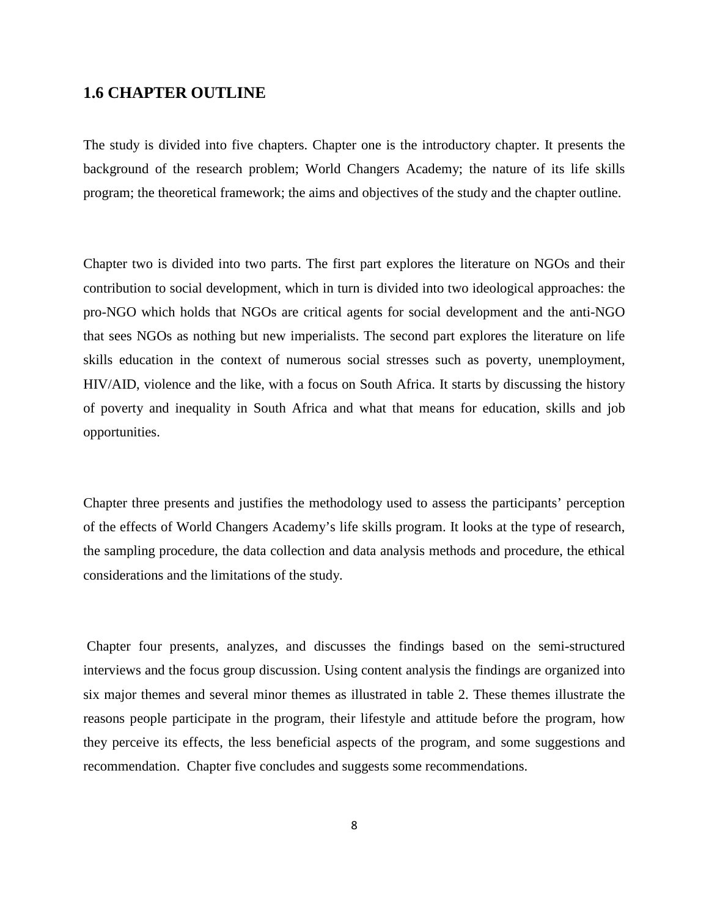## 1.6 CHAPTER OUTLINE

The study is divided into five chapters. Chapter one is the introductory chapter. It presents the background of the research problem; World Changers Academy; the nature of its life skills program; the theoretical framework; the aims and objectives of the study and the chapter outline.

Chapter two is divided into two parts. The first part explores the literature on NGOs and their contribution to social development, which in turn is divided into two ideological approaches: the pro-NGO which holds that NGOs are critical agents for social development and the anti-NGO that sees NGOs as nothing but new imperialists. The second part explores the literature on life skills education in the context of numerous social stresses such as poverty, unemployment, HIV/AID, violence and the like, with a focus on South Africa. It starts by discussing the history of poverty and inequality in South Africa and what that means for education, skills and job opportunities.

Chapter three presents and justifies the methodology used to assess the participants' perception of the effects of World Changers Academy's life skills program. It looks at the type of research, the sampling procedure, the data collection and data analysis methods and procedure, the ethical considerations and the limitations of the study.

Chapter four presents, analyzes, and discusses the findings based on the semi-structured interviews and the focus group discussion. Using content analysis the findings are organized into six major themes and several minor themes as illustrated in table 2. These themes illustrate the reasons people participate in the program, their lifestyle and attitude before the program, how they perceive its effects, the less beneficial aspects of the program, and some suggestions and recommendation. Chapter five concludes and suggests some recommendations.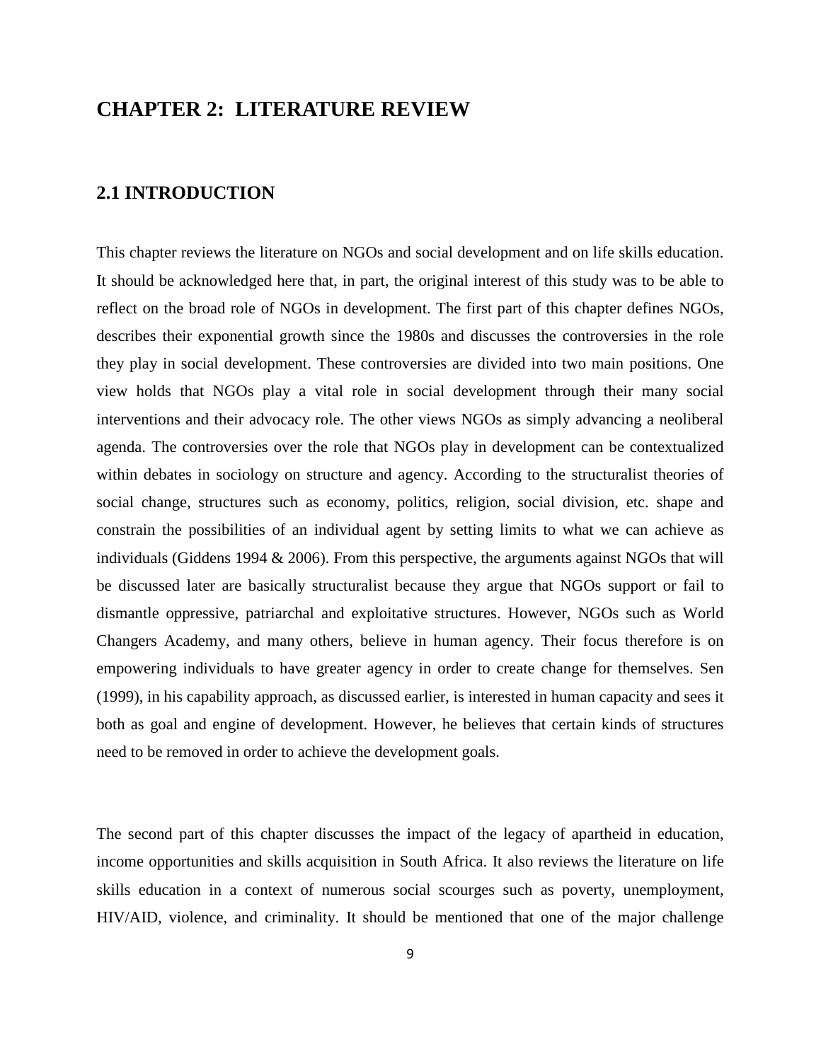# CHAPTER 2: LITERATURE REVIEW

## 2.1 INTRODUCTION

This chapter reviews the literature on NGOs and social development and on life skills education. It should be acknowledged here that, in part, the original interest of this study was to be able to reflect on the broad role of NGOs in development. The first part of this chapter defines NGOs, describes their exponential growth since the 1980s and discusses the controversies in the role they play in social development. These controversies are divided into two main positions. One view holds that NGOs play a vital role in social development through their many social interventions and their advocacy role. The other views NGOs as simply advancing a neoliberal agenda. The controversies over the role that NGOs play in development can be contextualized within debates in sociology on structure and agency. According to the structuralist theories of social change, structures such as economy, politics, religion, social division, etc. shape and constrain the possibilities of an individual agent by setting limits to what we can achieve as individuals (Giddens 1994 & 2006). From this perspective, the arguments against NGOs that will be discussed later are basically structuralist because they argue that NGOs support or fail to dismantle oppressive, patriarchal and exploitative structures. However, NGOs such as World Changers Academy, and many others, believe in human agency. Their focus therefore is on empowering individuals to have greater agency in order to create change for themselves. Sen (1999), in his capability approach, as discussed earlier, is interested in human capacity and sees it both as goal and engine of development. However, he believes that certain kinds of structures need to be removed in order to achieve the development goals.

The second part of this chapter discusses the impact of the legacy of apartheid in education, income opportunities and skills acquisition in South Africa. It also reviews the literature on life skills education in a context of numerous social scourges such as poverty, unemployment, HIV/AID, violence, and criminality. It should be mentioned that one of the major challenge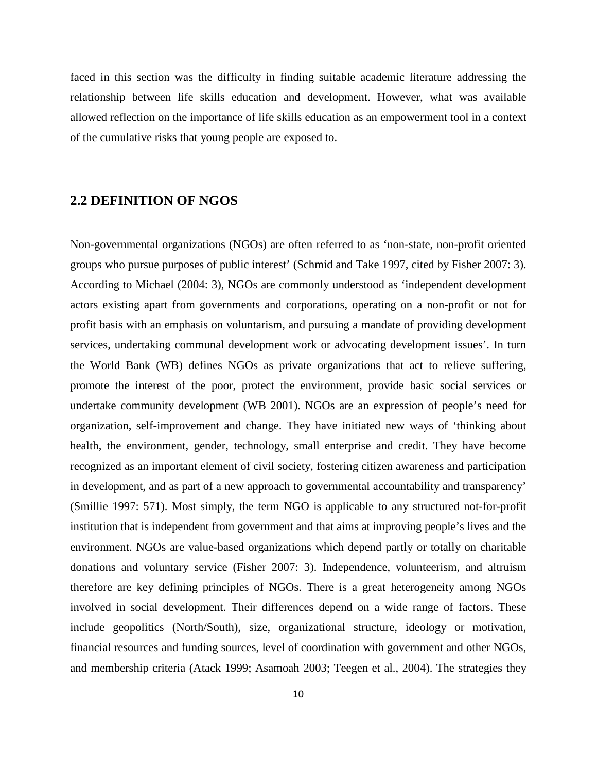faced in this section was the difficulty in finding suitable academic literature addressing the relationship between life skills education and development. However, what was available allowed reflection on the importance of life skills education as an empowerment tool in a context of the cumulative risks that young people are exposed to.

## 2.2 DEFINITION OF NGOS

Non-governmental organizations (NGOs) are often referred to as 'non-state, non-profit oriented groups who pursue purposes of public interest' (Schmid and Take 1997, cited by Fisher 2007: 3). According to Michael (2004: 3), NGOs are commonly understood as 'independent development actors existing apart from governments and corporations, operating on a non-profit or not for profit basis with an emphasis on voluntarism, and pursuing a mandate of providing development services, undertaking communal development work or advocating development issues'. In turn the World Bank (WB) defines NGOs as private organizations that act to relieve suffering, promote the interest of the poor, protect the environment, provide basic social services or undertake community development (WB 2001). NGOs are an expression of people's need for organization, self-improvement and change. They have initiated new ways of 'thinking about health, the environment, gender, technology, small enterprise and credit. They have become recognized as an important element of civil society, fostering citizen awareness and participation in development, and as part of a new approach to governmental accountability and transparency' (Smillie 1997: 571). Most simply, the term NGO is applicable to any structured not-for-profit institution that is independent from government and that aims at improving people's lives and the environment. NGOs are value-based organizations which depend partly or totally on charitable donations and voluntary service (Fisher 2007: 3). Independence, volunteerism, and altruism therefore are key defining principles of NGOs. There is a great heterogeneity among NGOs involved in social development. Their differences depend on a wide range of factors. These include geopolitics (North/South), size, organizational structure, ideology or motivation, financial resources and funding sources, level of coordination with government and other NGOs, and membership criteria (Atack 1999; Asamoah 2003; Teegen et al., 2004). The strategies they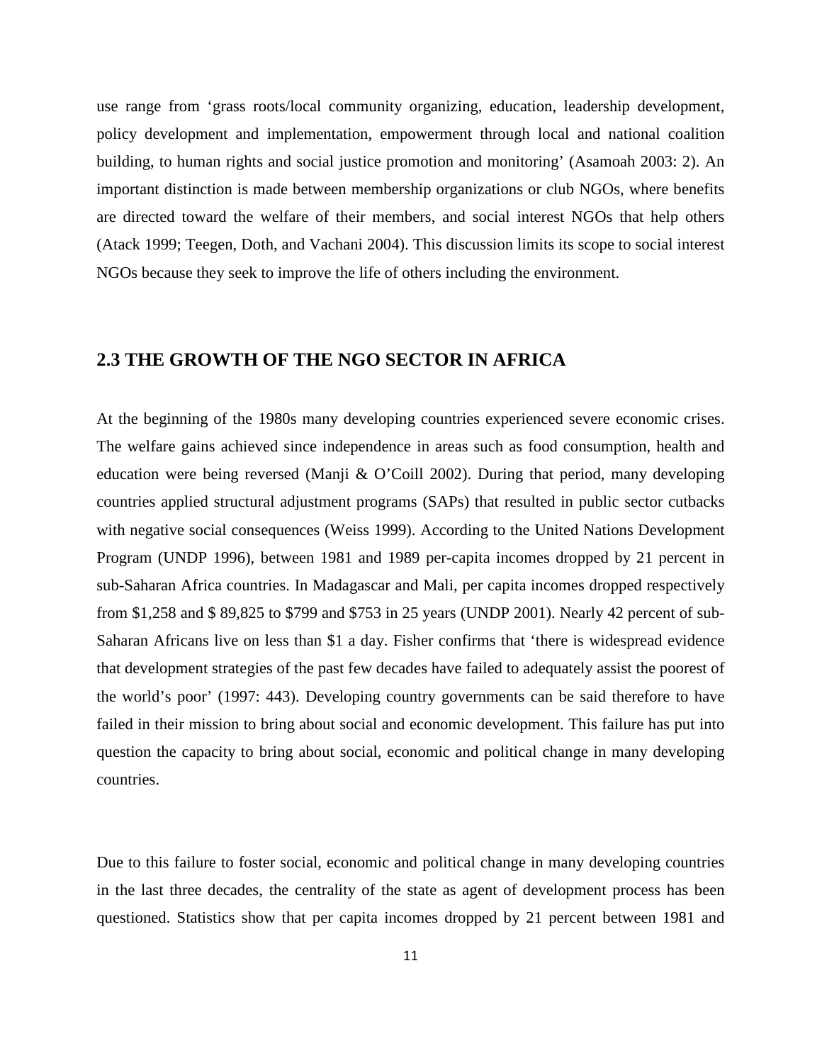use range from 'grass roots/local community organizing, education, leadership development, policy development and implementation, empowerment through local and national coalition building, to human rights and social justice promotion and monitoring' (Asamoah 2003: 2). An important distinction is made between membership organizations or club NGOs, where benefits are directed toward the welfare of their members, and social interest NGOs that help others (Atack 1999; Teegen, Doth, and Vachani 2004). This discussion limits its scope to social interest NGOs because they seek to improve the life of others including the environment.

## 2.3 THE GROWTH OF THE NGO SECTOR IN AFRICA

At the beginning of the 1980s many developing countries experienced severe economic crises. The welfare gains achieved since independence in areas such as food consumption, health and education were being reversed (Manji & O'Coill 2002). During that period, many developing countries applied structural adjustment programs (SAPs) that resulted in public sector cutbacks with negative social consequences (Weiss 1999). According to the United Nations Development Program (UNDP 1996), between 1981 and 1989 per-capita incomes dropped by 21 percent in sub-Saharan Africa countries. In Madagascar and Mali, per capita incomes dropped respectively from $1,258 and $ 89,825 to $799 and $753 in 25 years (UNDP 2001). Nearly 42 percent of sub-Saharan Africans live on less than $1 a day. Fisher confirms that 'there is widespread evidence that development strategies of the past few decades have failed to adequately assist the poorest of the world's poor' (1997: 443). Developing country governments can be said therefore to have failed in their mission to bring about social and economic development. This failure has put into question the capacity to bring about social, economic and political change in many developing countries.

Due to this failure to foster social, economic and political change in many developing countries in the last three decades, the centrality of the state as agent of development process has been questioned. Statistics show that per capita incomes dropped by 21 percent between 1981 and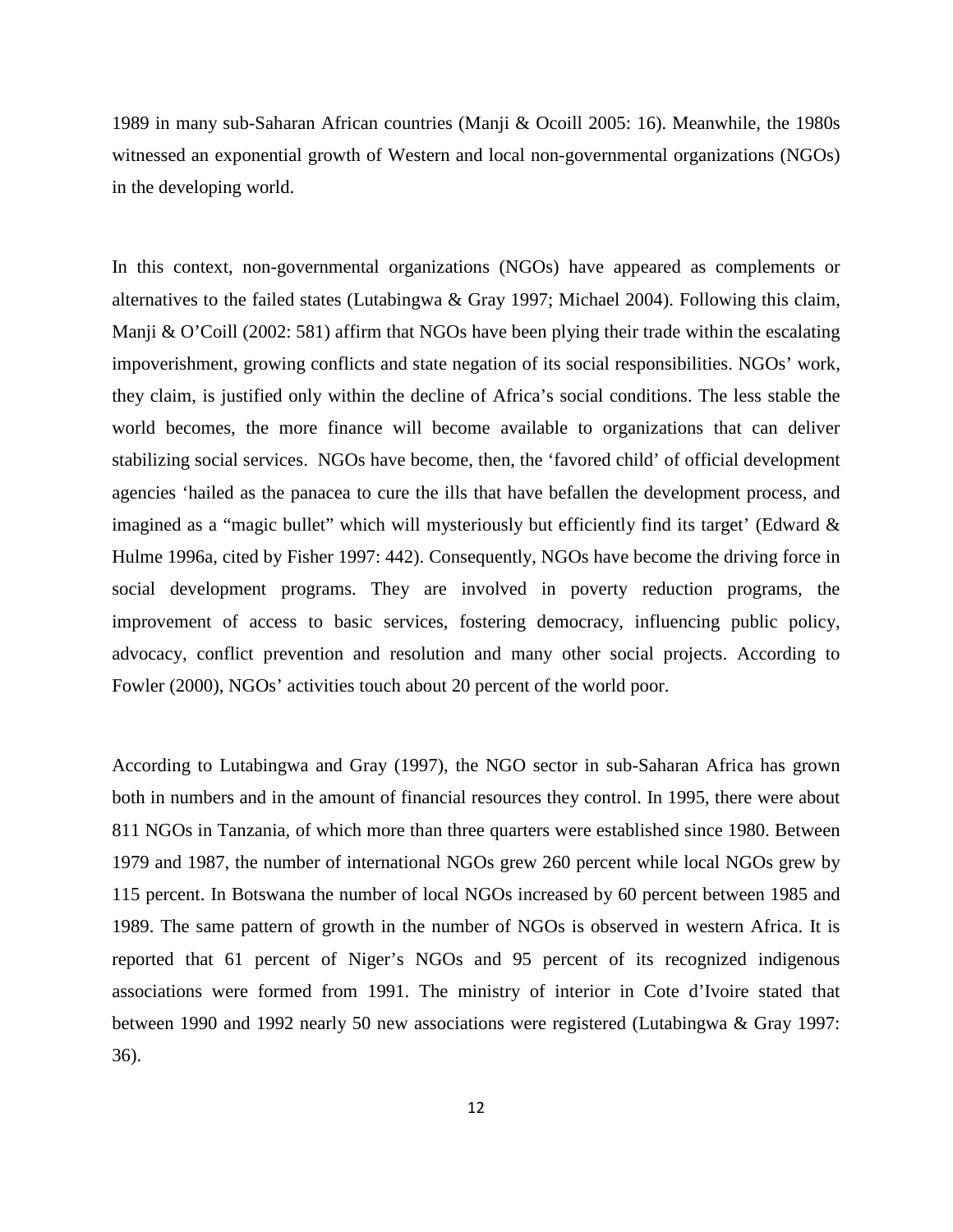1989 in many sub-Saharan African countries (Manji & Ocoill 2005: 16). Meanwhile, the 1980s witnessed an exponential growth of Western and local non-governmental organizations (NGOs) in the developing world.

In this context, non-governmental organizations (NGOs) have appeared as complements or alternatives to the failed states (Lutabingwa & Gray 1997; Michael 2004). Following this claim, Manji & O'Coill (2002: 581) affirm that NGOs have been plying their trade within the escalating impoverishment, growing conflicts and state negation of its social responsibilities. NGOs' work, they claim, is justified only within the decline of Africa's social conditions. The less stable the world becomes, the more finance will become available to organizations that can deliver stabilizing social services. NGOs have become, then, the 'favored child' of official development agencies 'hailed as the panacea to cure the ills that have befallen the development process, and imagined as a "magic bullet" which will mysteriously but efficiently find its target' (Edward & Hulme 1996a, cited by Fisher 1997: 442). Consequently, NGOs have become the driving force in social development programs. They are involved in poverty reduction programs, the improvement of access to basic services, fostering democracy, influencing public policy, advocacy, conflict prevention and resolution and many other social projects. According to Fowler (2000), NGOs' activities touch about 20 percent of the world poor.

According to Lutabingwa and Gray (1997), the NGO sector in sub-Saharan Africa has grown both in numbers and in the amount of financial resources they control. In 1995, there were about 811 NGOs in Tanzania, of which more than three quarters were established since 1980. Between 1979 and 1987, the number of international NGOs grew 260 percent while local NGOs grew by 115 percent. In Botswana the number of local NGOs increased by 60 percent between 1985 and 1989. The same pattern of growth in the number of NGOs is observed in western Africa. It is reported that 61 percent of Niger's NGOs and 95 percent of its recognized indigenous associations were formed from 1991. The ministry of interior in Cote d'Ivoire stated that between 1990 and 1992 nearly 50 new associations were registered (Lutabingwa & Gray 1997: 36).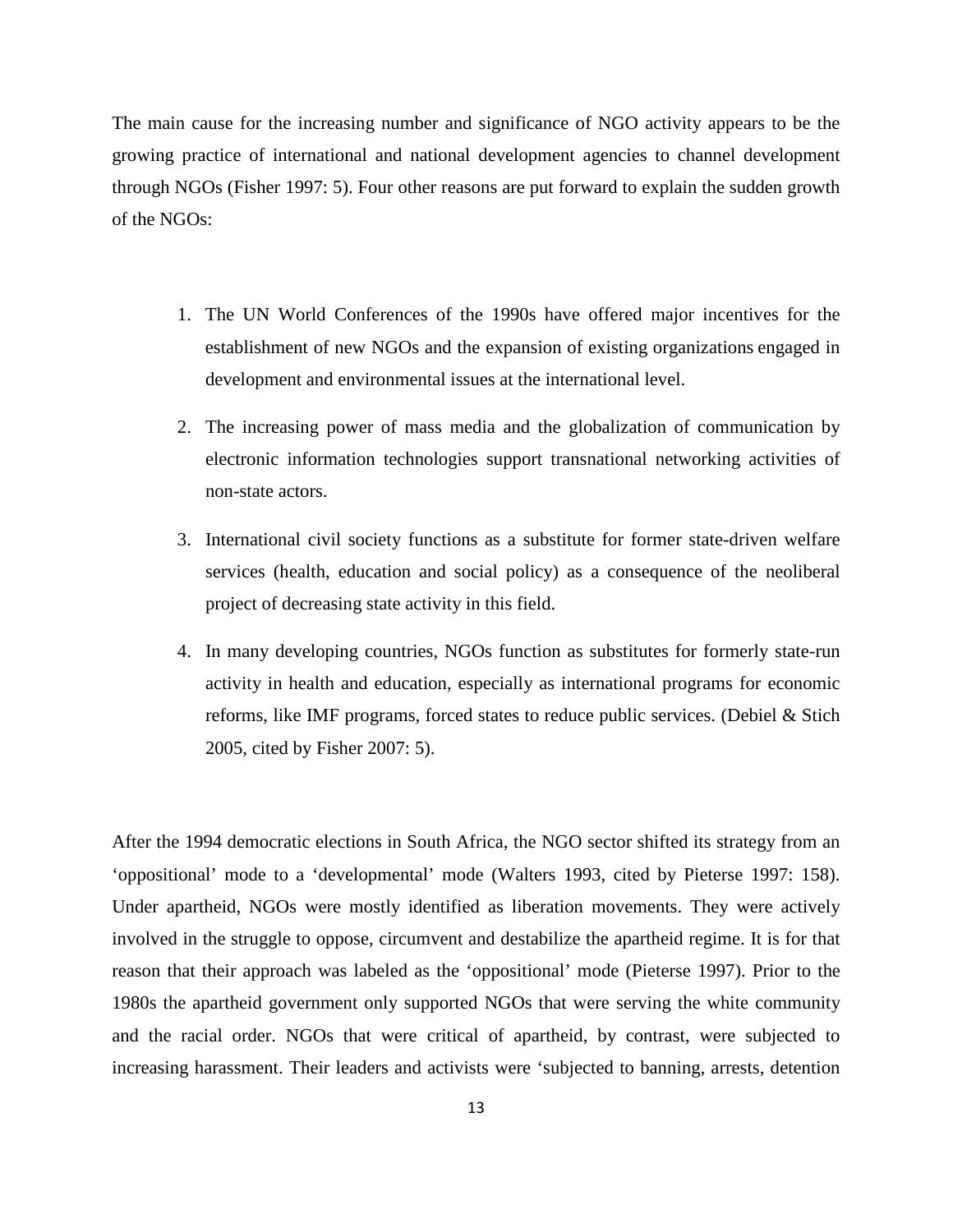The main cause for the increasing number and significance of NGO activity appears to be the growing practice of international and national development agencies to channel development through NGOs (Fisher 1997: 5). Four other reasons are put forward to explain the sudden growth of the NGOs:

1. The UN World Conferences of the 1990s have offered major incentives for the establishment of new NGOs and the expansion of existing organizations engaged in development and environmental issues at the international level.
2. The increasing power of mass media and the globalization of communication by electronic information technologies support transnational networking activities of non-state actors.
3. International civil society functions as a substitute for former state-driven welfare services (health, education and social policy) as a consequence of the neoliberal project of decreasing state activity in this field.
4. In many developing countries, NGOs function as substitutes for formerly state-run activity in health and education, especially as international programs for economic reforms, like IMF programs, forced states to reduce public services. (Debiel & Stich 2005, cited by Fisher 2007: 5).

After the 1994 democratic elections in South Africa, the NGO sector shifted its strategy from an 'oppositional' mode to a 'developmental' mode (Walters 1993, cited by Pieterse 1997: 158). Under apartheid, NGOs were mostly identified as liberation movements. They were actively involved in the struggle to oppose, circumvent and destabilize the apartheid regime. It is for that reason that their approach was labeled as the 'oppositional' mode (Pieterse 1997). Prior to the 1980s the apartheid government only supported NGOs that were serving the white community and the racial order. NGOs that were critical of apartheid, by contrast, were subjected to increasing harassment. Their leaders and activists were 'subjected to banning, arrests, detention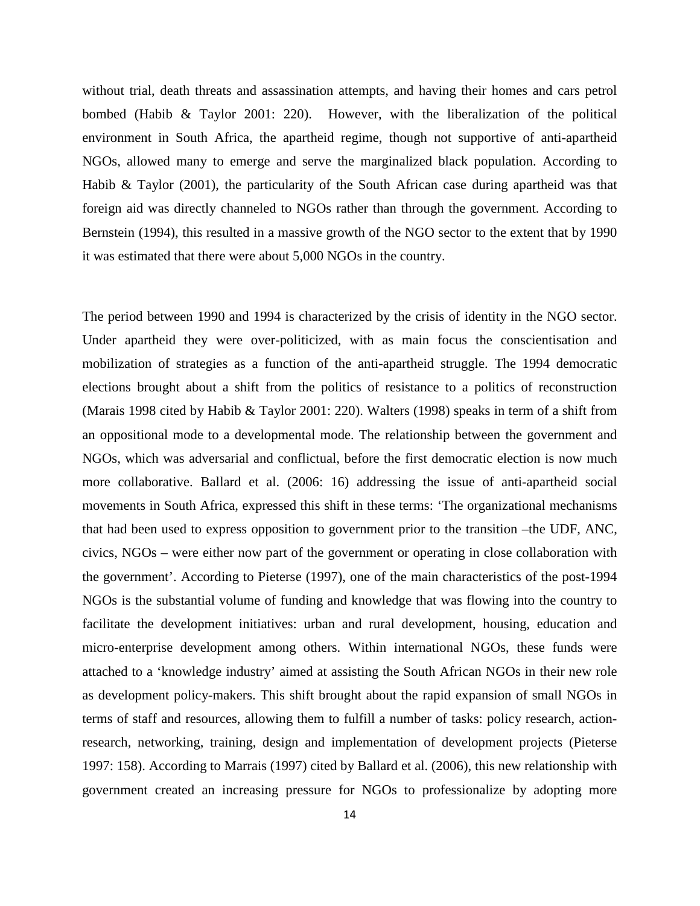without trial, death threats and assassination attempts, and having their homes and cars petrol bombed (Habib & Taylor 2001: 220). However, with the liberalization of the political environment in South Africa, the apartheid regime, though not supportive of anti-apartheid NGOs, allowed many to emerge and serve the marginalized black population. According to Habib & Taylor (2001), the particularity of the South African case during apartheid was that foreign aid was directly channeled to NGOs rather than through the government. According to Bernstein (1994), this resulted in a massive growth of the NGO sector to the extent that by 1990 it was estimated that there were about 5,000 NGOs in the country.

The period between 1990 and 1994 is characterized by the crisis of identity in the NGO sector. Under apartheid they were over-politicized, with as main focus the conscientisation and mobilization of strategies as a function of the anti-apartheid struggle. The 1994 democratic elections brought about a shift from the politics of resistance to a politics of reconstruction (Marais 1998 cited by Habib & Taylor 2001: 220). Walters (1998) speaks in term of a shift from an oppositional mode to a developmental mode. The relationship between the government and NGOs, which was adversarial and conflictual, before the first democratic election is now much more collaborative. Ballard et al. (2006: 16) addressing the issue of anti-apartheid social movements in South Africa, expressed this shift in these terms: 'The organizational mechanisms that had been used to express opposition to government prior to the transition –the UDF, ANC, civics, NGOs – were either now part of the government or operating in close collaboration with the government'. According to Pieterse (1997), one of the main characteristics of the post-1994 NGOs is the substantial volume of funding and knowledge that was flowing into the country to facilitate the development initiatives: urban and rural development, housing, education and micro-enterprise development among others. Within international NGOs, these funds were attached to a 'knowledge industry' aimed at assisting the South African NGOs in their new role as development policy-makers. This shift brought about the rapid expansion of small NGOs in terms of staff and resources, allowing them to fulfill a number of tasks: policy research, action-research, networking, training, design and implementation of development projects (Pieterse 1997: 158). According to Marrais (1997) cited by Ballard et al. (2006), this new relationship with government created an increasing pressure for NGOs to professionalize by adopting more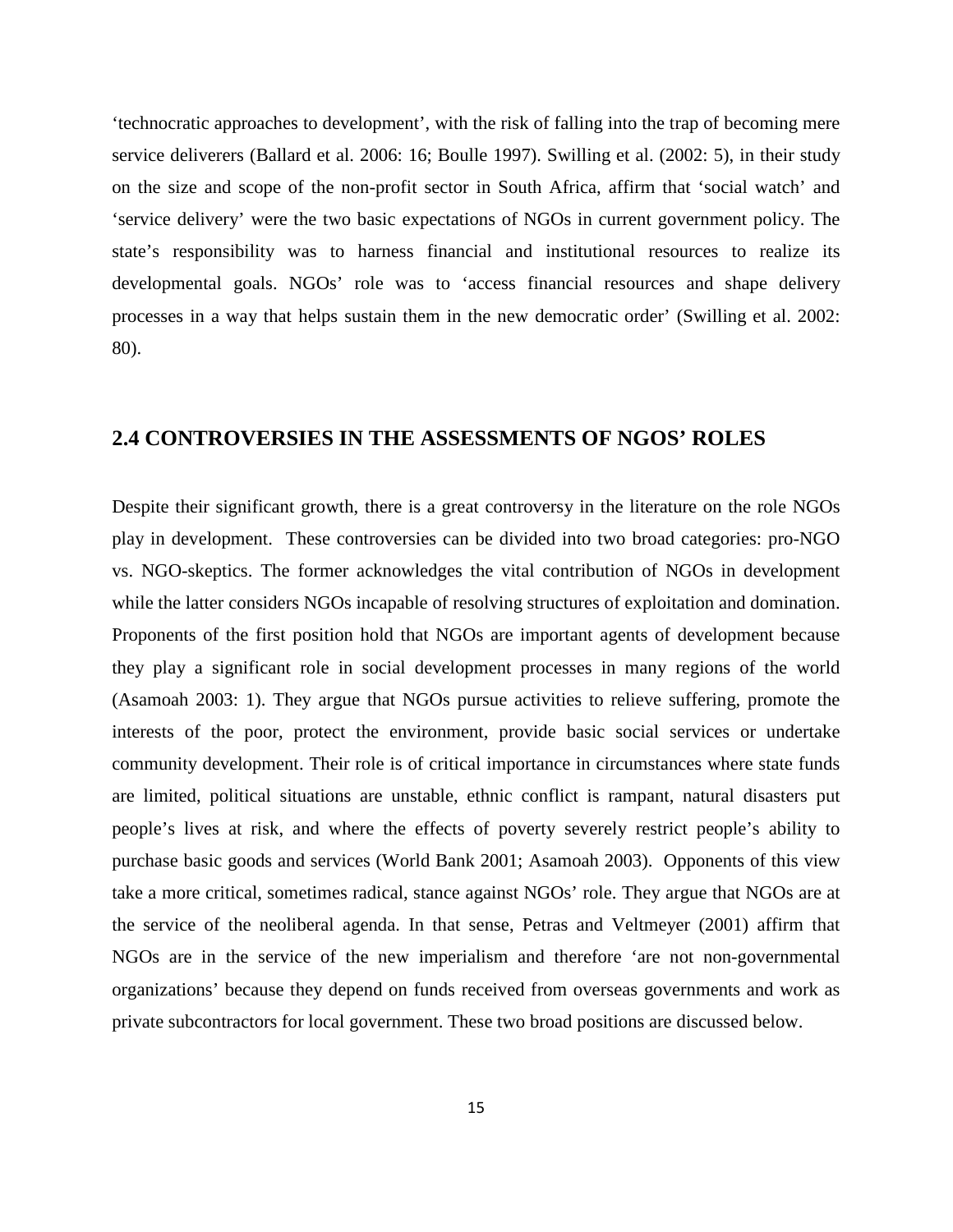'technocratic approaches to development', with the risk of falling into the trap of becoming mere service deliverers (Ballard et al. 2006: 16; Boulle 1997). Swilling et al. (2002: 5), in their study on the size and scope of the non-profit sector in South Africa, affirm that 'social watch' and 'service delivery' were the two basic expectations of NGOs in current government policy. The state's responsibility was to harness financial and institutional resources to realize its developmental goals. NGOs' role was to 'access financial resources and shape delivery processes in a way that helps sustain them in the new democratic order' (Swilling et al. 2002: 80).

## 2.4 CONTROVERSIES IN THE ASSESSMENTS OF NGOS' ROLES

Despite their significant growth, there is a great controversy in the literature on the role NGOs play in development. These controversies can be divided into two broad categories: pro-NGO vs. NGO-skeptics. The former acknowledges the vital contribution of NGOs in development while the latter considers NGOs incapable of resolving structures of exploitation and domination. Proponents of the first position hold that NGOs are important agents of development because they play a significant role in social development processes in many regions of the world (Asamoah 2003: 1). They argue that NGOs pursue activities to relieve suffering, promote the interests of the poor, protect the environment, provide basic social services or undertake community development. Their role is of critical importance in circumstances where state funds are limited, political situations are unstable, ethnic conflict is rampant, natural disasters put people's lives at risk, and where the effects of poverty severely restrict people's ability to purchase basic goods and services (World Bank 2001; Asamoah 2003). Opponents of this view take a more critical, sometimes radical, stance against NGOs' role. They argue that NGOs are at the service of the neoliberal agenda. In that sense, Petras and Veltmeyer (2001) affirm that NGOs are in the service of the new imperialism and therefore 'are not non-governmental organizations' because they depend on funds received from overseas governments and work as private subcontractors for local government. These two broad positions are discussed below.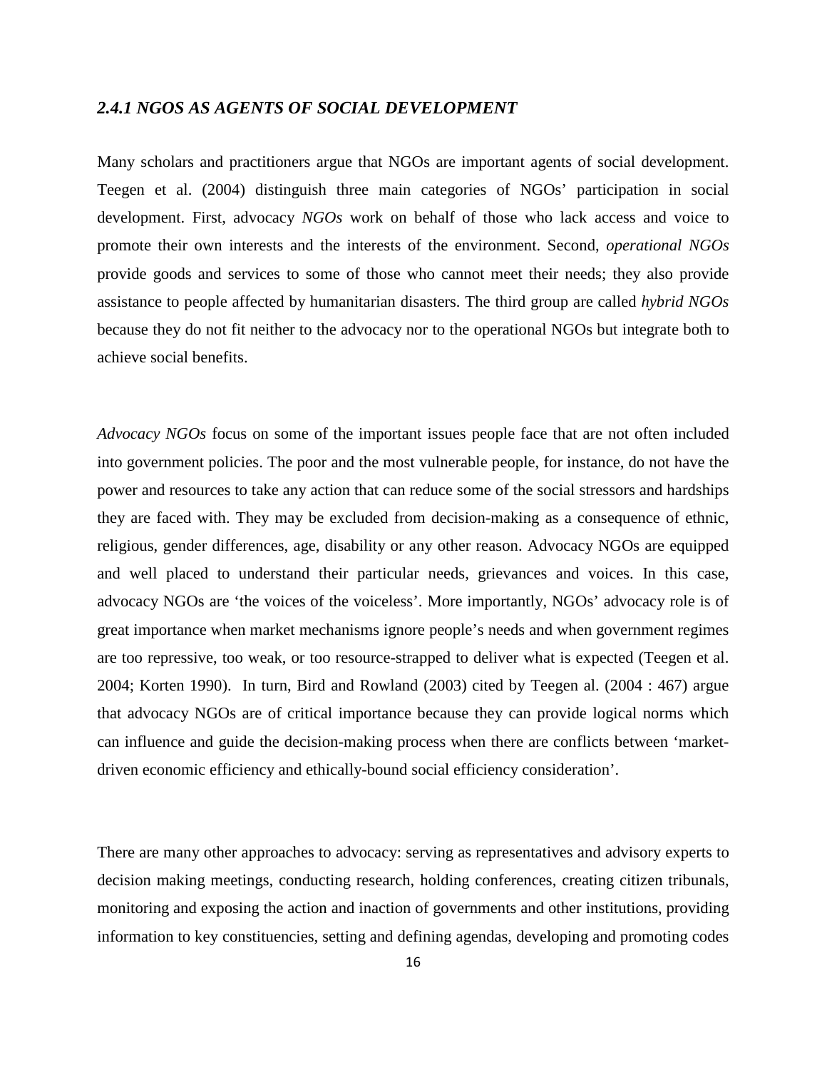### *2.4.1 NGOS AS AGENTS OF SOCIAL DEVELOPMENT*

Many scholars and practitioners argue that NGOs are important agents of social development. Teegen et al. (2004) distinguish three main categories of NGOs' participation in social development. First, advocacy *NGOs* work on behalf of those who lack access and voice to promote their own interests and the interests of the environment. Second, *operational NGOs* provide goods and services to some of those who cannot meet their needs; they also provide assistance to people affected by humanitarian disasters. The third group are called *hybrid NGOs* because they do not fit neither to the advocacy nor to the operational NGOs but integrate both to achieve social benefits.

*Advocacy NGOs* focus on some of the important issues people face that are not often included into government policies. The poor and the most vulnerable people, for instance, do not have the power and resources to take any action that can reduce some of the social stressors and hardships they are faced with. They may be excluded from decision-making as a consequence of ethnic, religious, gender differences, age, disability or any other reason. Advocacy NGOs are equipped and well placed to understand their particular needs, grievances and voices. In this case, advocacy NGOs are 'the voices of the voiceless'. More importantly, NGOs' advocacy role is of great importance when market mechanisms ignore people's needs and when government regimes are too repressive, too weak, or too resource-strapped to deliver what is expected (Teegen et al. 2004; Korten 1990). In turn, Bird and Rowland (2003) cited by Teegen al. (2004 : 467) argue that advocacy NGOs are of critical importance because they can provide logical norms which can influence and guide the decision-making process when there are conflicts between 'market-driven economic efficiency and ethically-bound social efficiency consideration'.

There are many other approaches to advocacy: serving as representatives and advisory experts to decision making meetings, conducting research, holding conferences, creating citizen tribunals, monitoring and exposing the action and inaction of governments and other institutions, providing information to key constituencies, setting and defining agendas, developing and promoting codes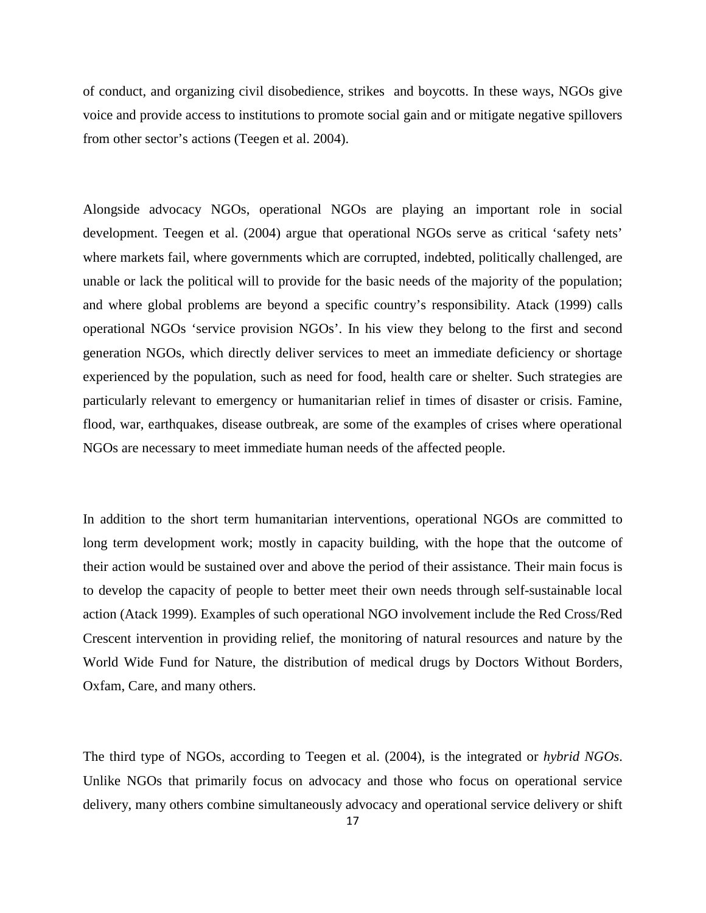of conduct, and organizing civil disobedience, strikes  and boycotts. In these ways, NGOs give voice and provide access to institutions to promote social gain and or mitigate negative spillovers from other sector's actions (Teegen et al. 2004).

Alongside advocacy NGOs, operational NGOs are playing an important role in social development. Teegen et al. (2004) argue that operational NGOs serve as critical 'safety nets' where markets fail, where governments which are corrupted, indebted, politically challenged, are unable or lack the political will to provide for the basic needs of the majority of the population; and where global problems are beyond a specific country's responsibility. Atack (1999) calls operational NGOs 'service provision NGOs'. In his view they belong to the first and second generation NGOs, which directly deliver services to meet an immediate deficiency or shortage experienced by the population, such as need for food, health care or shelter. Such strategies are particularly relevant to emergency or humanitarian relief in times of disaster or crisis. Famine, flood, war, earthquakes, disease outbreak, are some of the examples of crises where operational NGOs are necessary to meet immediate human needs of the affected people.

In addition to the short term humanitarian interventions, operational NGOs are committed to long term development work; mostly in capacity building, with the hope that the outcome of their action would be sustained over and above the period of their assistance. Their main focus is to develop the capacity of people to better meet their own needs through self-sustainable local action (Atack 1999). Examples of such operational NGO involvement include the Red Cross/Red Crescent intervention in providing relief, the monitoring of natural resources and nature by the World Wide Fund for Nature, the distribution of medical drugs by Doctors Without Borders, Oxfam, Care, and many others.

The third type of NGOs, according to Teegen et al. (2004), is the integrated or *hybrid NGOs*. Unlike NGOs that primarily focus on advocacy and those who focus on operational service delivery, many others combine simultaneously advocacy and operational service delivery or shift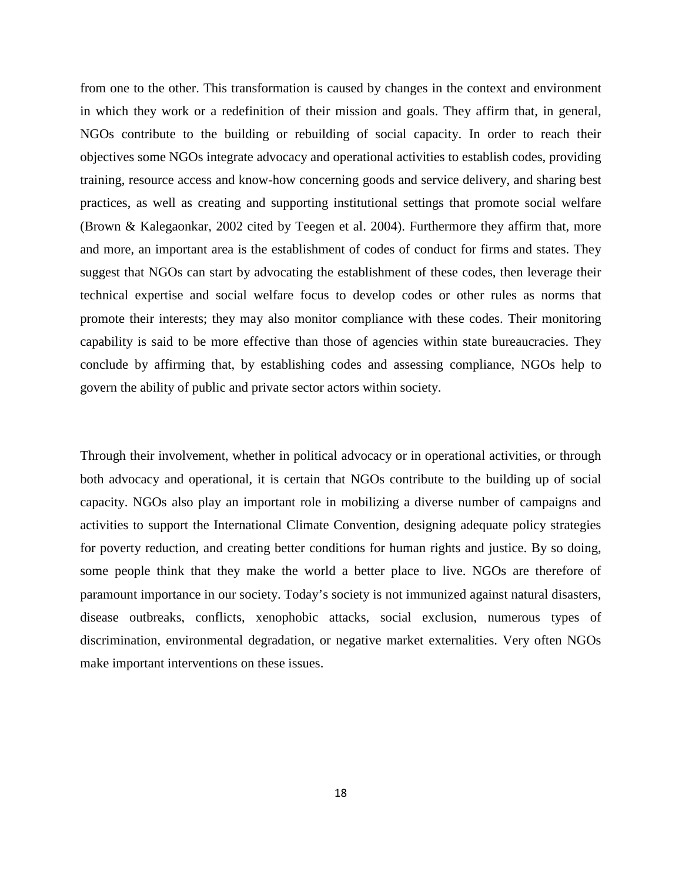from one to the other. This transformation is caused by changes in the context and environment in which they work or a redefinition of their mission and goals. They affirm that, in general, NGOs contribute to the building or rebuilding of social capacity. In order to reach their objectives some NGOs integrate advocacy and operational activities to establish codes, providing training, resource access and know-how concerning goods and service delivery, and sharing best practices, as well as creating and supporting institutional settings that promote social welfare (Brown & Kalegaonkar, 2002 cited by Teegen et al. 2004). Furthermore they affirm that, more and more, an important area is the establishment of codes of conduct for firms and states. They suggest that NGOs can start by advocating the establishment of these codes, then leverage their technical expertise and social welfare focus to develop codes or other rules as norms that promote their interests; they may also monitor compliance with these codes. Their monitoring capability is said to be more effective than those of agencies within state bureaucracies. They conclude by affirming that, by establishing codes and assessing compliance, NGOs help to govern the ability of public and private sector actors within society.

Through their involvement, whether in political advocacy or in operational activities, or through both advocacy and operational, it is certain that NGOs contribute to the building up of social capacity. NGOs also play an important role in mobilizing a diverse number of campaigns and activities to support the International Climate Convention, designing adequate policy strategies for poverty reduction, and creating better conditions for human rights and justice. By so doing, some people think that they make the world a better place to live. NGOs are therefore of paramount importance in our society. Today's society is not immunized against natural disasters, disease outbreaks, conflicts, xenophobic attacks, social exclusion, numerous types of discrimination, environmental degradation, or negative market externalities. Very often NGOs make important interventions on these issues.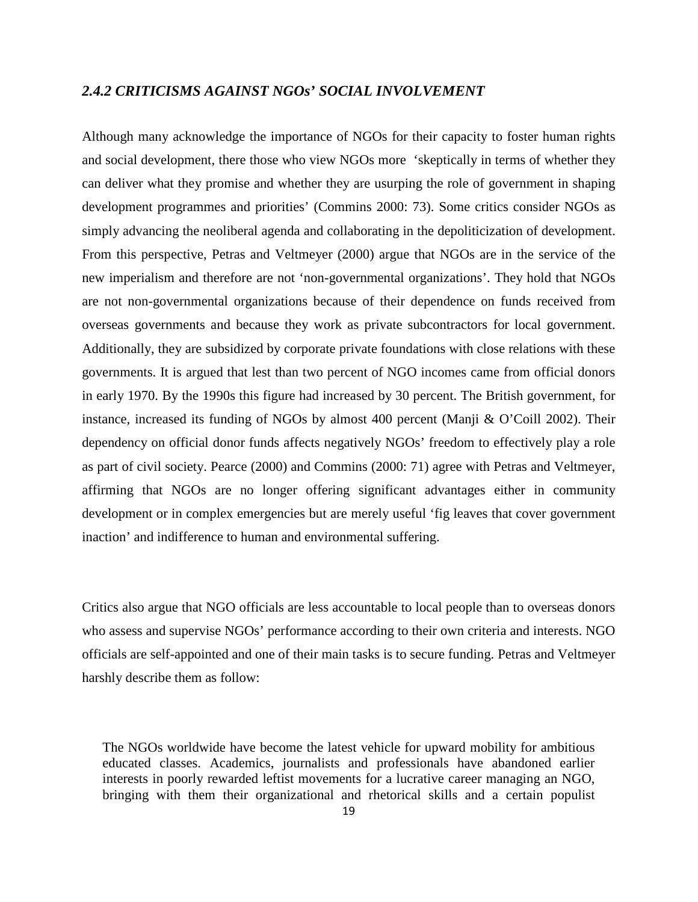### *2.4.2 CRITICISMS AGAINST NGOs' SOCIAL INVOLVEMENT*

Although many acknowledge the importance of NGOs for their capacity to foster human rights and social development, there those who view NGOs more 'skeptically in terms of whether they can deliver what they promise and whether they are usurping the role of government in shaping development programmes and priorities' (Commins 2000: 73). Some critics consider NGOs as simply advancing the neoliberal agenda and collaborating in the depoliticization of development. From this perspective, Petras and Veltmeyer (2000) argue that NGOs are in the service of the new imperialism and therefore are not 'non-governmental organizations'. They hold that NGOs are not non-governmental organizations because of their dependence on funds received from overseas governments and because they work as private subcontractors for local government. Additionally, they are subsidized by corporate private foundations with close relations with these governments. It is argued that lest than two percent of NGO incomes came from official donors in early 1970. By the 1990s this figure had increased by 30 percent. The British government, for instance, increased its funding of NGOs by almost 400 percent (Manji & O'Coill 2002). Their dependency on official donor funds affects negatively NGOs' freedom to effectively play a role as part of civil society. Pearce (2000) and Commins (2000: 71) agree with Petras and Veltmeyer, affirming that NGOs are no longer offering significant advantages either in community development or in complex emergencies but are merely useful 'fig leaves that cover government inaction' and indifference to human and environmental suffering.

Critics also argue that NGO officials are less accountable to local people than to overseas donors who assess and supervise NGOs' performance according to their own criteria and interests. NGO officials are self-appointed and one of their main tasks is to secure funding. Petras and Veltmeyer harshly describe them as follow:

> The NGOs worldwide have become the latest vehicle for upward mobility for ambitious educated classes. Academics, journalists and professionals have abandoned earlier interests in poorly rewarded leftist movements for a lucrative career managing an NGO, bringing with them their organizational and rhetorical skills and a certain populist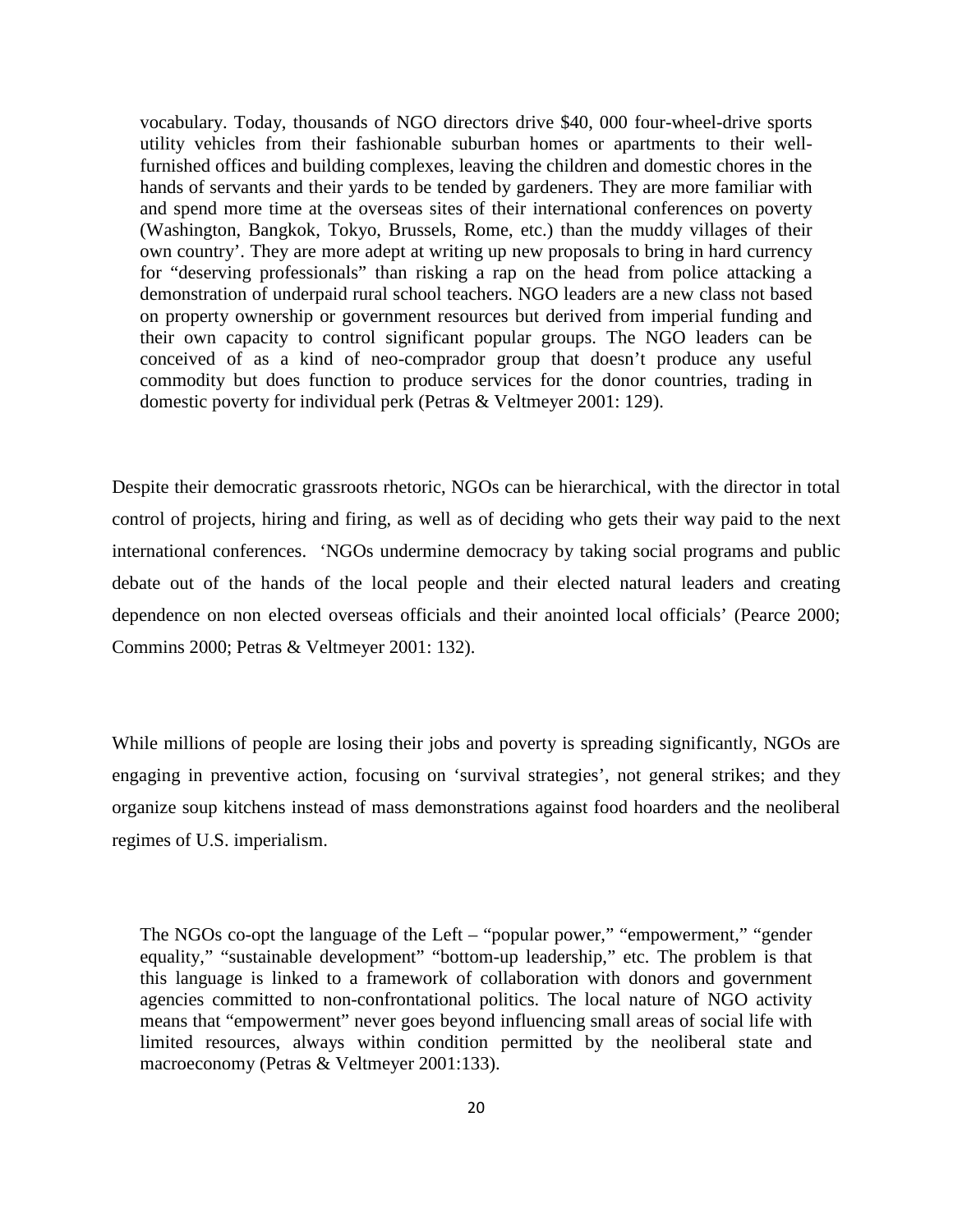> vocabulary. Today, thousands of NGO directors drive $40, 000 four-wheel-drive sports utility vehicles from their fashionable suburban homes or apartments to their well-furnished offices and building complexes, leaving the children and domestic chores in the hands of servants and their yards to be tended by gardeners. They are more familiar with and spend more time at the overseas sites of their international conferences on poverty (Washington, Bangkok, Tokyo, Brussels, Rome, etc.) than the muddy villages of their own country'. They are more adept at writing up new proposals to bring in hard currency for "deserving professionals" than risking a rap on the head from police attacking a demonstration of underpaid rural school teachers. NGO leaders are a new class not based on property ownership or government resources but derived from imperial funding and their own capacity to control significant popular groups. The NGO leaders can be conceived of as a kind of neo-comprador group that doesn't produce any useful commodity but does function to produce services for the donor countries, trading in domestic poverty for individual perk (Petras & Veltmeyer 2001: 129).

Despite their democratic grassroots rhetoric, NGOs can be hierarchical, with the director in total control of projects, hiring and firing, as well as of deciding who gets their way paid to the next international conferences. 'NGOs undermine democracy by taking social programs and public debate out of the hands of the local people and their elected natural leaders and creating dependence on non elected overseas officials and their anointed local officials' (Pearce 2000; Commins 2000; Petras & Veltmeyer 2001: 132).

While millions of people are losing their jobs and poverty is spreading significantly, NGOs are engaging in preventive action, focusing on 'survival strategies', not general strikes; and they organize soup kitchens instead of mass demonstrations against food hoarders and the neoliberal regimes of U.S. imperialism.

> The NGOs co-opt the language of the Left – "popular power," "empowerment," "gender equality," "sustainable development" "bottom-up leadership," etc. The problem is that this language is linked to a framework of collaboration with donors and government agencies committed to non-confrontational politics. The local nature of NGO activity means that "empowerment" never goes beyond influencing small areas of social life with limited resources, always within condition permitted by the neoliberal state and macroeconomy (Petras & Veltmeyer 2001:133).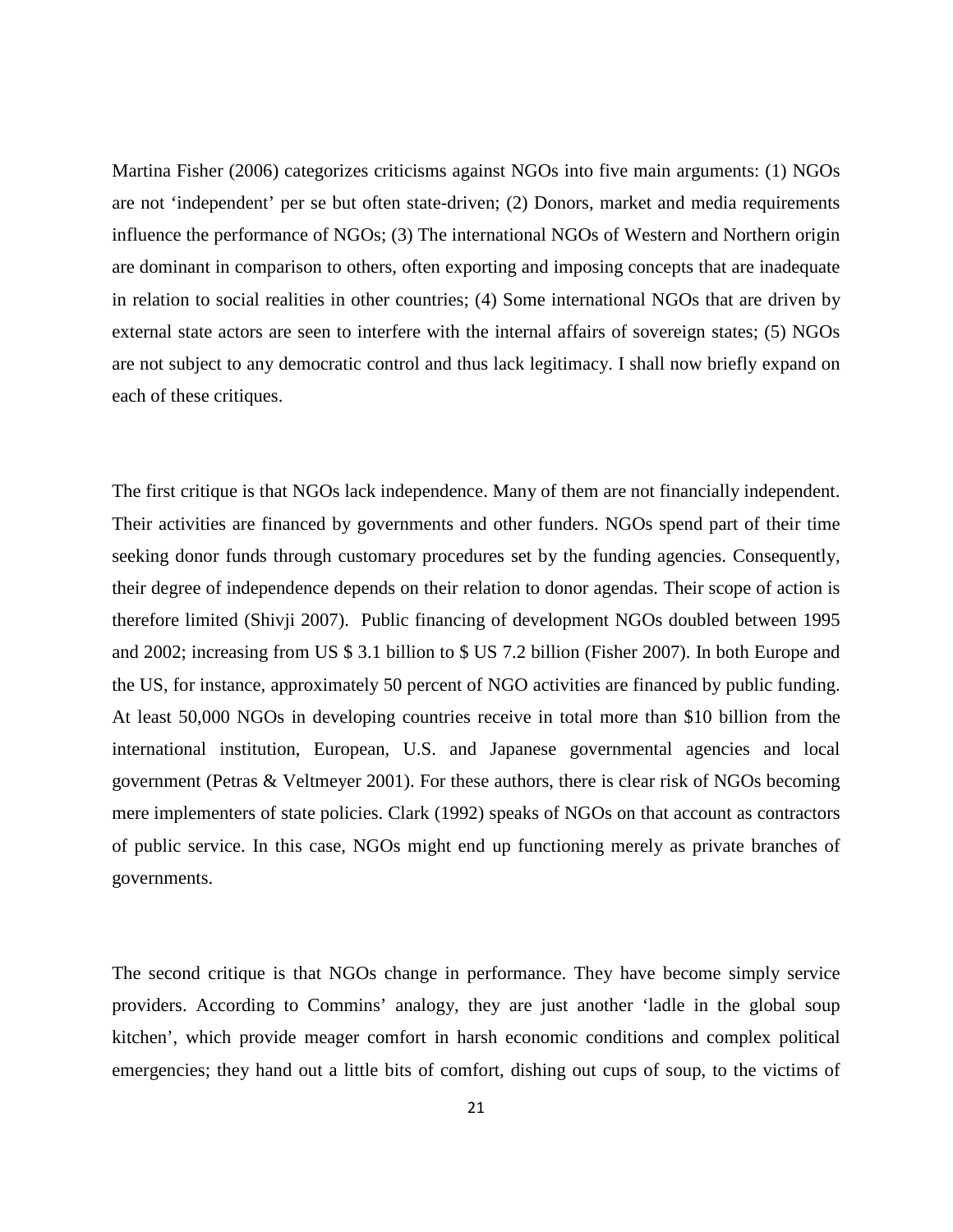Martina Fisher (2006) categorizes criticisms against NGOs into five main arguments: (1) NGOs are not 'independent' per se but often state-driven; (2) Donors, market and media requirements influence the performance of NGOs; (3) The international NGOs of Western and Northern origin are dominant in comparison to others, often exporting and imposing concepts that are inadequate in relation to social realities in other countries; (4) Some international NGOs that are driven by external state actors are seen to interfere with the internal affairs of sovereign states; (5) NGOs are not subject to any democratic control and thus lack legitimacy. I shall now briefly expand on each of these critiques.

The first critique is that NGOs lack independence. Many of them are not financially independent. Their activities are financed by governments and other funders. NGOs spend part of their time seeking donor funds through customary procedures set by the funding agencies. Consequently, their degree of independence depends on their relation to donor agendas. Their scope of action is therefore limited (Shivji 2007). Public financing of development NGOs doubled between 1995 and 2002; increasing from US $ 3.1 billion to $ US 7.2 billion (Fisher 2007). In both Europe and the US, for instance, approximately 50 percent of NGO activities are financed by public funding. At least 50,000 NGOs in developing countries receive in total more than $10 billion from the international institution, European, U.S. and Japanese governmental agencies and local government (Petras & Veltmeyer 2001). For these authors, there is clear risk of NGOs becoming mere implementers of state policies. Clark (1992) speaks of NGOs on that account as contractors of public service. In this case, NGOs might end up functioning merely as private branches of governments.

The second critique is that NGOs change in performance. They have become simply service providers. According to Commins' analogy, they are just another 'ladle in the global soup kitchen', which provide meager comfort in harsh economic conditions and complex political emergencies; they hand out a little bits of comfort, dishing out cups of soup, to the victims of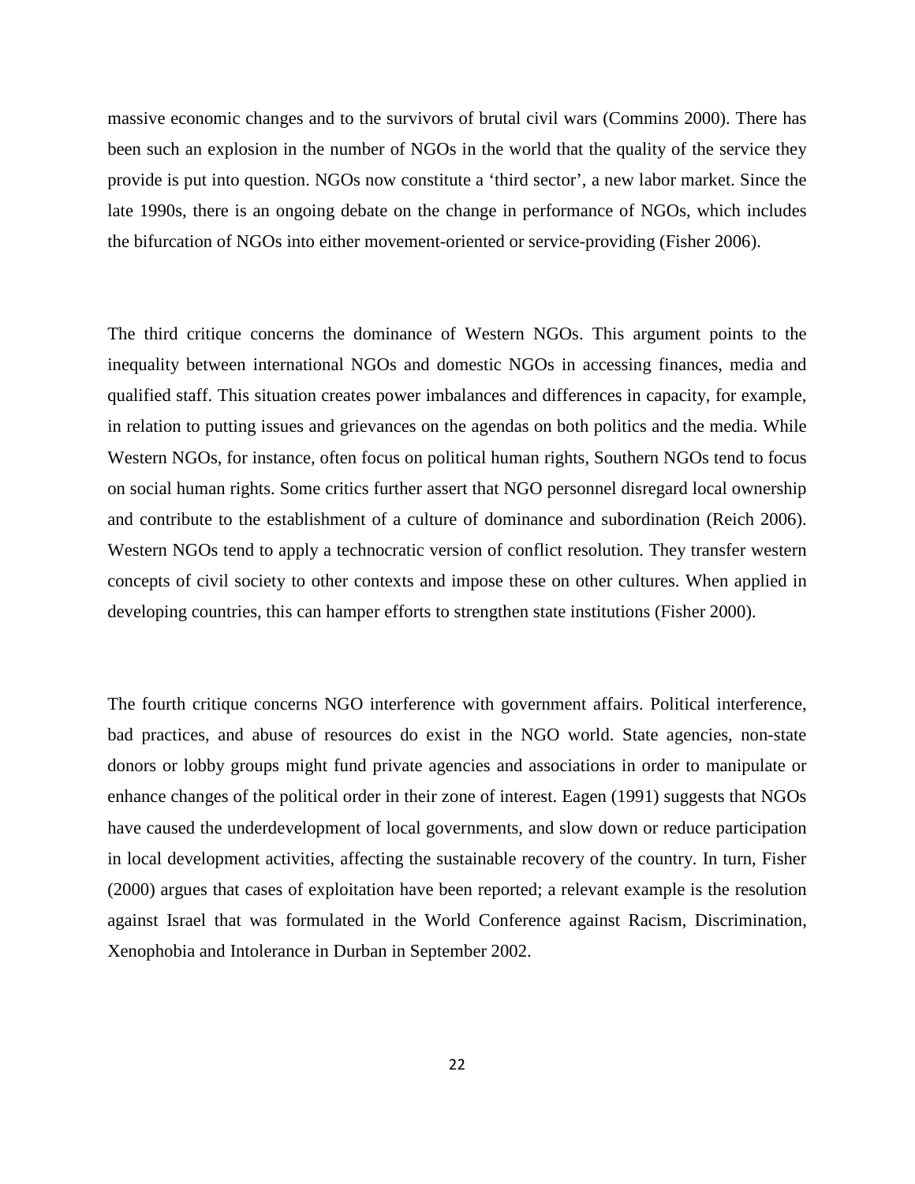massive economic changes and to the survivors of brutal civil wars (Commins 2000). There has been such an explosion in the number of NGOs in the world that the quality of the service they provide is put into question. NGOs now constitute a 'third sector', a new labor market. Since the late 1990s, there is an ongoing debate on the change in performance of NGOs, which includes the bifurcation of NGOs into either movement-oriented or service-providing (Fisher 2006).

The third critique concerns the dominance of Western NGOs. This argument points to the inequality between international NGOs and domestic NGOs in accessing finances, media and qualified staff. This situation creates power imbalances and differences in capacity, for example, in relation to putting issues and grievances on the agendas on both politics and the media. While Western NGOs, for instance, often focus on political human rights, Southern NGOs tend to focus on social human rights. Some critics further assert that NGO personnel disregard local ownership and contribute to the establishment of a culture of dominance and subordination (Reich 2006). Western NGOs tend to apply a technocratic version of conflict resolution. They transfer western concepts of civil society to other contexts and impose these on other cultures. When applied in developing countries, this can hamper efforts to strengthen state institutions (Fisher 2000).

The fourth critique concerns NGO interference with government affairs. Political interference, bad practices, and abuse of resources do exist in the NGO world. State agencies, non-state donors or lobby groups might fund private agencies and associations in order to manipulate or enhance changes of the political order in their zone of interest. Eagen (1991) suggests that NGOs have caused the underdevelopment of local governments, and slow down or reduce participation in local development activities, affecting the sustainable recovery of the country. In turn, Fisher (2000) argues that cases of exploitation have been reported; a relevant example is the resolution against Israel that was formulated in the World Conference against Racism, Discrimination, Xenophobia and Intolerance in Durban in September 2002.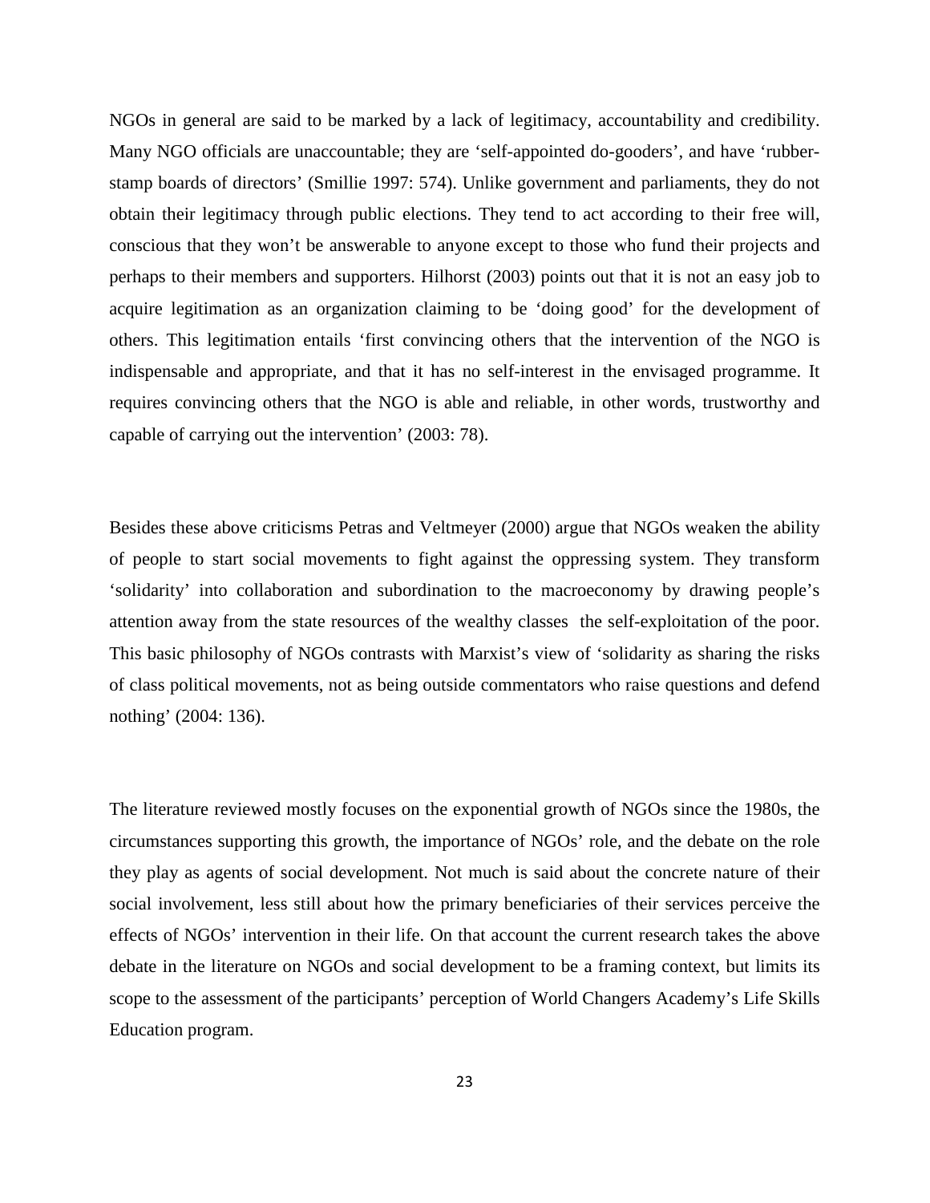NGOs in general are said to be marked by a lack of legitimacy, accountability and credibility. Many NGO officials are unaccountable; they are 'self-appointed do-gooders', and have 'rubber-stamp boards of directors' (Smillie 1997: 574). Unlike government and parliaments, they do not obtain their legitimacy through public elections. They tend to act according to their free will, conscious that they won't be answerable to anyone except to those who fund their projects and perhaps to their members and supporters. Hilhorst (2003) points out that it is not an easy job to acquire legitimation as an organization claiming to be 'doing good' for the development of others. This legitimation entails 'first convincing others that the intervention of the NGO is indispensable and appropriate, and that it has no self-interest in the envisaged programme. It requires convincing others that the NGO is able and reliable, in other words, trustworthy and capable of carrying out the intervention' (2003: 78).

Besides these above criticisms Petras and Veltmeyer (2000) argue that NGOs weaken the ability of people to start social movements to fight against the oppressing system. They transform 'solidarity' into collaboration and subordination to the macroeconomy by drawing people's attention away from the state resources of the wealthy classes  the self-exploitation of the poor. This basic philosophy of NGOs contrasts with Marxist's view of 'solidarity as sharing the risks of class political movements, not as being outside commentators who raise questions and defend nothing' (2004: 136).

The literature reviewed mostly focuses on the exponential growth of NGOs since the 1980s, the circumstances supporting this growth, the importance of NGOs' role, and the debate on the role they play as agents of social development. Not much is said about the concrete nature of their social involvement, less still about how the primary beneficiaries of their services perceive the effects of NGOs' intervention in their life. On that account the current research takes the above debate in the literature on NGOs and social development to be a framing context, but limits its scope to the assessment of the participants' perception of World Changers Academy's Life Skills Education program.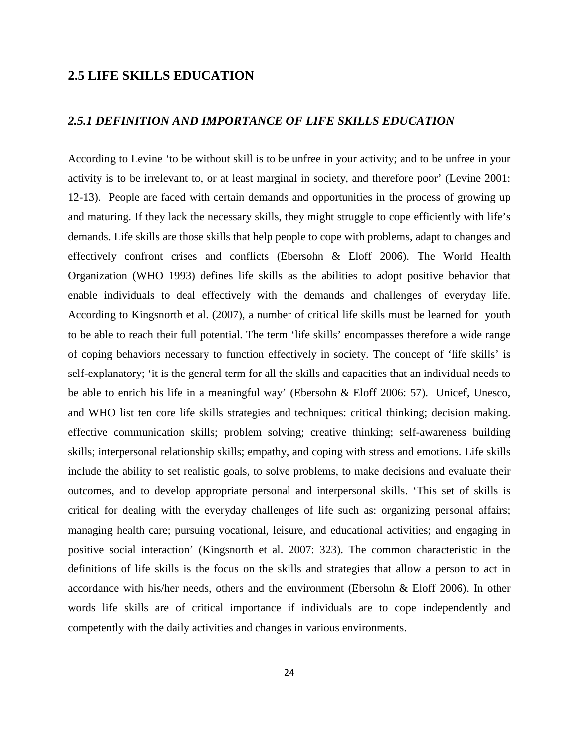## 2.5 LIFE SKILLS EDUCATION

### *2.5.1 DEFINITION AND IMPORTANCE OF LIFE SKILLS EDUCATION*

According to Levine 'to be without skill is to be unfree in your activity; and to be unfree in your activity is to be irrelevant to, or at least marginal in society, and therefore poor' (Levine 2001: 12-13). People are faced with certain demands and opportunities in the process of growing up and maturing. If they lack the necessary skills, they might struggle to cope efficiently with life's demands. Life skills are those skills that help people to cope with problems, adapt to changes and effectively confront crises and conflicts (Ebersohn & Eloff 2006). The World Health Organization (WHO 1993) defines life skills as the abilities to adopt positive behavior that enable individuals to deal effectively with the demands and challenges of everyday life. According to Kingsnorth et al. (2007), a number of critical life skills must be learned for youth to be able to reach their full potential. The term 'life skills' encompasses therefore a wide range of coping behaviors necessary to function effectively in society. The concept of 'life skills' is self-explanatory; 'it is the general term for all the skills and capacities that an individual needs to be able to enrich his life in a meaningful way' (Ebersohn & Eloff 2006: 57). Unicef, Unesco, and WHO list ten core life skills strategies and techniques: critical thinking; decision making. effective communication skills; problem solving; creative thinking; self-awareness building skills; interpersonal relationship skills; empathy, and coping with stress and emotions. Life skills include the ability to set realistic goals, to solve problems, to make decisions and evaluate their outcomes, and to develop appropriate personal and interpersonal skills. 'This set of skills is critical for dealing with the everyday challenges of life such as: organizing personal affairs; managing health care; pursuing vocational, leisure, and educational activities; and engaging in positive social interaction' (Kingsnorth et al. 2007: 323). The common characteristic in the definitions of life skills is the focus on the skills and strategies that allow a person to act in accordance with his/her needs, others and the environment (Ebersohn & Eloff 2006). In other words life skills are of critical importance if individuals are to cope independently and competently with the daily activities and changes in various environments.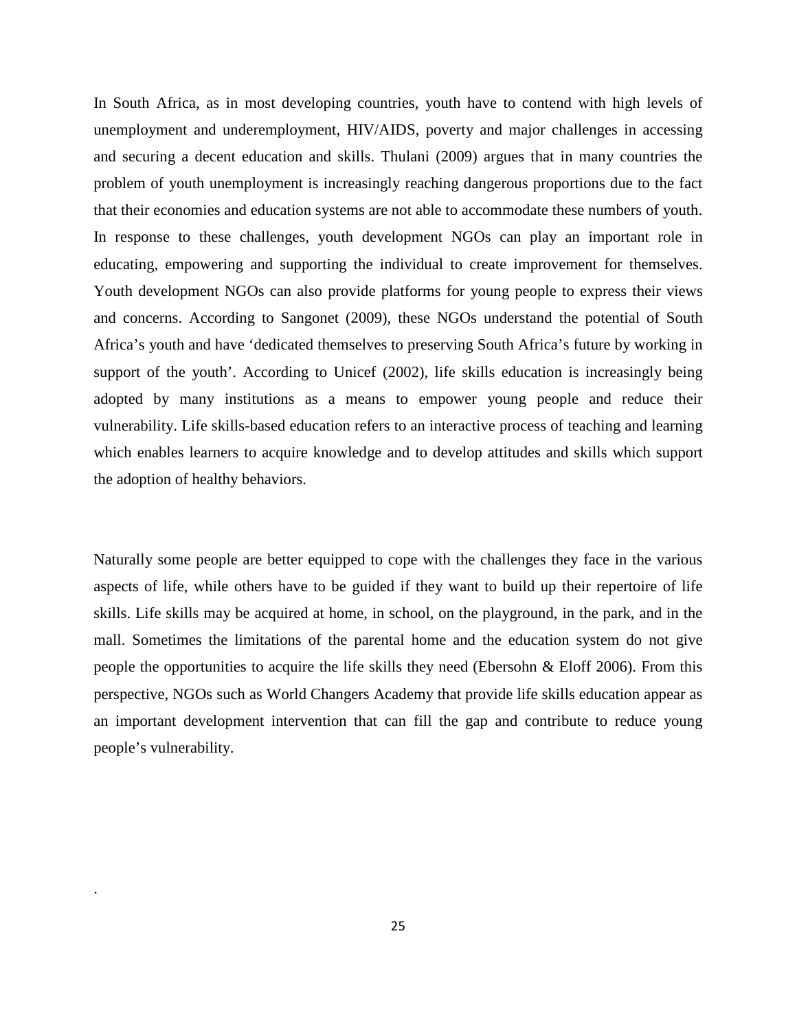In South Africa, as in most developing countries, youth have to contend with high levels of unemployment and underemployment, HIV/AIDS, poverty and major challenges in accessing and securing a decent education and skills. Thulani (2009) argues that in many countries the problem of youth unemployment is increasingly reaching dangerous proportions due to the fact that their economies and education systems are not able to accommodate these numbers of youth. In response to these challenges, youth development NGOs can play an important role in educating, empowering and supporting the individual to create improvement for themselves. Youth development NGOs can also provide platforms for young people to express their views and concerns. According to Sangonet (2009), these NGOs understand the potential of South Africa's youth and have 'dedicated themselves to preserving South Africa's future by working in support of the youth'. According to Unicef (2002), life skills education is increasingly being adopted by many institutions as a means to empower young people and reduce their vulnerability. Life skills-based education refers to an interactive process of teaching and learning which enables learners to acquire knowledge and to develop attitudes and skills which support the adoption of healthy behaviors.

Naturally some people are better equipped to cope with the challenges they face in the various aspects of life, while others have to be guided if they want to build up their repertoire of life skills. Life skills may be acquired at home, in school, on the playground, in the park, and in the mall. Sometimes the limitations of the parental home and the education system do not give people the opportunities to acquire the life skills they need (Ebersohn & Eloff 2006). From this perspective, NGOs such as World Changers Academy that provide life skills education appear as an important development intervention that can fill the gap and contribute to reduce young people's vulnerability.

.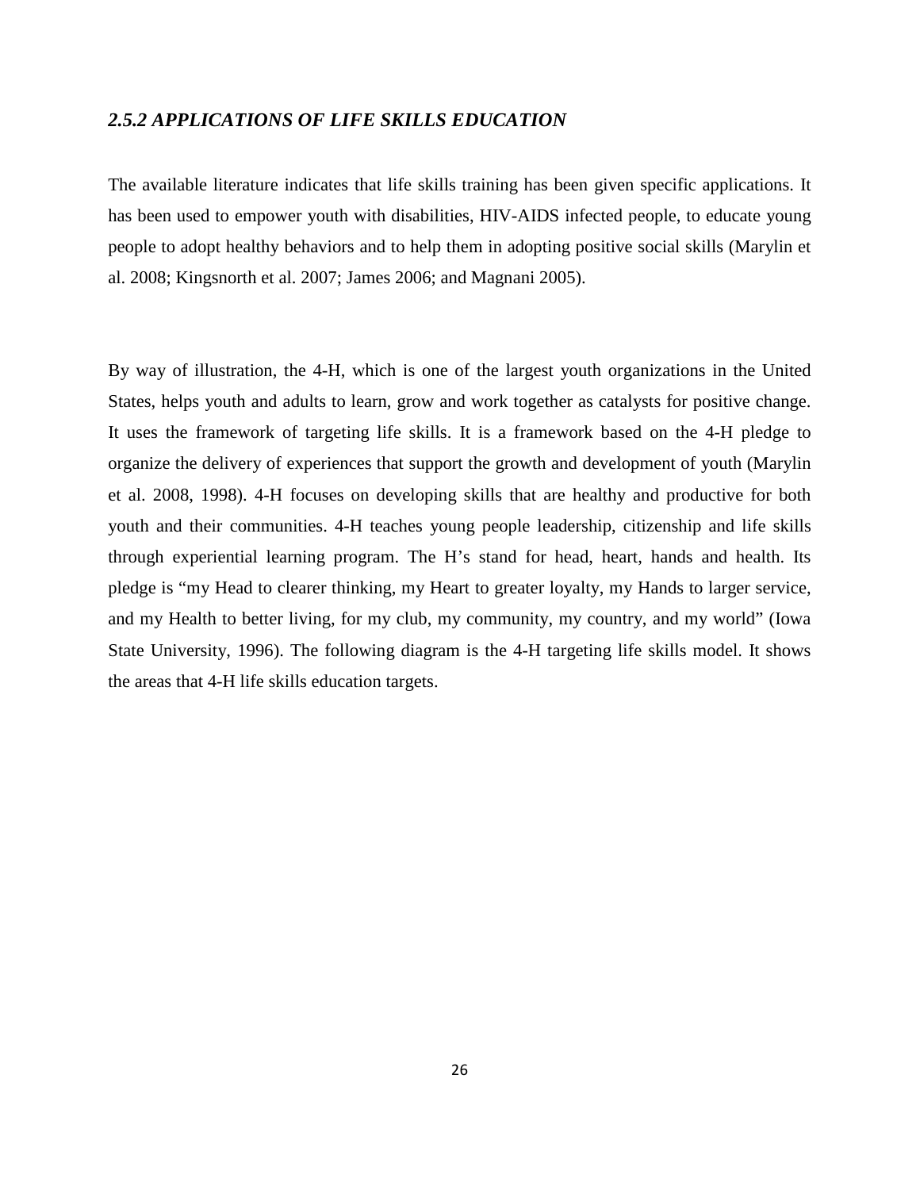### *2.5.2 APPLICATIONS OF LIFE SKILLS EDUCATION*

The available literature indicates that life skills training has been given specific applications. It has been used to empower youth with disabilities, HIV-AIDS infected people, to educate young people to adopt healthy behaviors and to help them in adopting positive social skills (Marylin et al. 2008; Kingsnorth et al. 2007; James 2006; and Magnani 2005).

By way of illustration, the 4-H, which is one of the largest youth organizations in the United States, helps youth and adults to learn, grow and work together as catalysts for positive change. It uses the framework of targeting life skills. It is a framework based on the 4-H pledge to organize the delivery of experiences that support the growth and development of youth (Marylin et al. 2008, 1998). 4-H focuses on developing skills that are healthy and productive for both youth and their communities. 4-H teaches young people leadership, citizenship and life skills through experiential learning program. The H's stand for head, heart, hands and health. Its pledge is "my Head to clearer thinking, my Heart to greater loyalty, my Hands to larger service, and my Health to better living, for my club, my community, my country, and my world" (Iowa State University, 1996). The following diagram is the 4-H targeting life skills model. It shows the areas that 4-H life skills education targets.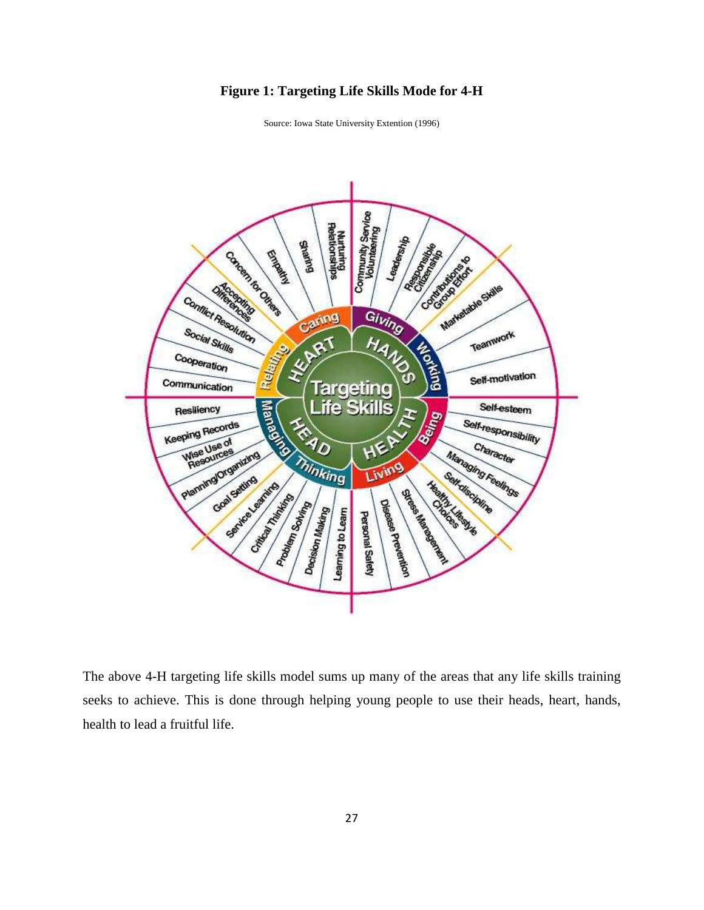**Figure 1: Targeting Life Skills Mode for 4-H**

Source: Iowa State University Extention (1996)

The above 4-H targeting life skills model sums up many of the areas that any life skills training seeks to achieve. This is done through helping young people to use their heads, heart, hands, health to lead a fruitful life.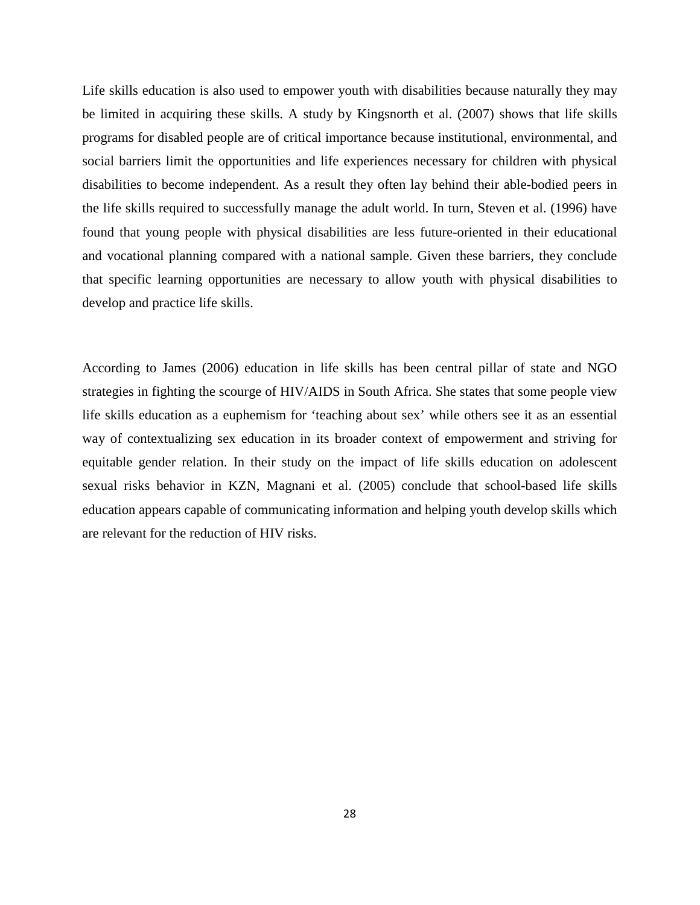Life skills education is also used to empower youth with disabilities because naturally they may be limited in acquiring these skills. A study by Kingsnorth et al. (2007) shows that life skills programs for disabled people are of critical importance because institutional, environmental, and social barriers limit the opportunities and life experiences necessary for children with physical disabilities to become independent. As a result they often lay behind their able-bodied peers in the life skills required to successfully manage the adult world. In turn, Steven et al. (1996) have found that young people with physical disabilities are less future-oriented in their educational and vocational planning compared with a national sample. Given these barriers, they conclude that specific learning opportunities are necessary to allow youth with physical disabilities to develop and practice life skills.

According to James (2006) education in life skills has been central pillar of state and NGO strategies in fighting the scourge of HIV/AIDS in South Africa. She states that some people view life skills education as a euphemism for 'teaching about sex' while others see it as an essential way of contextualizing sex education in its broader context of empowerment and striving for equitable gender relation. In their study on the impact of life skills education on adolescent sexual risks behavior in KZN, Magnani et al. (2005) conclude that school-based life skills education appears capable of communicating information and helping youth develop skills which are relevant for the reduction of HIV risks.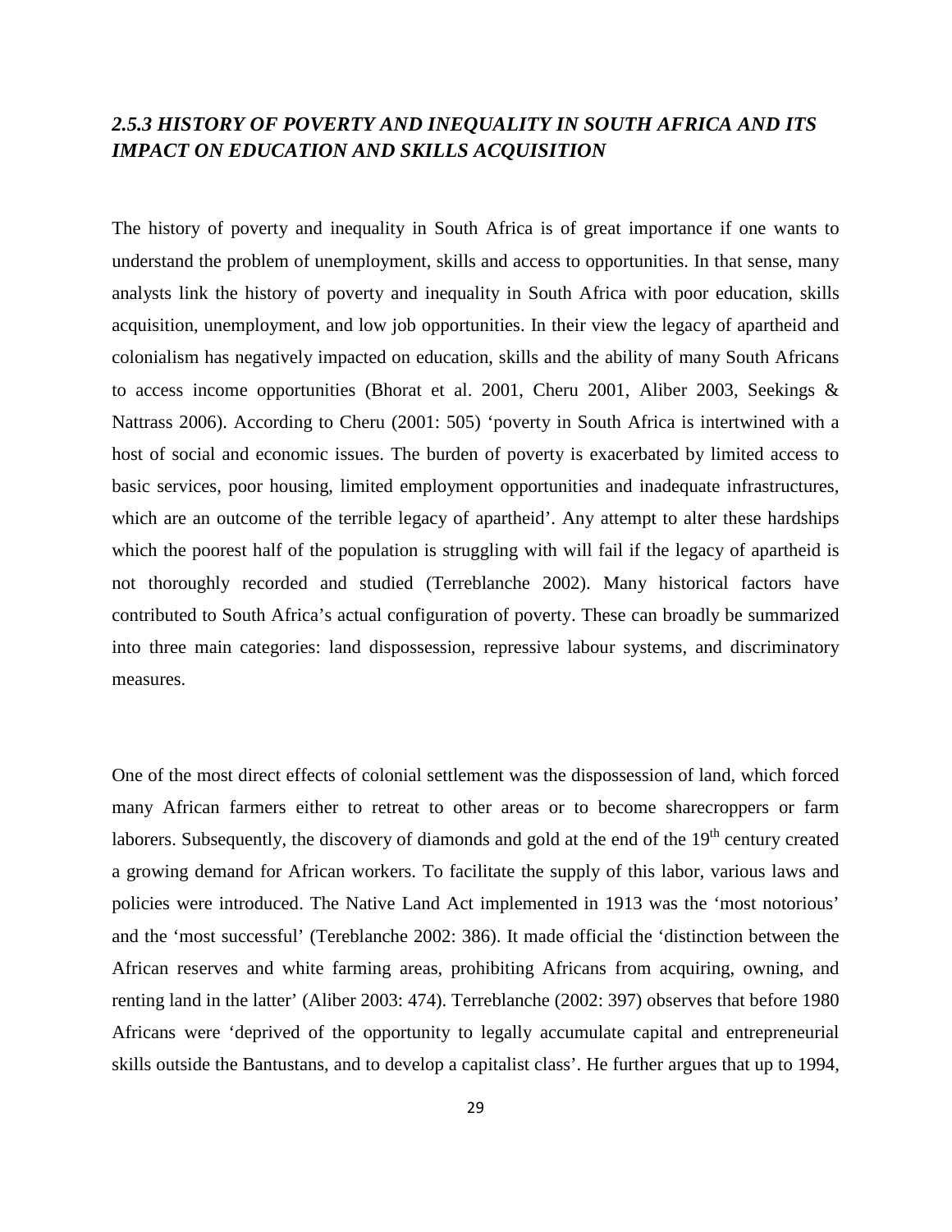### *2.5.3 HISTORY OF POVERTY AND INEQUALITY IN SOUTH AFRICA AND ITS IMPACT ON EDUCATION AND SKILLS ACQUISITION*

The history of poverty and inequality in South Africa is of great importance if one wants to understand the problem of unemployment, skills and access to opportunities. In that sense, many analysts link the history of poverty and inequality in South Africa with poor education, skills acquisition, unemployment, and low job opportunities. In their view the legacy of apartheid and colonialism has negatively impacted on education, skills and the ability of many South Africans to access income opportunities (Bhorat et al. 2001, Cheru 2001, Aliber 2003, Seekings & Nattrass 2006). According to Cheru (2001: 505) 'poverty in South Africa is intertwined with a host of social and economic issues. The burden of poverty is exacerbated by limited access to basic services, poor housing, limited employment opportunities and inadequate infrastructures, which are an outcome of the terrible legacy of apartheid'. Any attempt to alter these hardships which the poorest half of the population is struggling with will fail if the legacy of apartheid is not thoroughly recorded and studied (Terreblanche 2002). Many historical factors have contributed to South Africa's actual configuration of poverty. These can broadly be summarized into three main categories: land dispossession, repressive labour systems, and discriminatory measures.

One of the most direct effects of colonial settlement was the dispossession of land, which forced many African farmers either to retreat to other areas or to become sharecroppers or farm laborers. Subsequently, the discovery of diamonds and gold at the end of the 19th century created a growing demand for African workers. To facilitate the supply of this labor, various laws and policies were introduced. The Native Land Act implemented in 1913 was the 'most notorious' and the 'most successful' (Tereblanche 2002: 386). It made official the 'distinction between the African reserves and white farming areas, prohibiting Africans from acquiring, owning, and renting land in the latter' (Aliber 2003: 474). Terreblanche (2002: 397) observes that before 1980 Africans were 'deprived of the opportunity to legally accumulate capital and entrepreneurial skills outside the Bantustans, and to develop a capitalist class'. He further argues that up to 1994,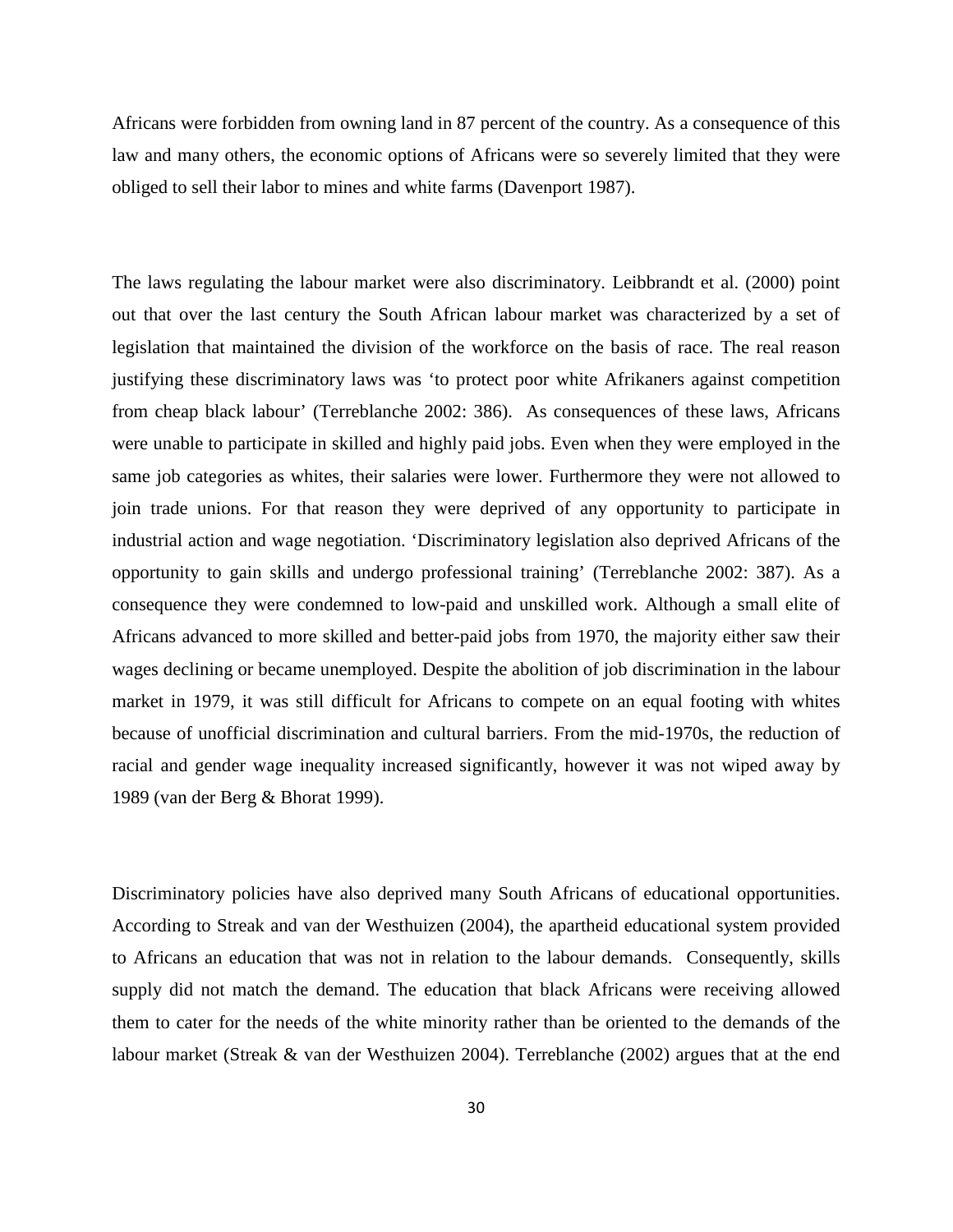Africans were forbidden from owning land in 87 percent of the country. As a consequence of this law and many others, the economic options of Africans were so severely limited that they were obliged to sell their labor to mines and white farms (Davenport 1987).

The laws regulating the labour market were also discriminatory. Leibbrandt et al. (2000) point out that over the last century the South African labour market was characterized by a set of legislation that maintained the division of the workforce on the basis of race. The real reason justifying these discriminatory laws was 'to protect poor white Afrikaners against competition from cheap black labour' (Terreblanche 2002: 386). As consequences of these laws, Africans were unable to participate in skilled and highly paid jobs. Even when they were employed in the same job categories as whites, their salaries were lower. Furthermore they were not allowed to join trade unions. For that reason they were deprived of any opportunity to participate in industrial action and wage negotiation. 'Discriminatory legislation also deprived Africans of the opportunity to gain skills and undergo professional training' (Terreblanche 2002: 387). As a consequence they were condemned to low-paid and unskilled work. Although a small elite of Africans advanced to more skilled and better-paid jobs from 1970, the majority either saw their wages declining or became unemployed. Despite the abolition of job discrimination in the labour market in 1979, it was still difficult for Africans to compete on an equal footing with whites because of unofficial discrimination and cultural barriers. From the mid-1970s, the reduction of racial and gender wage inequality increased significantly, however it was not wiped away by 1989 (van der Berg & Bhorat 1999).

Discriminatory policies have also deprived many South Africans of educational opportunities. According to Streak and van der Westhuizen (2004), the apartheid educational system provided to Africans an education that was not in relation to the labour demands. Consequently, skills supply did not match the demand. The education that black Africans were receiving allowed them to cater for the needs of the white minority rather than be oriented to the demands of the labour market (Streak & van der Westhuizen 2004). Terreblanche (2002) argues that at the end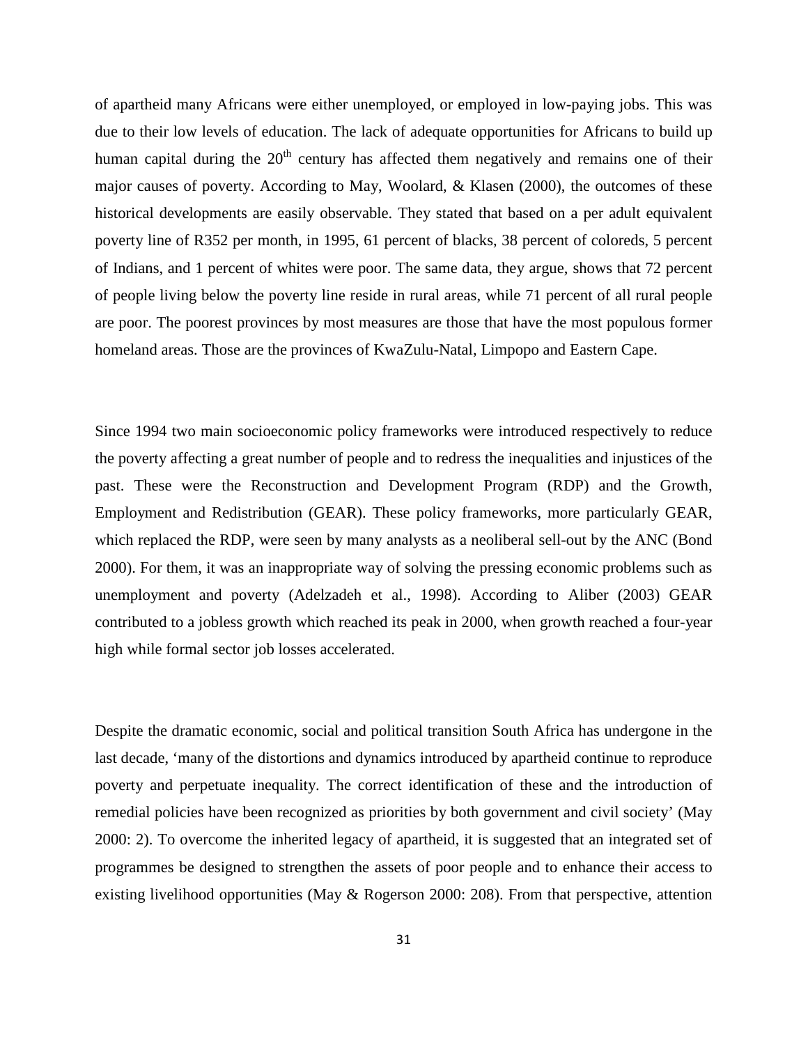of apartheid many Africans were either unemployed, or employed in low-paying jobs. This was due to their low levels of education. The lack of adequate opportunities for Africans to build up human capital during the 20th century has affected them negatively and remains one of their major causes of poverty. According to May, Woolard, & Klasen (2000), the outcomes of these historical developments are easily observable. They stated that based on a per adult equivalent poverty line of R352 per month, in 1995, 61 percent of blacks, 38 percent of coloreds, 5 percent of Indians, and 1 percent of whites were poor. The same data, they argue, shows that 72 percent of people living below the poverty line reside in rural areas, while 71 percent of all rural people are poor. The poorest provinces by most measures are those that have the most populous former homeland areas. Those are the provinces of KwaZulu-Natal, Limpopo and Eastern Cape.

Since 1994 two main socioeconomic policy frameworks were introduced respectively to reduce the poverty affecting a great number of people and to redress the inequalities and injustices of the past. These were the Reconstruction and Development Program (RDP) and the Growth, Employment and Redistribution (GEAR). These policy frameworks, more particularly GEAR, which replaced the RDP, were seen by many analysts as a neoliberal sell-out by the ANC (Bond 2000). For them, it was an inappropriate way of solving the pressing economic problems such as unemployment and poverty (Adelzadeh et al., 1998). According to Aliber (2003) GEAR contributed to a jobless growth which reached its peak in 2000, when growth reached a four-year high while formal sector job losses accelerated.

Despite the dramatic economic, social and political transition South Africa has undergone in the last decade, 'many of the distortions and dynamics introduced by apartheid continue to reproduce poverty and perpetuate inequality. The correct identification of these and the introduction of remedial policies have been recognized as priorities by both government and civil society' (May 2000: 2). To overcome the inherited legacy of apartheid, it is suggested that an integrated set of programmes be designed to strengthen the assets of poor people and to enhance their access to existing livelihood opportunities (May & Rogerson 2000: 208). From that perspective, attention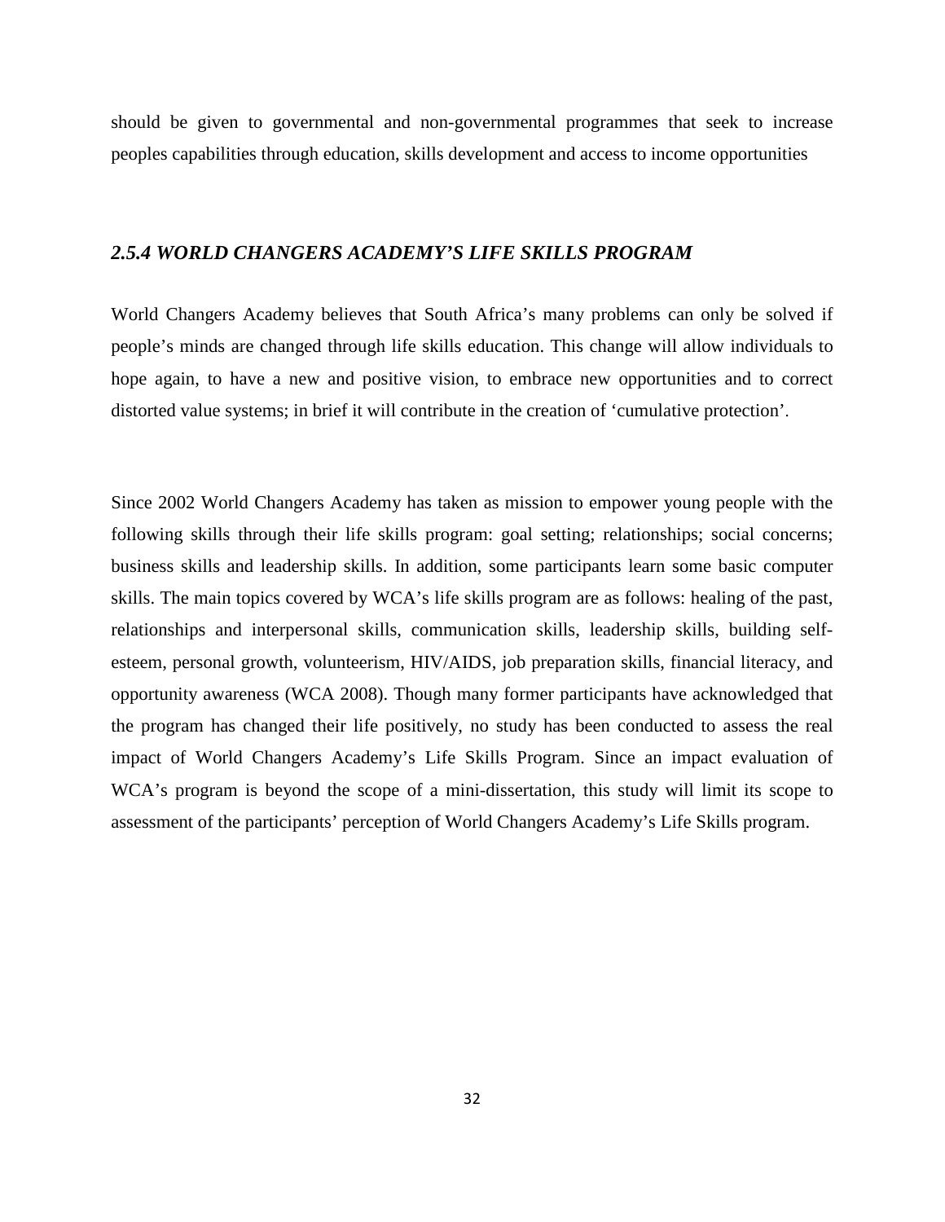should be given to governmental and non-governmental programmes that seek to increase peoples capabilities through education, skills development and access to income opportunities

### *2.5.4 WORLD CHANGERS ACADEMY'S LIFE SKILLS PROGRAM*

World Changers Academy believes that South Africa's many problems can only be solved if people's minds are changed through life skills education. This change will allow individuals to hope again, to have a new and positive vision, to embrace new opportunities and to correct distorted value systems; in brief it will contribute in the creation of 'cumulative protection'.

Since 2002 World Changers Academy has taken as mission to empower young people with the following skills through their life skills program: goal setting; relationships; social concerns; business skills and leadership skills. In addition, some participants learn some basic computer skills. The main topics covered by WCA's life skills program are as follows: healing of the past, relationships and interpersonal skills, communication skills, leadership skills, building self-esteem, personal growth, volunteerism, HIV/AIDS, job preparation skills, financial literacy, and opportunity awareness (WCA 2008). Though many former participants have acknowledged that the program has changed their life positively, no study has been conducted to assess the real impact of World Changers Academy's Life Skills Program. Since an impact evaluation of WCA's program is beyond the scope of a mini-dissertation, this study will limit its scope to assessment of the participants' perception of World Changers Academy's Life Skills program.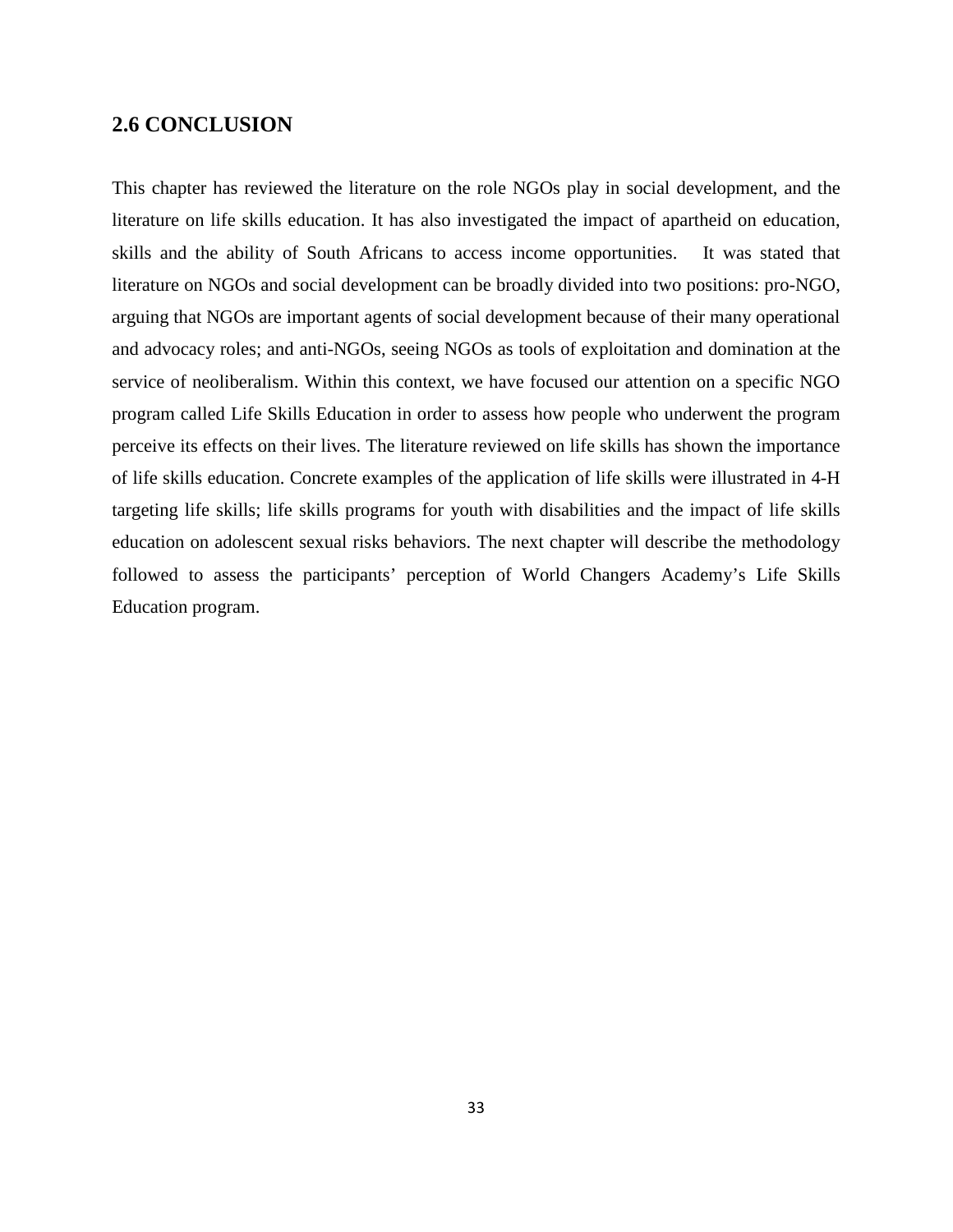## 2.6 CONCLUSION

This chapter has reviewed the literature on the role NGOs play in social development, and the literature on life skills education. It has also investigated the impact of apartheid on education, skills and the ability of South Africans to access income opportunities. It was stated that literature on NGOs and social development can be broadly divided into two positions: pro-NGO, arguing that NGOs are important agents of social development because of their many operational and advocacy roles; and anti-NGOs, seeing NGOs as tools of exploitation and domination at the service of neoliberalism. Within this context, we have focused our attention on a specific NGO program called Life Skills Education in order to assess how people who underwent the program perceive its effects on their lives. The literature reviewed on life skills has shown the importance of life skills education. Concrete examples of the application of life skills were illustrated in 4-H targeting life skills; life skills programs for youth with disabilities and the impact of life skills education on adolescent sexual risks behaviors. The next chapter will describe the methodology followed to assess the participants' perception of World Changers Academy's Life Skills Education program.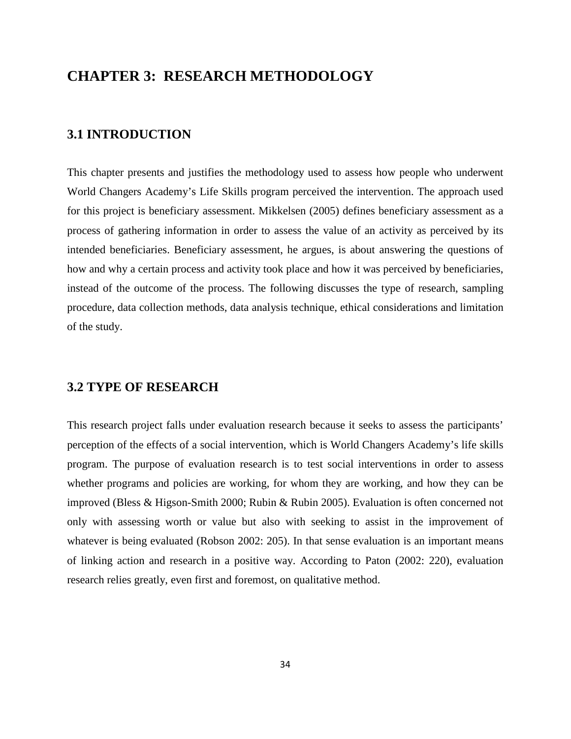# CHAPTER 3: RESEARCH METHODOLOGY

## 3.1 INTRODUCTION

This chapter presents and justifies the methodology used to assess how people who underwent World Changers Academy's Life Skills program perceived the intervention. The approach used for this project is beneficiary assessment. Mikkelsen (2005) defines beneficiary assessment as a process of gathering information in order to assess the value of an activity as perceived by its intended beneficiaries. Beneficiary assessment, he argues, is about answering the questions of how and why a certain process and activity took place and how it was perceived by beneficiaries, instead of the outcome of the process. The following discusses the type of research, sampling procedure, data collection methods, data analysis technique, ethical considerations and limitation of the study.

## 3.2 TYPE OF RESEARCH

This research project falls under evaluation research because it seeks to assess the participants' perception of the effects of a social intervention, which is World Changers Academy's life skills program. The purpose of evaluation research is to test social interventions in order to assess whether programs and policies are working, for whom they are working, and how they can be improved (Bless & Higson-Smith 2000; Rubin & Rubin 2005). Evaluation is often concerned not only with assessing worth or value but also with seeking to assist in the improvement of whatever is being evaluated (Robson 2002: 205). In that sense evaluation is an important means of linking action and research in a positive way. According to Paton (2002: 220), evaluation research relies greatly, even first and foremost, on qualitative method.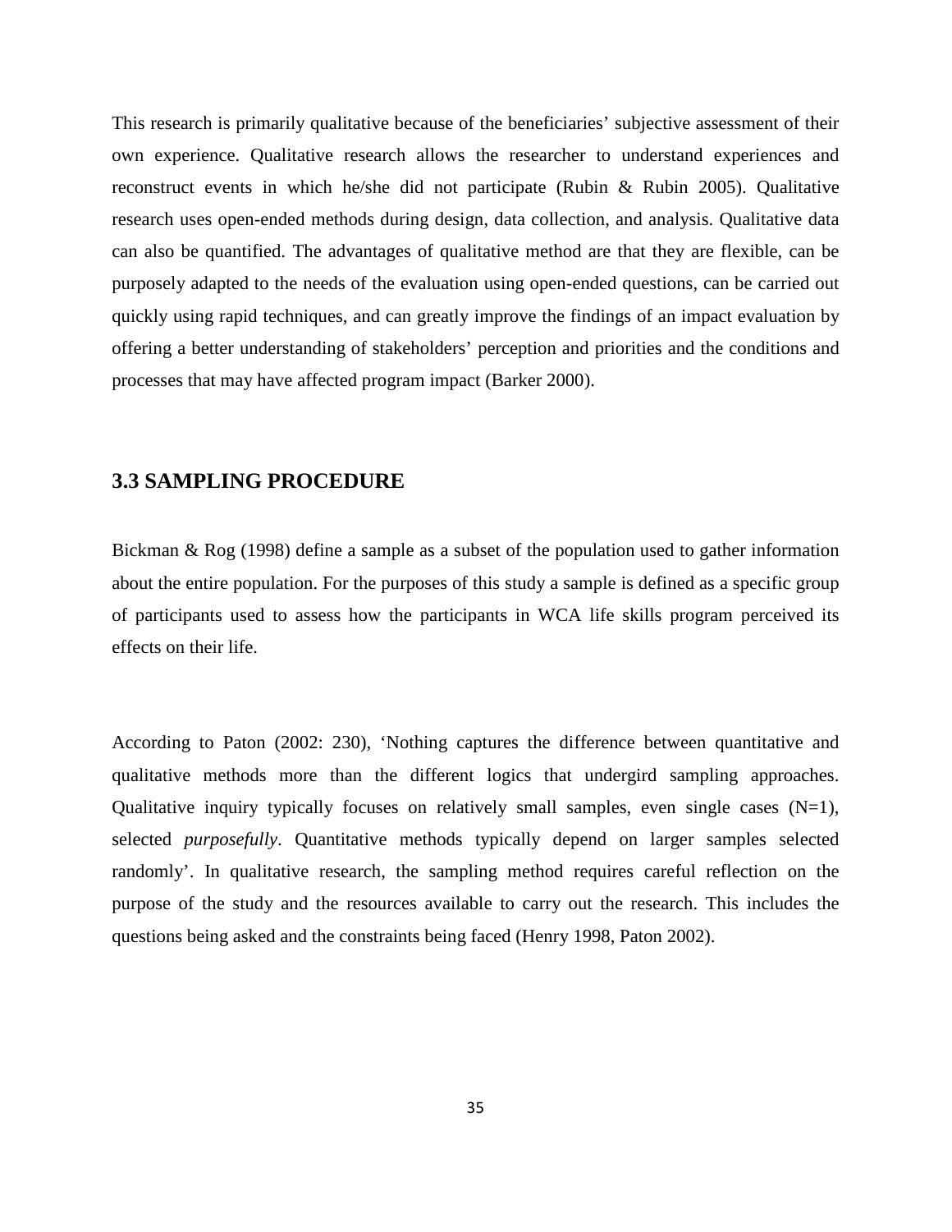This research is primarily qualitative because of the beneficiaries' subjective assessment of their own experience. Qualitative research allows the researcher to understand experiences and reconstruct events in which he/she did not participate (Rubin & Rubin 2005). Qualitative research uses open-ended methods during design, data collection, and analysis. Qualitative data can also be quantified. The advantages of qualitative method are that they are flexible, can be purposely adapted to the needs of the evaluation using open-ended questions, can be carried out quickly using rapid techniques, and can greatly improve the findings of an impact evaluation by offering a better understanding of stakeholders' perception and priorities and the conditions and processes that may have affected program impact (Barker 2000).

## 3.3 SAMPLING PROCEDURE

Bickman & Rog (1998) define a sample as a subset of the population used to gather information about the entire population. For the purposes of this study a sample is defined as a specific group of participants used to assess how the participants in WCA life skills program perceived its effects on their life.

According to Paton (2002: 230), 'Nothing captures the difference between quantitative and qualitative methods more than the different logics that undergird sampling approaches. Qualitative inquiry typically focuses on relatively small samples, even single cases (N=1), selected *purposefully*. Quantitative methods typically depend on larger samples selected randomly'. In qualitative research, the sampling method requires careful reflection on the purpose of the study and the resources available to carry out the research. This includes the questions being asked and the constraints being faced (Henry 1998, Paton 2002).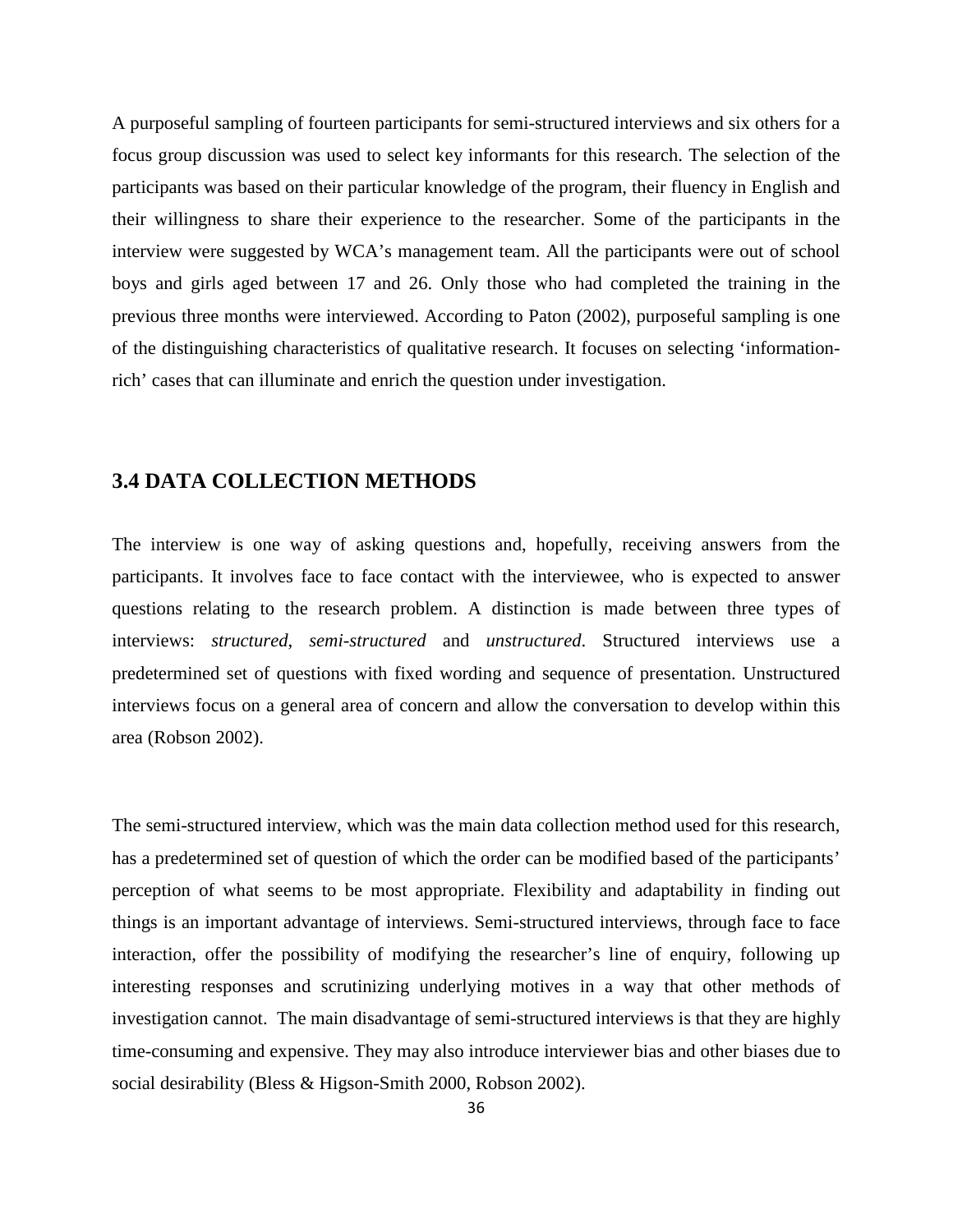A purposeful sampling of fourteen participants for semi-structured interviews and six others for a focus group discussion was used to select key informants for this research. The selection of the participants was based on their particular knowledge of the program, their fluency in English and their willingness to share their experience to the researcher. Some of the participants in the interview were suggested by WCA's management team. All the participants were out of school boys and girls aged between 17 and 26. Only those who had completed the training in the previous three months were interviewed. According to Paton (2002), purposeful sampling is one of the distinguishing characteristics of qualitative research. It focuses on selecting 'information-rich' cases that can illuminate and enrich the question under investigation.

## 3.4 DATA COLLECTION METHODS

The interview is one way of asking questions and, hopefully, receiving answers from the participants. It involves face to face contact with the interviewee, who is expected to answer questions relating to the research problem. A distinction is made between three types of interviews: *structured*, *semi-structured* and *unstructured*. Structured interviews use a predetermined set of questions with fixed wording and sequence of presentation. Unstructured interviews focus on a general area of concern and allow the conversation to develop within this area (Robson 2002).

The semi-structured interview, which was the main data collection method used for this research, has a predetermined set of question of which the order can be modified based of the participants' perception of what seems to be most appropriate. Flexibility and adaptability in finding out things is an important advantage of interviews. Semi-structured interviews, through face to face interaction, offer the possibility of modifying the researcher's line of enquiry, following up interesting responses and scrutinizing underlying motives in a way that other methods of investigation cannot. The main disadvantage of semi-structured interviews is that they are highly time-consuming and expensive. They may also introduce interviewer bias and other biases due to social desirability (Bless & Higson-Smith 2000, Robson 2002).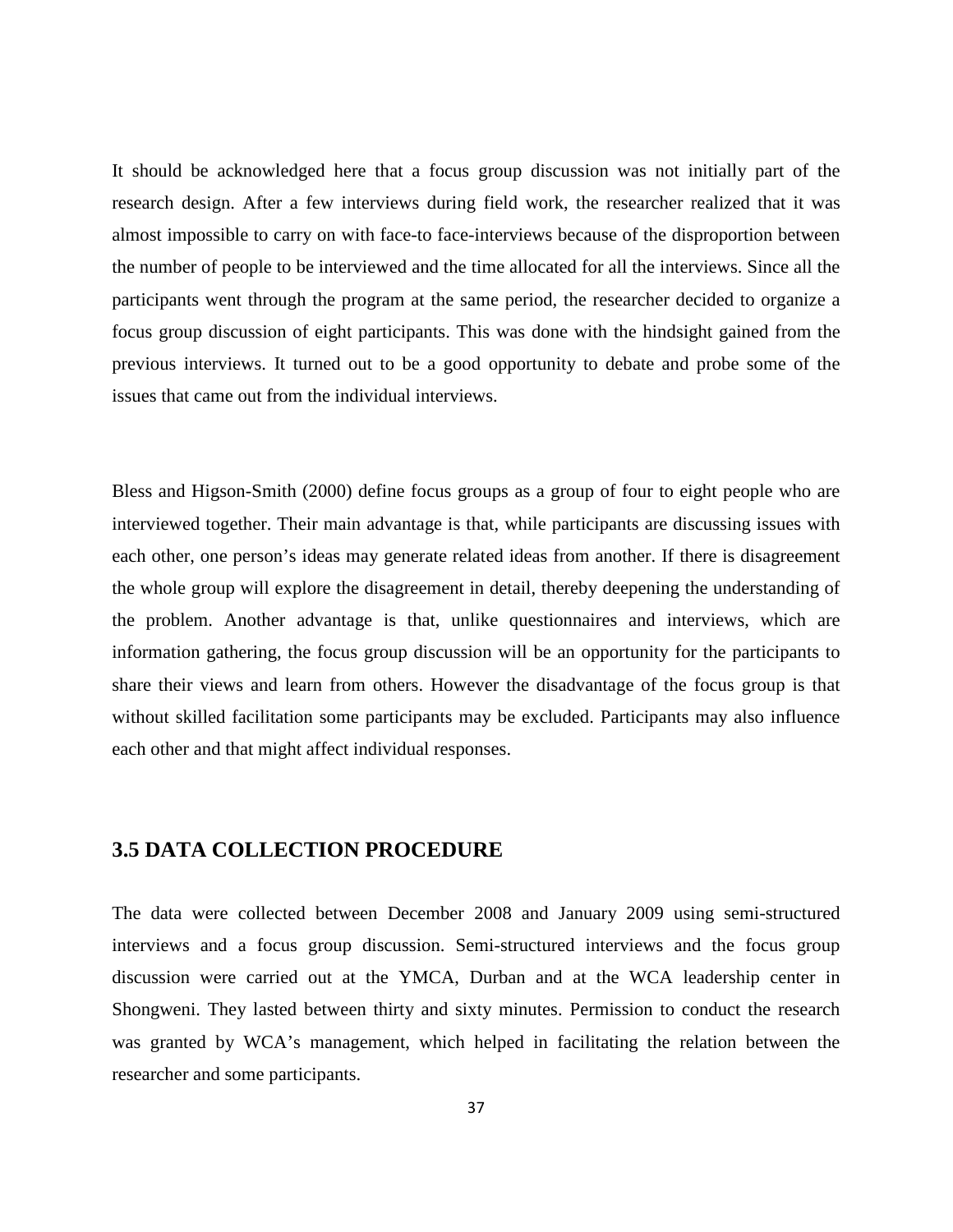It should be acknowledged here that a focus group discussion was not initially part of the research design. After a few interviews during field work, the researcher realized that it was almost impossible to carry on with face-to face-interviews because of the disproportion between the number of people to be interviewed and the time allocated for all the interviews. Since all the participants went through the program at the same period, the researcher decided to organize a focus group discussion of eight participants. This was done with the hindsight gained from the previous interviews. It turned out to be a good opportunity to debate and probe some of the issues that came out from the individual interviews.

Bless and Higson-Smith (2000) define focus groups as a group of four to eight people who are interviewed together. Their main advantage is that, while participants are discussing issues with each other, one person's ideas may generate related ideas from another. If there is disagreement the whole group will explore the disagreement in detail, thereby deepening the understanding of the problem. Another advantage is that, unlike questionnaires and interviews, which are information gathering, the focus group discussion will be an opportunity for the participants to share their views and learn from others. However the disadvantage of the focus group is that without skilled facilitation some participants may be excluded. Participants may also influence each other and that might affect individual responses.

## 3.5 DATA COLLECTION PROCEDURE

The data were collected between December 2008 and January 2009 using semi-structured interviews and a focus group discussion. Semi-structured interviews and the focus group discussion were carried out at the YMCA, Durban and at the WCA leadership center in Shongweni. They lasted between thirty and sixty minutes. Permission to conduct the research was granted by WCA's management, which helped in facilitating the relation between the researcher and some participants.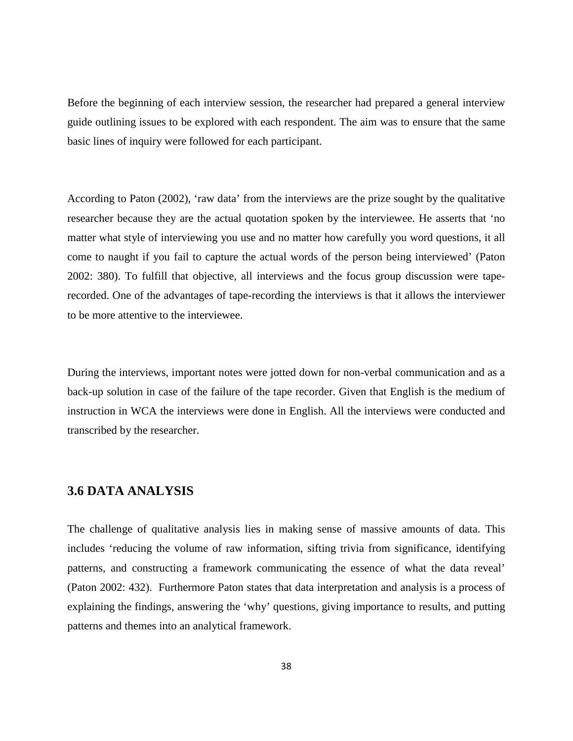Before the beginning of each interview session, the researcher had prepared a general interview guide outlining issues to be explored with each respondent. The aim was to ensure that the same basic lines of inquiry were followed for each participant.

According to Paton (2002), 'raw data' from the interviews are the prize sought by the qualitative researcher because they are the actual quotation spoken by the interviewee. He asserts that 'no matter what style of interviewing you use and no matter how carefully you word questions, it all come to naught if you fail to capture the actual words of the person being interviewed' (Paton 2002: 380). To fulfill that objective, all interviews and the focus group discussion were tape-recorded. One of the advantages of tape-recording the interviews is that it allows the interviewer to be more attentive to the interviewee.

During the interviews, important notes were jotted down for non-verbal communication and as a back-up solution in case of the failure of the tape recorder. Given that English is the medium of instruction in WCA the interviews were done in English. All the interviews were conducted and transcribed by the researcher.

## 3.6 DATA ANALYSIS

The challenge of qualitative analysis lies in making sense of massive amounts of data. This includes 'reducing the volume of raw information, sifting trivia from significance, identifying patterns, and constructing a framework communicating the essence of what the data reveal' (Paton 2002: 432). Furthermore Paton states that data interpretation and analysis is a process of explaining the findings, answering the 'why' questions, giving importance to results, and putting patterns and themes into an analytical framework.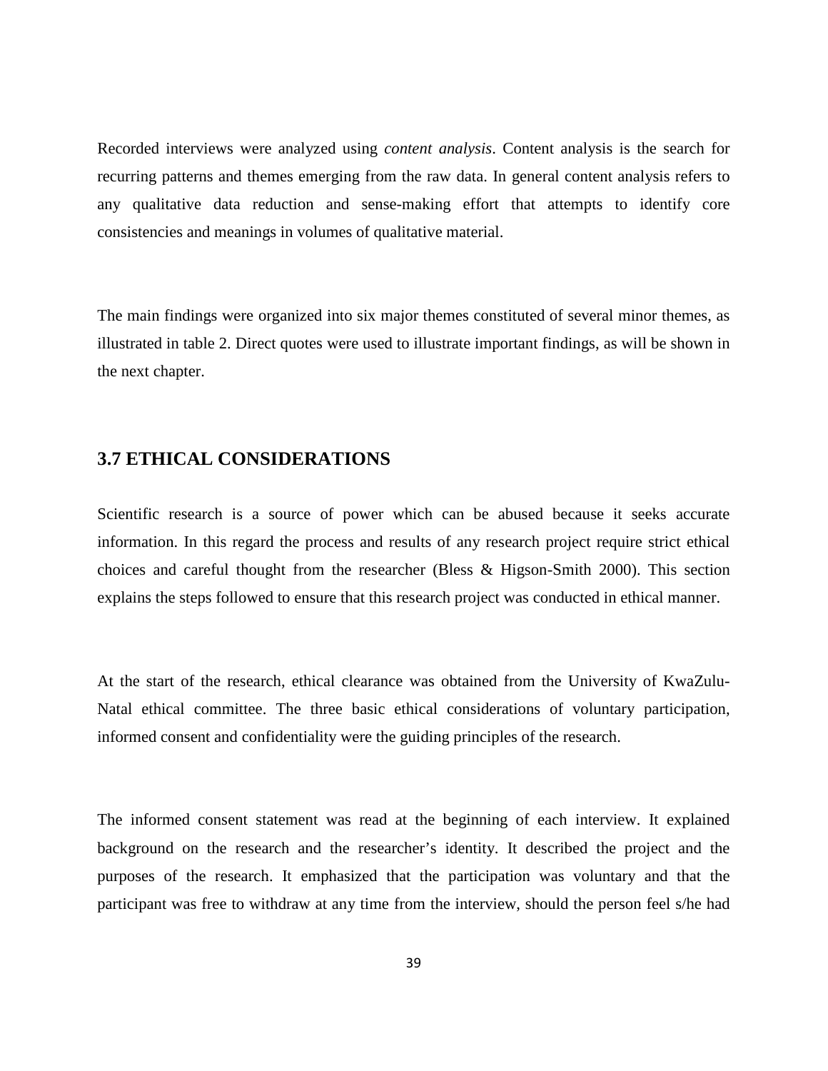Recorded interviews were analyzed using *content analysis*. Content analysis is the search for recurring patterns and themes emerging from the raw data. In general content analysis refers to any qualitative data reduction and sense-making effort that attempts to identify core consistencies and meanings in volumes of qualitative material.

The main findings were organized into six major themes constituted of several minor themes, as illustrated in table 2. Direct quotes were used to illustrate important findings, as will be shown in the next chapter.

## 3.7 ETHICAL CONSIDERATIONS

Scientific research is a source of power which can be abused because it seeks accurate information. In this regard the process and results of any research project require strict ethical choices and careful thought from the researcher (Bless & Higson-Smith 2000). This section explains the steps followed to ensure that this research project was conducted in ethical manner.

At the start of the research, ethical clearance was obtained from the University of KwaZulu-Natal ethical committee. The three basic ethical considerations of voluntary participation, informed consent and confidentiality were the guiding principles of the research.

The informed consent statement was read at the beginning of each interview. It explained background on the research and the researcher's identity. It described the project and the purposes of the research. It emphasized that the participation was voluntary and that the participant was free to withdraw at any time from the interview, should the person feel s/he had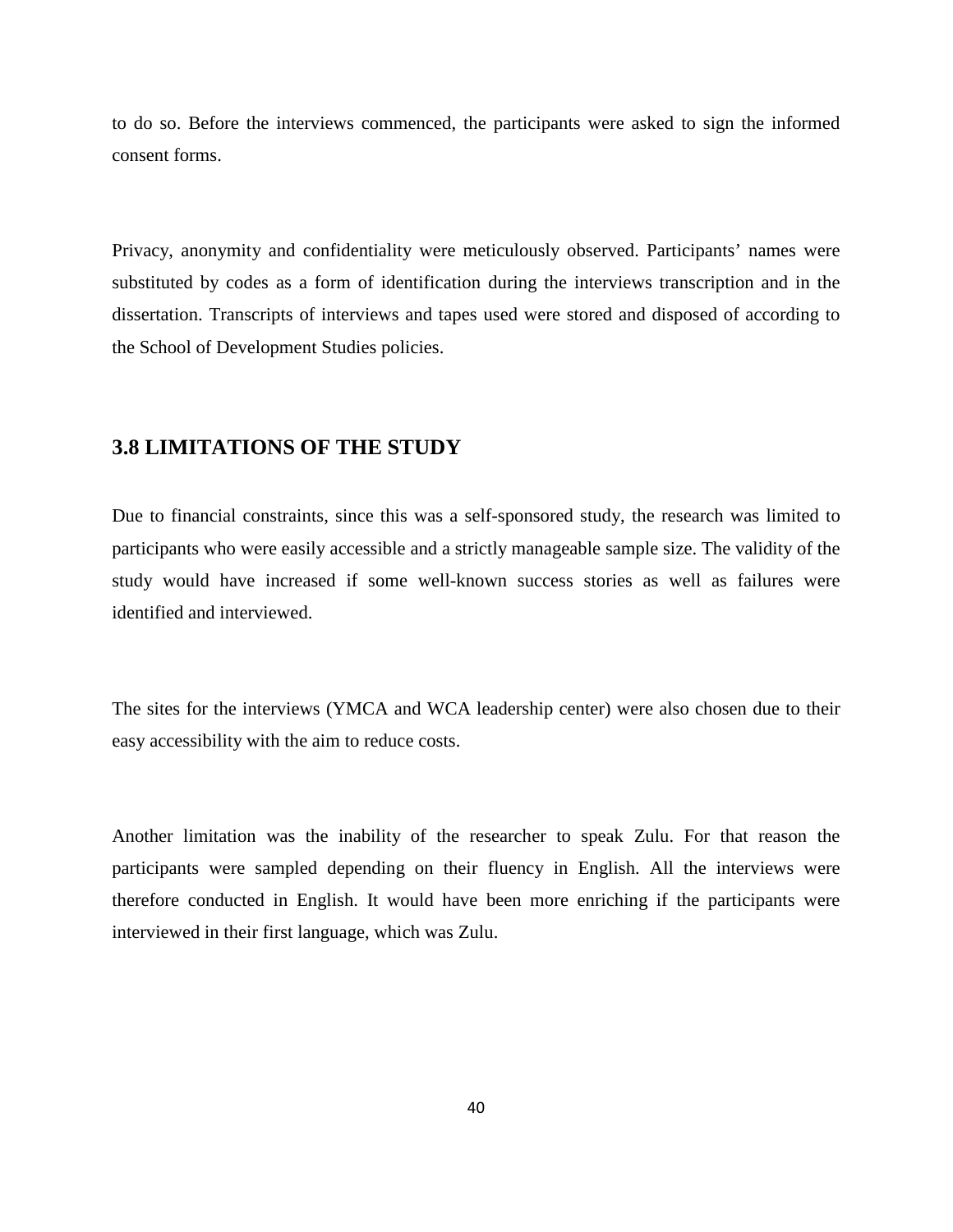to do so. Before the interviews commenced, the participants were asked to sign the informed consent forms.

Privacy, anonymity and confidentiality were meticulously observed. Participants' names were substituted by codes as a form of identification during the interviews transcription and in the dissertation. Transcripts of interviews and tapes used were stored and disposed of according to the School of Development Studies policies.

## 3.8 LIMITATIONS OF THE STUDY

Due to financial constraints, since this was a self-sponsored study, the research was limited to participants who were easily accessible and a strictly manageable sample size. The validity of the study would have increased if some well-known success stories as well as failures were identified and interviewed.

The sites for the interviews (YMCA and WCA leadership center) were also chosen due to their easy accessibility with the aim to reduce costs.

Another limitation was the inability of the researcher to speak Zulu. For that reason the participants were sampled depending on their fluency in English. All the interviews were therefore conducted in English. It would have been more enriching if the participants were interviewed in their first language, which was Zulu.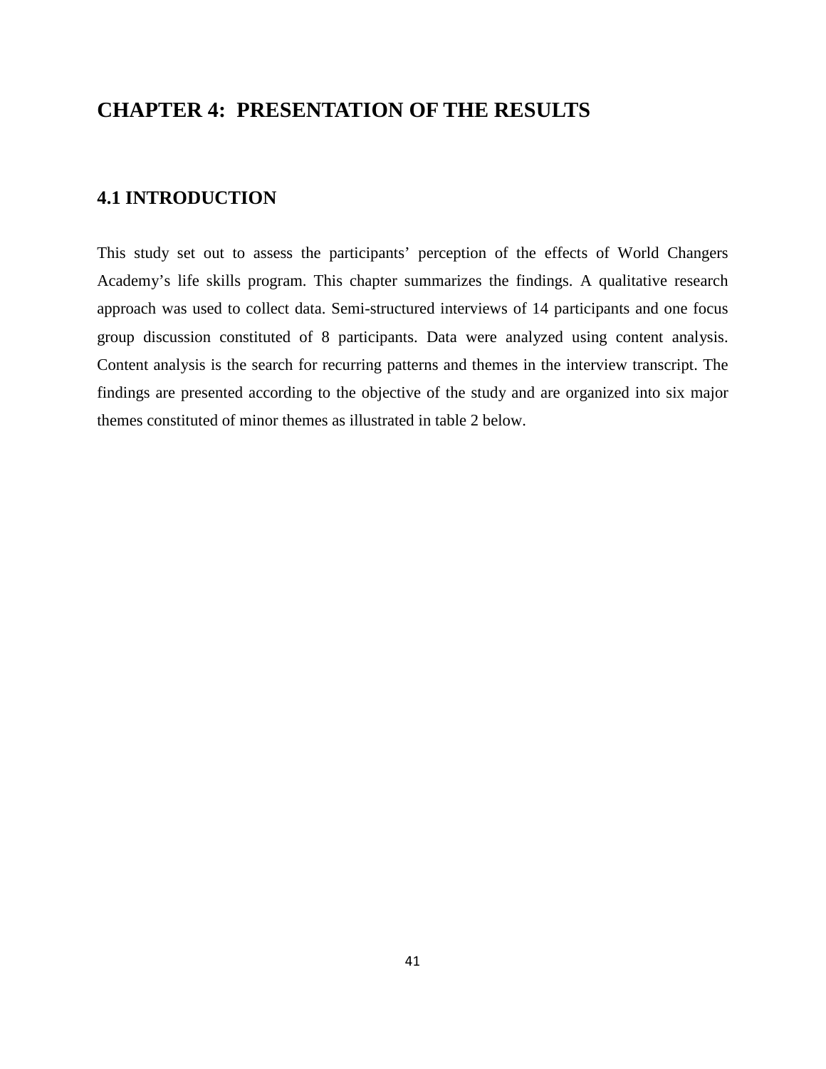# CHAPTER 4: PRESENTATION OF THE RESULTS

## 4.1 INTRODUCTION

This study set out to assess the participants' perception of the effects of World Changers Academy's life skills program. This chapter summarizes the findings. A qualitative research approach was used to collect data. Semi-structured interviews of 14 participants and one focus group discussion constituted of 8 participants. Data were analyzed using content analysis. Content analysis is the search for recurring patterns and themes in the interview transcript. The findings are presented according to the objective of the study and are organized into six major themes constituted of minor themes as illustrated in table 2 below.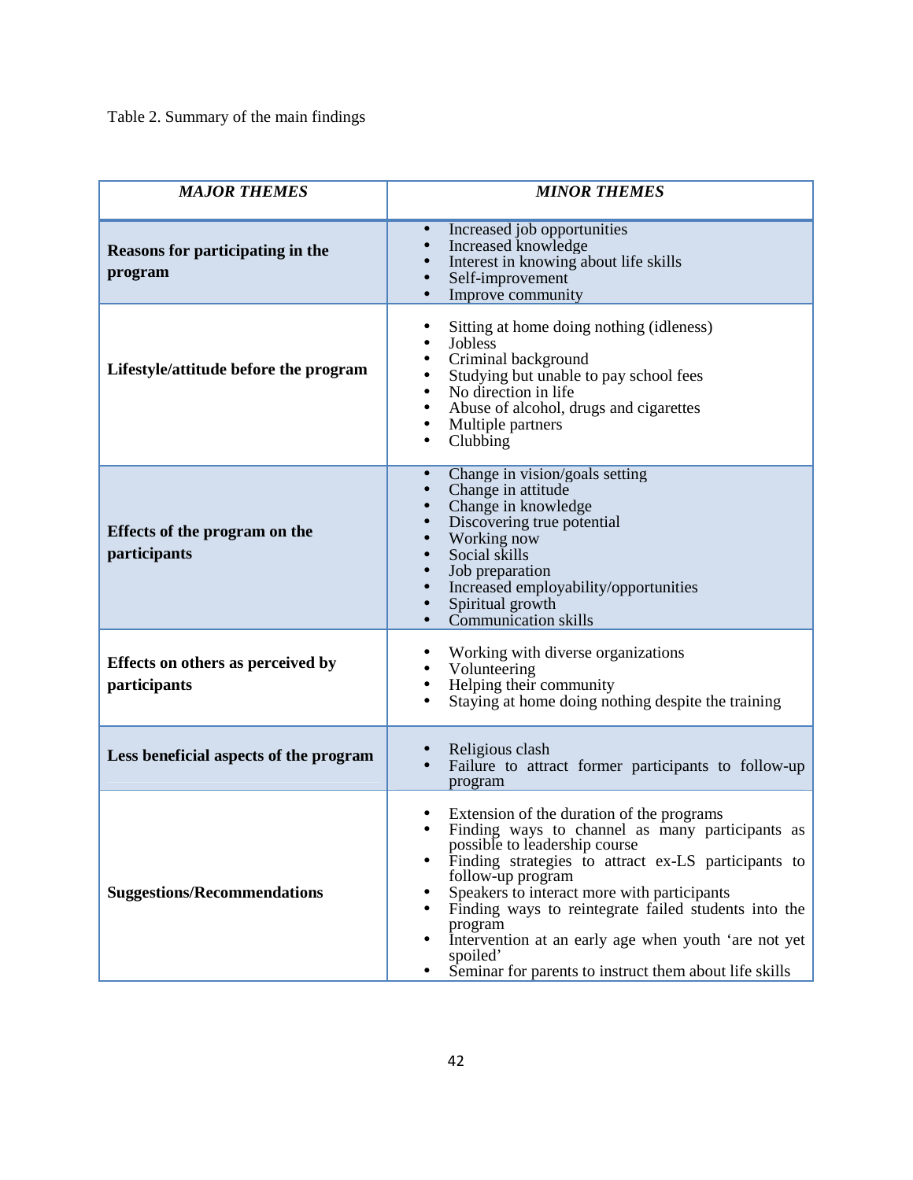Table 2. Summary of the main findings

| *MAJOR THEMES* | *MINOR THEMES* |
|---|---|
| **Reasons for participating in the program** | • Increased job opportunities<br>• Increased knowledge<br>• Interest in knowing about life skills<br>• Self-improvement<br>• Improve community |
| **Lifestyle/attitude before the program** | • Sitting at home doing nothing (idleness)<br>• Jobless<br>• Criminal background<br>• Studying but unable to pay school fees<br>• No direction in life<br>• Abuse of alcohol, drugs and cigarettes<br>• Multiple partners<br>• Clubbing |
| **Effects of the program on the participants** | • Change in vision/goals setting<br>• Change in attitude<br>• Change in knowledge<br>• Discovering true potential<br>• Working now<br>• Social skills<br>• Job preparation<br>• Increased employability/opportunities<br>• Spiritual growth<br>• Communication skills |
| **Effects on others as perceived by participants** | • Working with diverse organizations<br>• Volunteering<br>• Helping their community<br>• Staying at home doing nothing despite the training |
| **Less beneficial aspects of the program** | • Religious clash<br>• Failure to attract former participants to follow-up program |
| **Suggestions/Recommendations** | • Extension of the duration of the programs<br>• Finding ways to channel as many participants as possible to leadership course<br>• Finding strategies to attract ex-LS participants to follow-up program<br>• Speakers to interact more with participants<br>• Finding ways to reintegrate failed students into the program<br>• Intervention at an early age when youth 'are not yet spoiled'<br>• Seminar for parents to instruct them about life skills |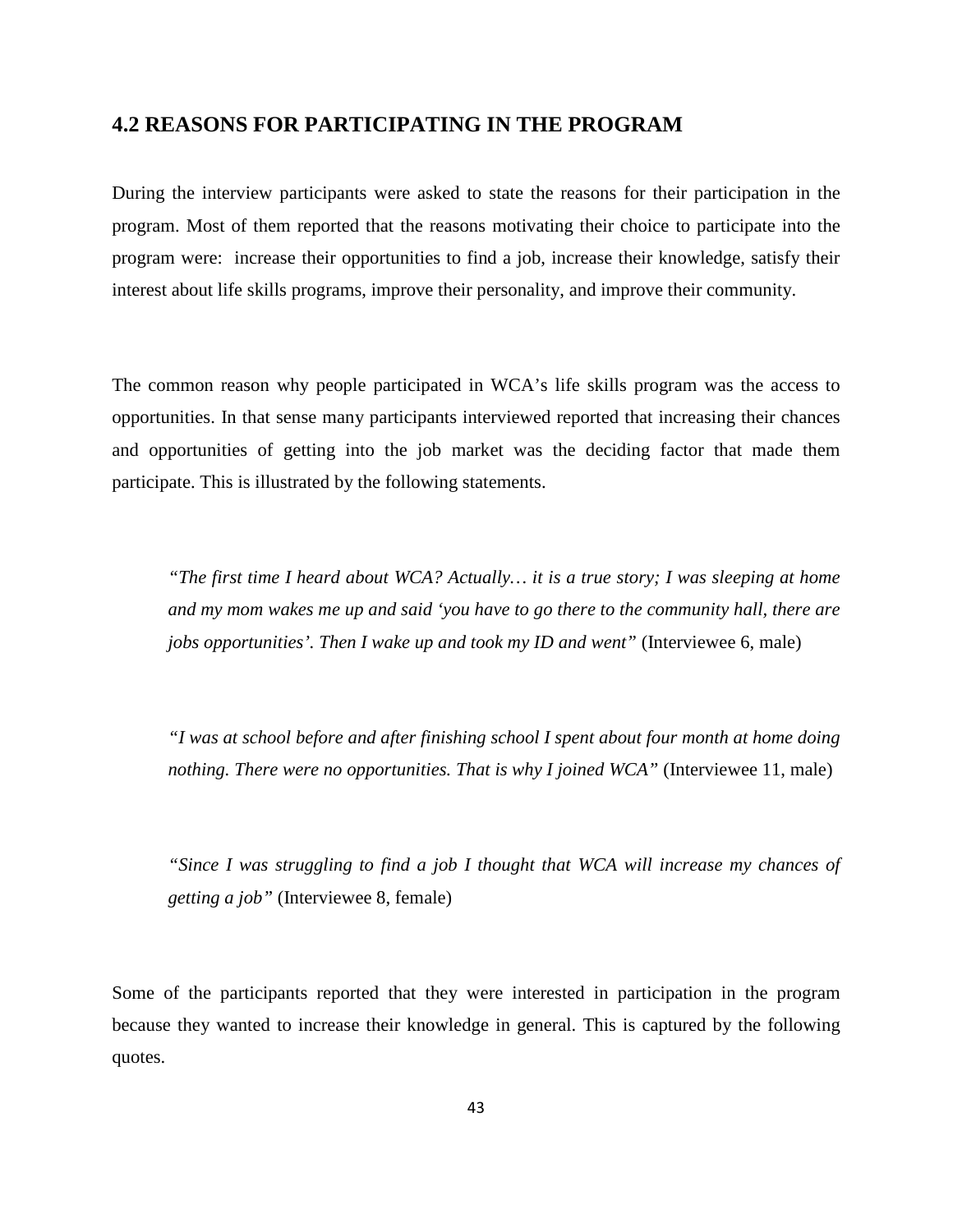## 4.2 REASONS FOR PARTICIPATING IN THE PROGRAM

During the interview participants were asked to state the reasons for their participation in the program. Most of them reported that the reasons motivating their choice to participate into the program were:  increase their opportunities to find a job, increase their knowledge, satisfy their interest about life skills programs, improve their personality, and improve their community.

The common reason why people participated in WCA's life skills program was the access to opportunities. In that sense many participants interviewed reported that increasing their chances and opportunities of getting into the job market was the deciding factor that made them participate. This is illustrated by the following statements.

> *"The first time I heard about WCA? Actually… it is a true story; I was sleeping at home and my mom wakes me up and said 'you have to go there to the community hall, there are jobs opportunities'. Then I wake up and took my ID and went"* (Interviewee 6, male)

> *"I was at school before and after finishing school I spent about four month at home doing nothing. There were no opportunities. That is why I joined WCA"* (Interviewee 11, male)

> *"Since I was struggling to find a job I thought that WCA will increase my chances of getting a job"* (Interviewee 8, female)

Some of the participants reported that they were interested in participation in the program because they wanted to increase their knowledge in general. This is captured by the following quotes.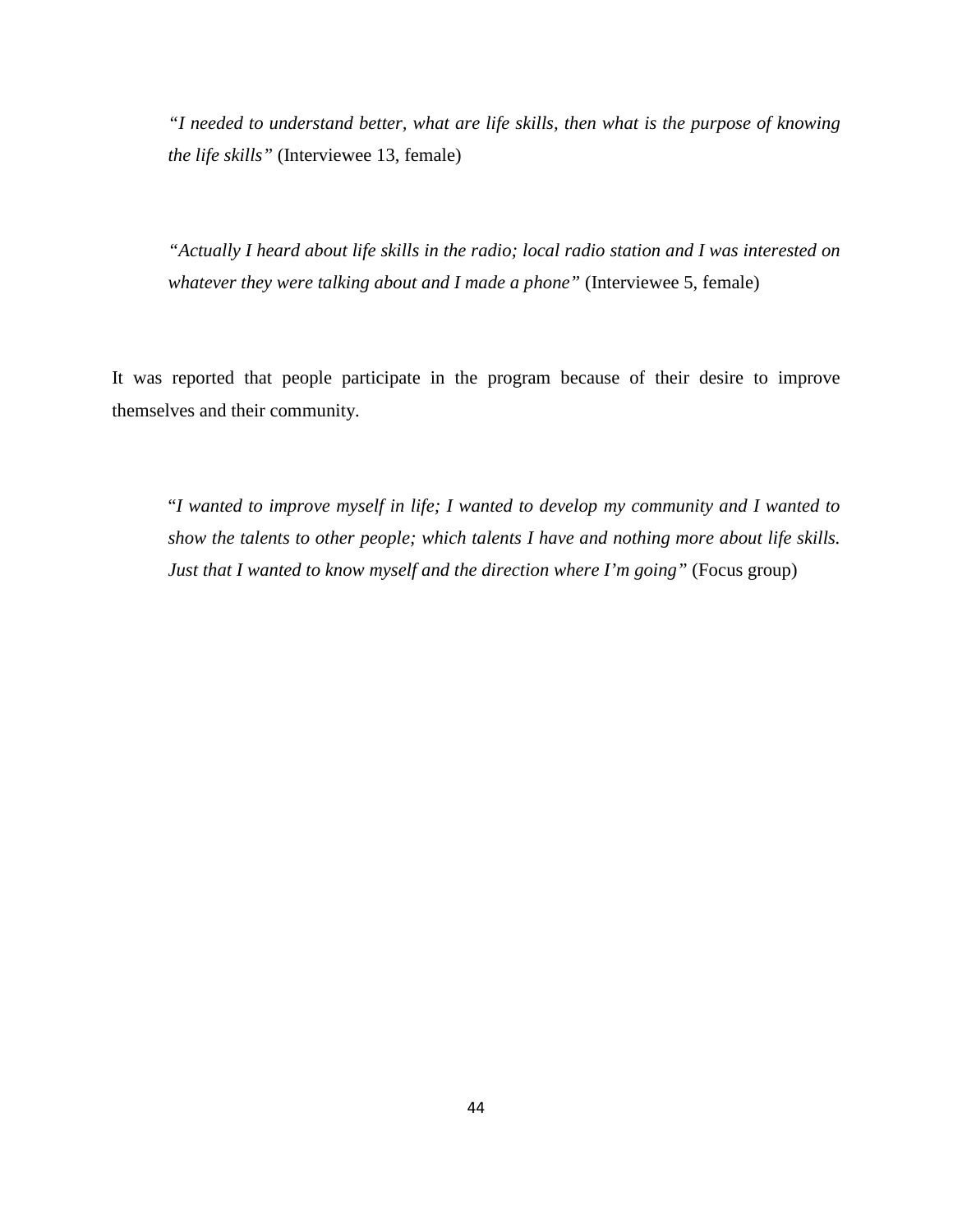> *"I needed to understand better, what are life skills, then what is the purpose of knowing the life skills"* (Interviewee 13, female)

> *"Actually I heard about life skills in the radio; local radio station and I was interested on whatever they were talking about and I made a phone"* (Interviewee 5, female)

It was reported that people participate in the program because of their desire to improve themselves and their community.

> "*I wanted to improve myself in life; I wanted to develop my community and I wanted to show the talents to other people; which talents I have and nothing more about life skills. Just that I wanted to know myself and the direction where I'm going"* (Focus group)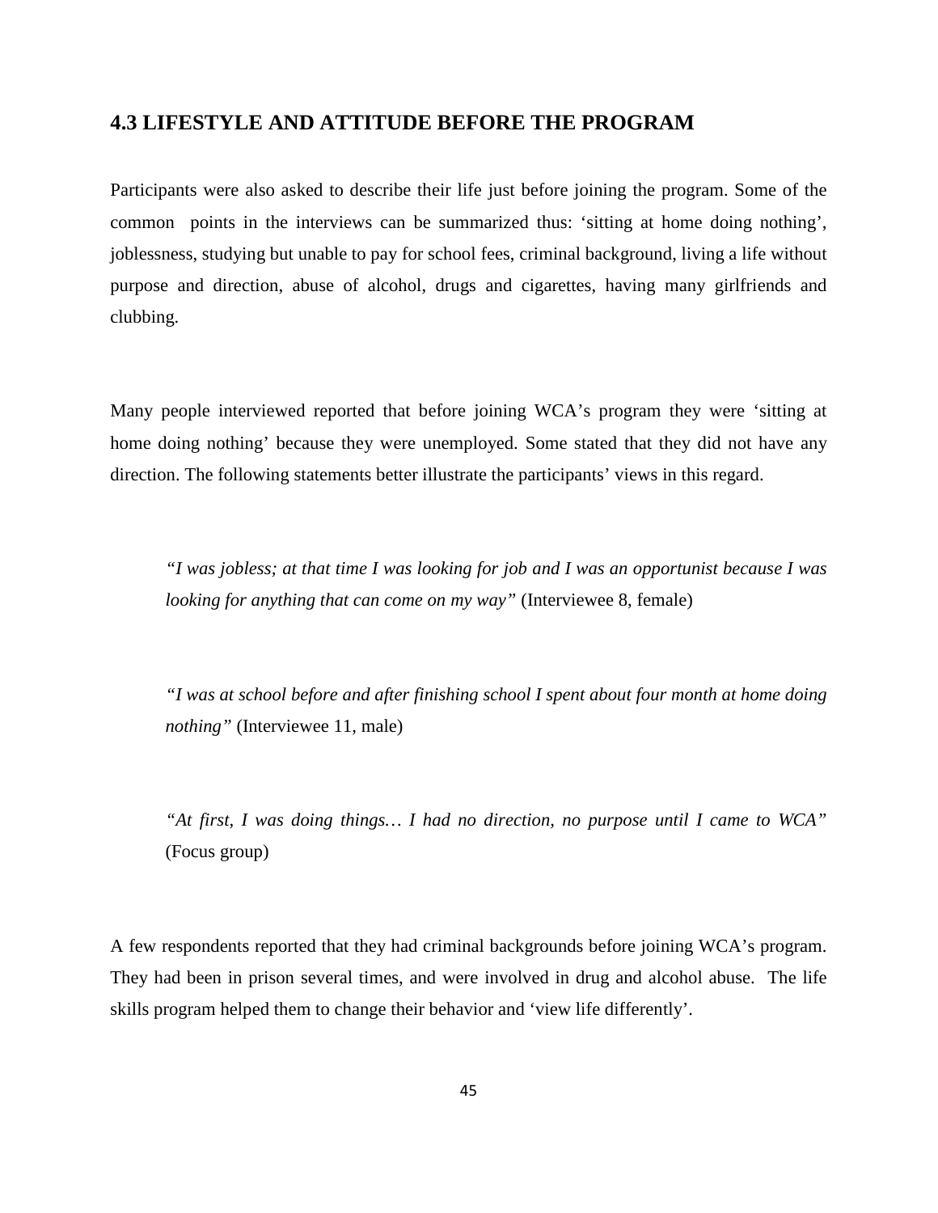## 4.3 LIFESTYLE AND ATTITUDE BEFORE THE PROGRAM

Participants were also asked to describe their life just before joining the program. Some of the common points in the interviews can be summarized thus: 'sitting at home doing nothing', joblessness, studying but unable to pay for school fees, criminal background, living a life without purpose and direction, abuse of alcohol, drugs and cigarettes, having many girlfriends and clubbing.

Many people interviewed reported that before joining WCA's program they were 'sitting at home doing nothing' because they were unemployed. Some stated that they did not have any direction. The following statements better illustrate the participants' views in this regard.

> *"I was jobless; at that time I was looking for job and I was an opportunist because I was looking for anything that can come on my way"* (Interviewee 8, female)

> *"I was at school before and after finishing school I spent about four month at home doing nothing"* (Interviewee 11, male)

> *"At first, I was doing things… I had no direction, no purpose until I came to WCA"* (Focus group)

A few respondents reported that they had criminal backgrounds before joining WCA's program. They had been in prison several times, and were involved in drug and alcohol abuse. The life skills program helped them to change their behavior and 'view life differently'.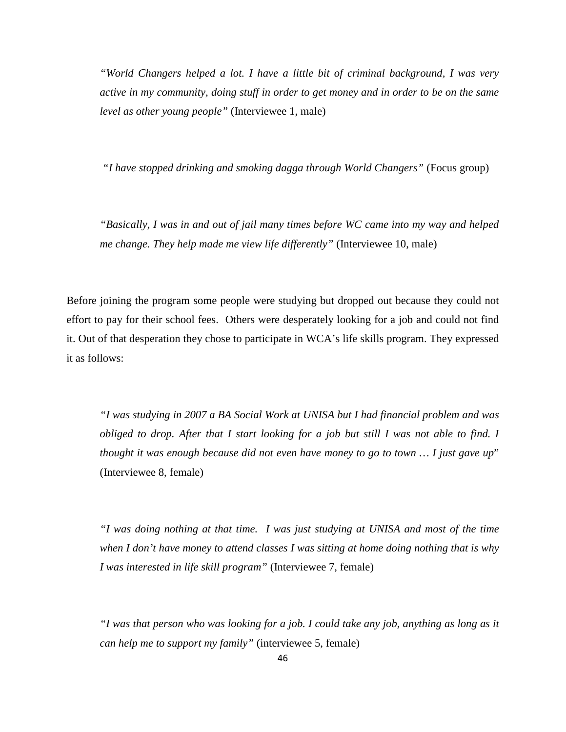> *"World Changers helped a lot. I have a little bit of criminal background, I was very active in my community, doing stuff in order to get money and in order to be on the same level as other young people"* (Interviewee 1, male)

> *"I have stopped drinking and smoking dagga through World Changers"* (Focus group)

> *"Basically, I was in and out of jail many times before WC came into my way and helped me change. They help made me view life differently"* (Interviewee 10, male)

Before joining the program some people were studying but dropped out because they could not effort to pay for their school fees. Others were desperately looking for a job and could not find it. Out of that desperation they chose to participate in WCA's life skills program. They expressed it as follows:

> *"I was studying in 2007 a BA Social Work at UNISA but I had financial problem and was obliged to drop. After that I start looking for a job but still I was not able to find. I thought it was enough because did not even have money to go to town … I just gave up"* (Interviewee 8, female)

> *"I was doing nothing at that time. I was just studying at UNISA and most of the time when I don't have money to attend classes I was sitting at home doing nothing that is why I was interested in life skill program"* (Interviewee 7, female)

> *"I was that person who was looking for a job. I could take any job, anything as long as it can help me to support my family"* (interviewee 5, female)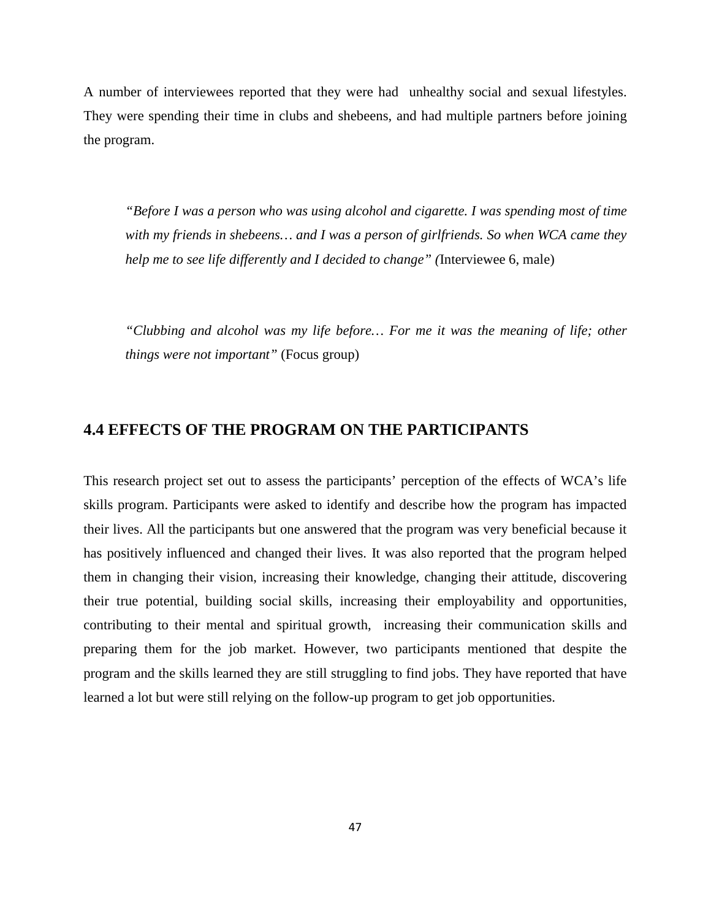A number of interviewees reported that they were had unhealthy social and sexual lifestyles. They were spending their time in clubs and shebeens, and had multiple partners before joining the program.

> *"Before I was a person who was using alcohol and cigarette. I was spending most of time with my friends in shebeens… and I was a person of girlfriends. So when WCA came they help me to see life differently and I decided to change" (*Interviewee 6, male)

> *"Clubbing and alcohol was my life before… For me it was the meaning of life; other things were not important"* (Focus group)

## 4.4 EFFECTS OF THE PROGRAM ON THE PARTICIPANTS

This research project set out to assess the participants' perception of the effects of WCA's life skills program. Participants were asked to identify and describe how the program has impacted their lives. All the participants but one answered that the program was very beneficial because it has positively influenced and changed their lives. It was also reported that the program helped them in changing their vision, increasing their knowledge, changing their attitude, discovering their true potential, building social skills, increasing their employability and opportunities, contributing to their mental and spiritual growth, increasing their communication skills and preparing them for the job market. However, two participants mentioned that despite the program and the skills learned they are still struggling to find jobs. They have reported that have learned a lot but were still relying on the follow-up program to get job opportunities.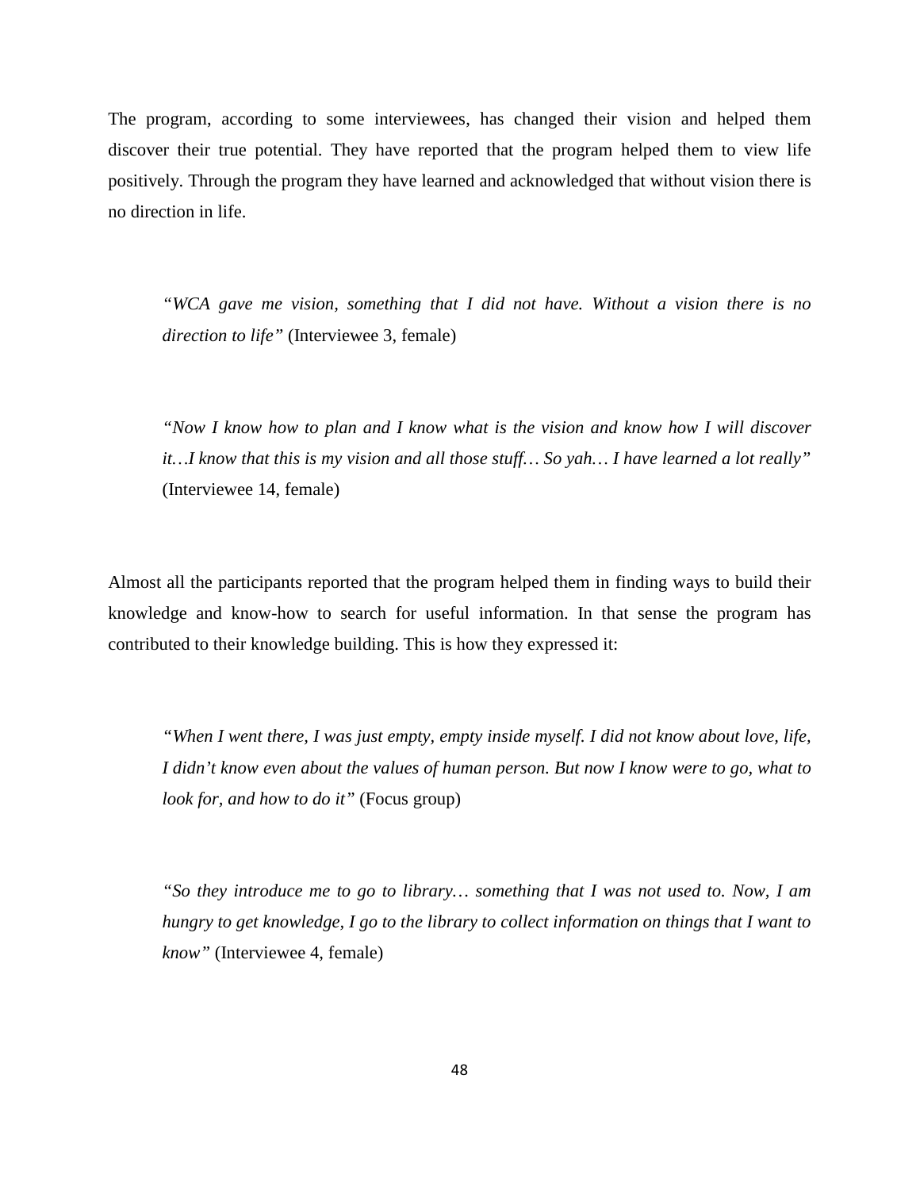The program, according to some interviewees, has changed their vision and helped them discover their true potential. They have reported that the program helped them to view life positively. Through the program they have learned and acknowledged that without vision there is no direction in life.

> *"WCA gave me vision, something that I did not have. Without a vision there is no direction to life"* (Interviewee 3, female)

> *"Now I know how to plan and I know what is the vision and know how I will discover it…I know that this is my vision and all those stuff… So yah… I have learned a lot really"* (Interviewee 14, female)

Almost all the participants reported that the program helped them in finding ways to build their knowledge and know-how to search for useful information. In that sense the program has contributed to their knowledge building. This is how they expressed it:

> *"When I went there, I was just empty, empty inside myself. I did not know about love, life, I didn't know even about the values of human person. But now I know were to go, what to look for, and how to do it"* (Focus group)

> *"So they introduce me to go to library… something that I was not used to. Now, I am hungry to get knowledge, I go to the library to collect information on things that I want to know"* (Interviewee 4, female)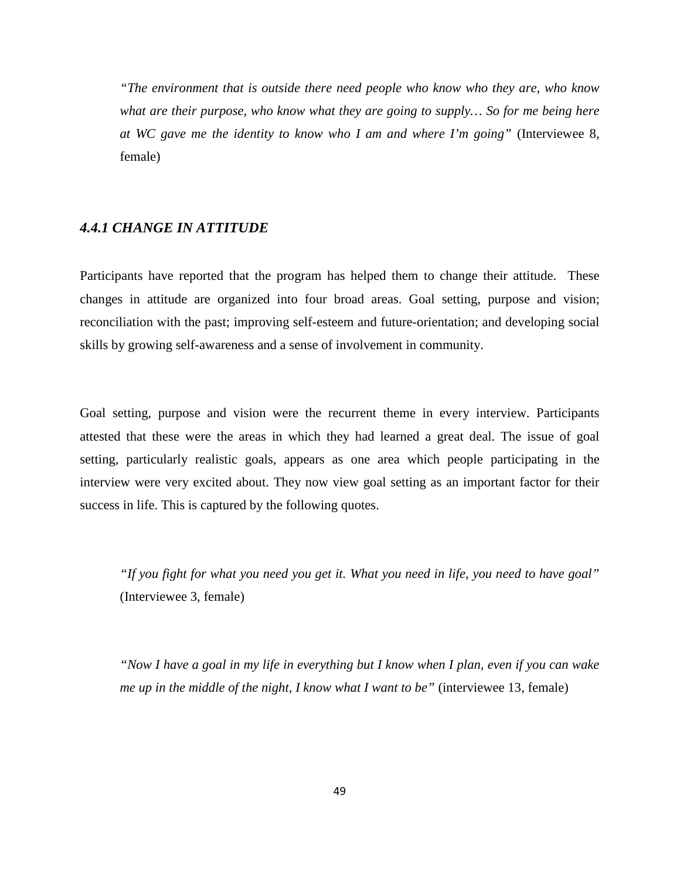> *"The environment that is outside there need people who know who they are, who know what are their purpose, who know what they are going to supply… So for me being here at WC gave me the identity to know who I am and where I'm going"* (Interviewee 8, female)

### *4.4.1 CHANGE IN ATTITUDE*

Participants have reported that the program has helped them to change their attitude. These changes in attitude are organized into four broad areas. Goal setting, purpose and vision; reconciliation with the past; improving self-esteem and future-orientation; and developing social skills by growing self-awareness and a sense of involvement in community.

Goal setting, purpose and vision were the recurrent theme in every interview. Participants attested that these were the areas in which they had learned a great deal. The issue of goal setting, particularly realistic goals, appears as one area which people participating in the interview were very excited about. They now view goal setting as an important factor for their success in life. This is captured by the following quotes.

> *"If you fight for what you need you get it. What you need in life, you need to have goal"* (Interviewee 3, female)

> *"Now I have a goal in my life in everything but I know when I plan, even if you can wake me up in the middle of the night, I know what I want to be"* (interviewee 13, female)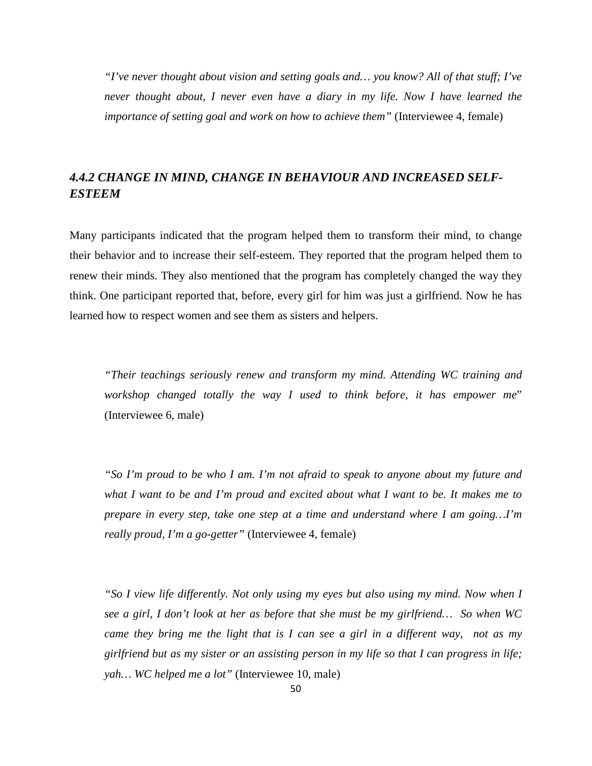*"I've never thought about vision and setting goals and… you know? All of that stuff; I've never thought about, I never even have a diary in my life. Now I have learned the importance of setting goal and work on how to achieve them"* (Interviewee 4, female)

### *4.4.2 CHANGE IN MIND, CHANGE IN BEHAVIOUR AND INCREASED SELF-ESTEEM*

Many participants indicated that the program helped them to transform their mind, to change their behavior and to increase their self-esteem. They reported that the program helped them to renew their minds. They also mentioned that the program has completely changed the way they think. One participant reported that, before, every girl for him was just a girlfriend. Now he has learned how to respect women and see them as sisters and helpers.

*"Their teachings seriously renew and transform my mind. Attending WC training and workshop changed totally the way I used to think before, it has empower me"* (Interviewee 6, male)

*"So I'm proud to be who I am. I'm not afraid to speak to anyone about my future and what I want to be and I'm proud and excited about what I want to be. It makes me to prepare in every step, take one step at a time and understand where I am going…I'm really proud, I'm a go-getter"* (Interviewee 4, female)

*"So I view life differently. Not only using my eyes but also using my mind. Now when I see a girl, I don't look at her as before that she must be my girlfriend… So when WC came they bring me the light that is I can see a girl in a different way, not as my girlfriend but as my sister or an assisting person in my life so that I can progress in life; yah… WC helped me a lot"* (Interviewee 10, male)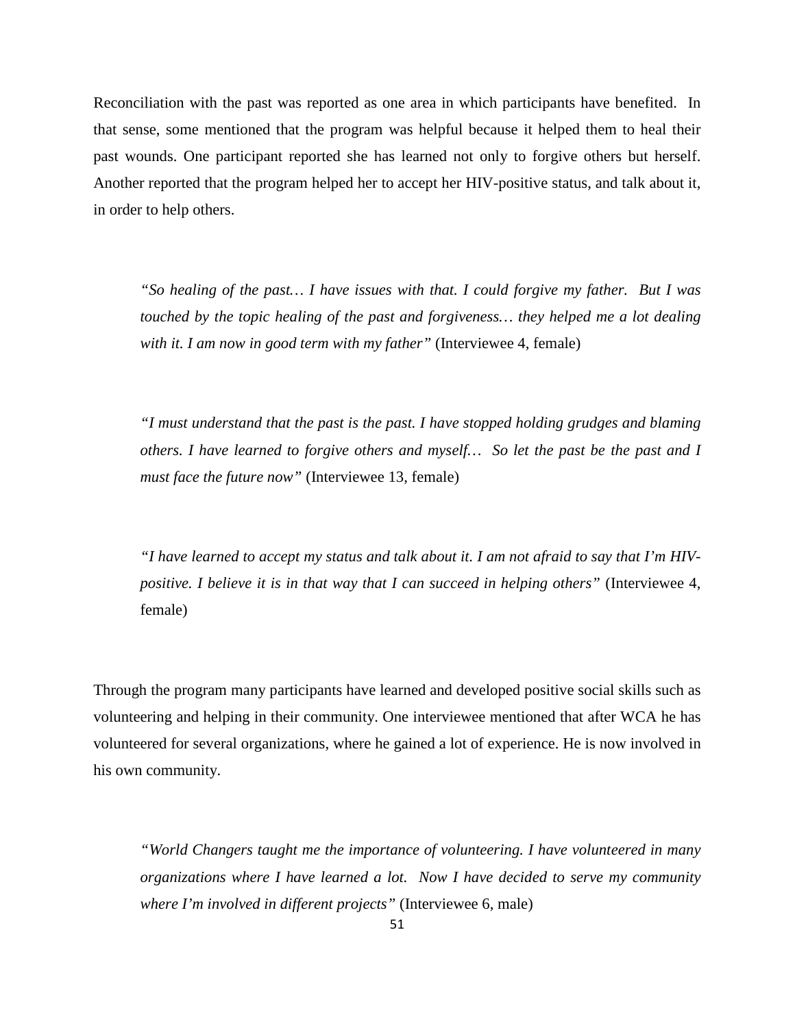Reconciliation with the past was reported as one area in which participants have benefited. In that sense, some mentioned that the program was helpful because it helped them to heal their past wounds. One participant reported she has learned not only to forgive others but herself. Another reported that the program helped her to accept her HIV-positive status, and talk about it, in order to help others.

> *"So healing of the past… I have issues with that. I could forgive my father. But I was touched by the topic healing of the past and forgiveness… they helped me a lot dealing with it. I am now in good term with my father"* (Interviewee 4, female)

> *"I must understand that the past is the past. I have stopped holding grudges and blaming others. I have learned to forgive others and myself… So let the past be the past and I must face the future now"* (Interviewee 13, female)

> *"I have learned to accept my status and talk about it. I am not afraid to say that I'm HIV-positive. I believe it is in that way that I can succeed in helping others"* (Interviewee 4, female)

Through the program many participants have learned and developed positive social skills such as volunteering and helping in their community. One interviewee mentioned that after WCA he has volunteered for several organizations, where he gained a lot of experience. He is now involved in his own community.

> *"World Changers taught me the importance of volunteering. I have volunteered in many organizations where I have learned a lot. Now I have decided to serve my community where I'm involved in different projects"* (Interviewee 6, male)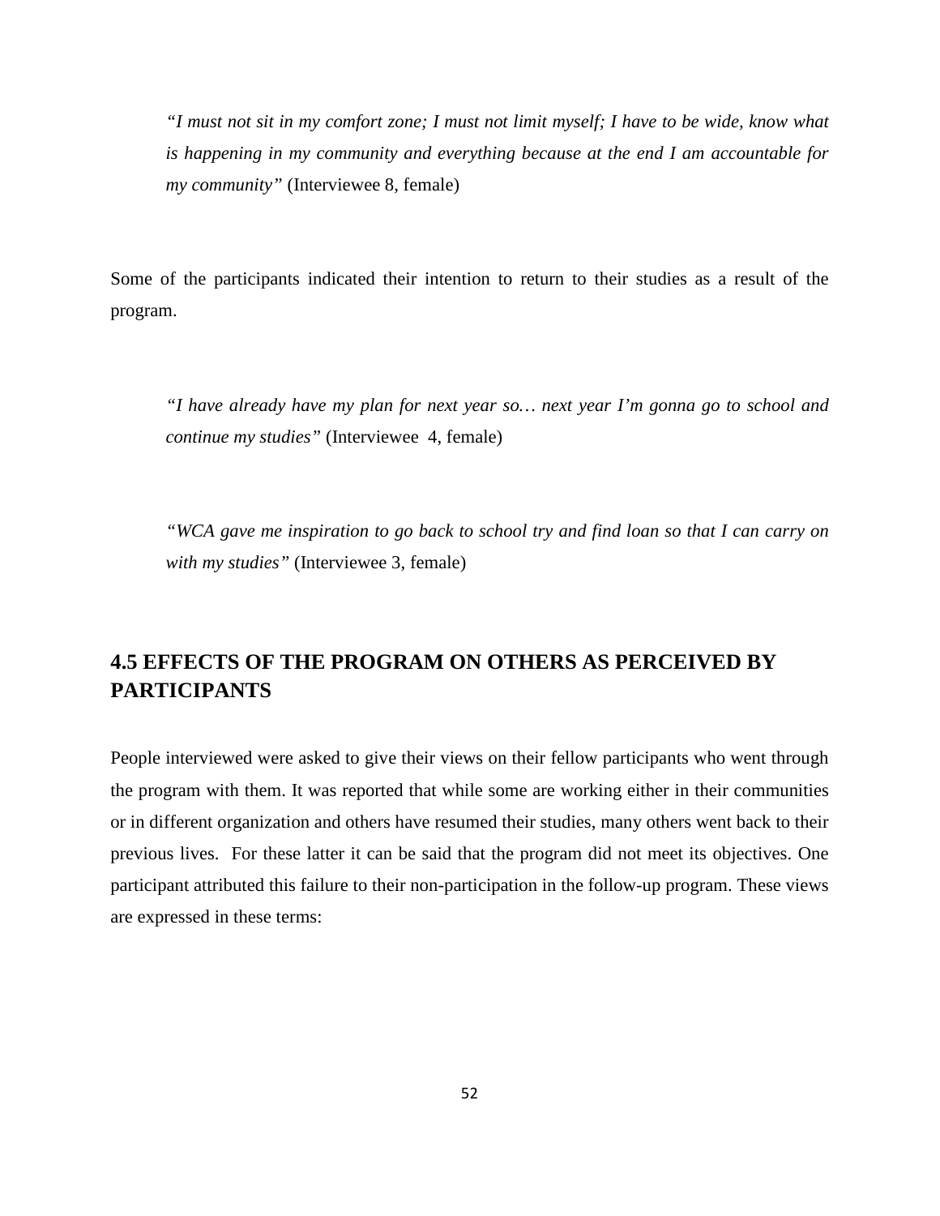> *"I must not sit in my comfort zone; I must not limit myself; I have to be wide, know what is happening in my community and everything because at the end I am accountable for my community"* (Interviewee 8, female)

Some of the participants indicated their intention to return to their studies as a result of the program.

> *"I have already have my plan for next year so… next year I'm gonna go to school and continue my studies"* (Interviewee 4, female)

> *"WCA gave me inspiration to go back to school try and find loan so that I can carry on with my studies"* (Interviewee 3, female)

## 4.5 EFFECTS OF THE PROGRAM ON OTHERS AS PERCEIVED BY PARTICIPANTS

People interviewed were asked to give their views on their fellow participants who went through the program with them. It was reported that while some are working either in their communities or in different organization and others have resumed their studies, many others went back to their previous lives. For these latter it can be said that the program did not meet its objectives. One participant attributed this failure to their non-participation in the follow-up program. These views are expressed in these terms: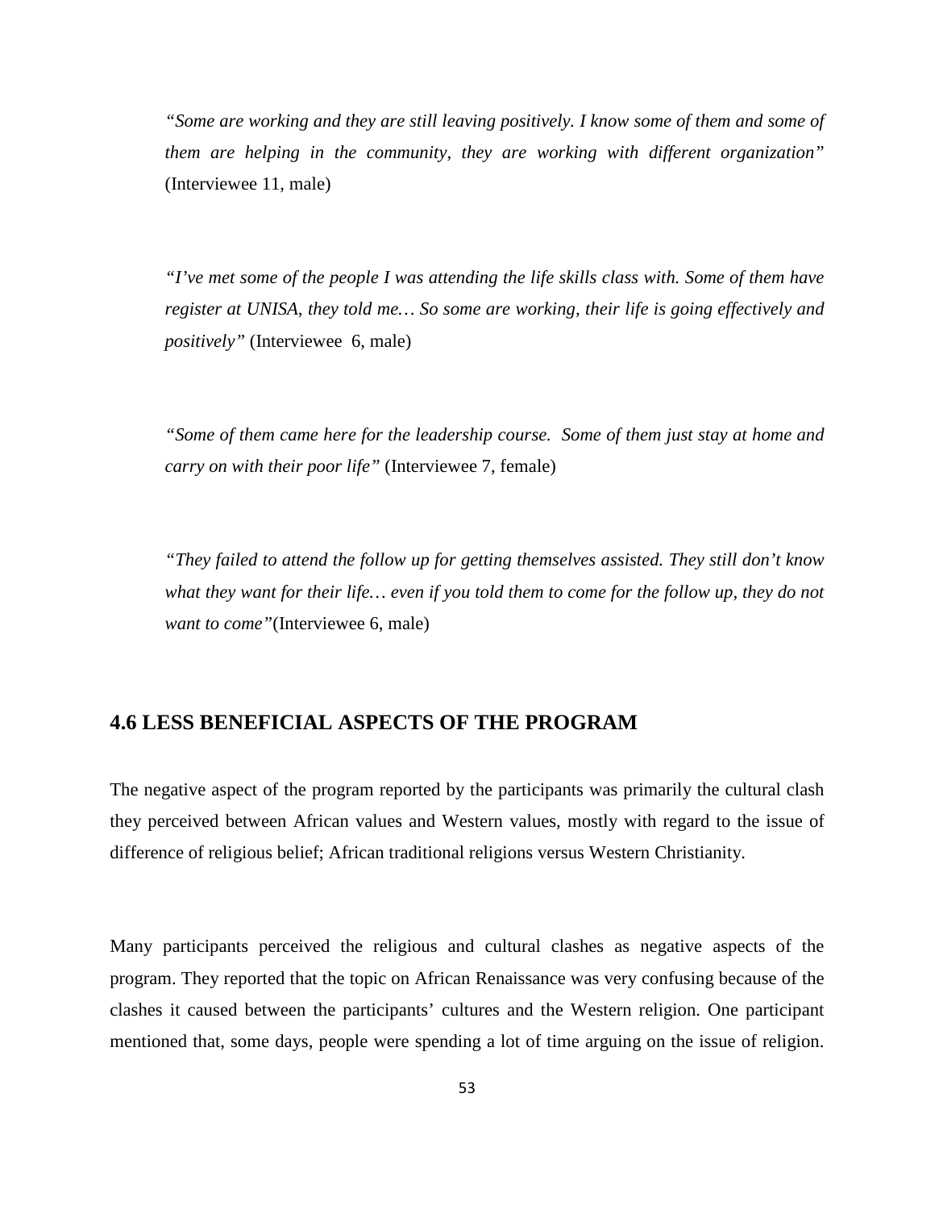*"Some are working and they are still leaving positively. I know some of them and some of them are helping in the community, they are working with different organization"* (Interviewee 11, male)

*"I've met some of the people I was attending the life skills class with. Some of them have register at UNISA, they told me… So some are working, their life is going effectively and positively"* (Interviewee 6, male)

*"Some of them came here for the leadership course. Some of them just stay at home and carry on with their poor life"* (Interviewee 7, female)

*"They failed to attend the follow up for getting themselves assisted. They still don't know what they want for their life… even if you told them to come for the follow up, they do not want to come"*(Interviewee 6, male)

## 4.6 LESS BENEFICIAL ASPECTS OF THE PROGRAM

The negative aspect of the program reported by the participants was primarily the cultural clash they perceived between African values and Western values, mostly with regard to the issue of difference of religious belief; African traditional religions versus Western Christianity.

Many participants perceived the religious and cultural clashes as negative aspects of the program. They reported that the topic on African Renaissance was very confusing because of the clashes it caused between the participants' cultures and the Western religion. One participant mentioned that, some days, people were spending a lot of time arguing on the issue of religion.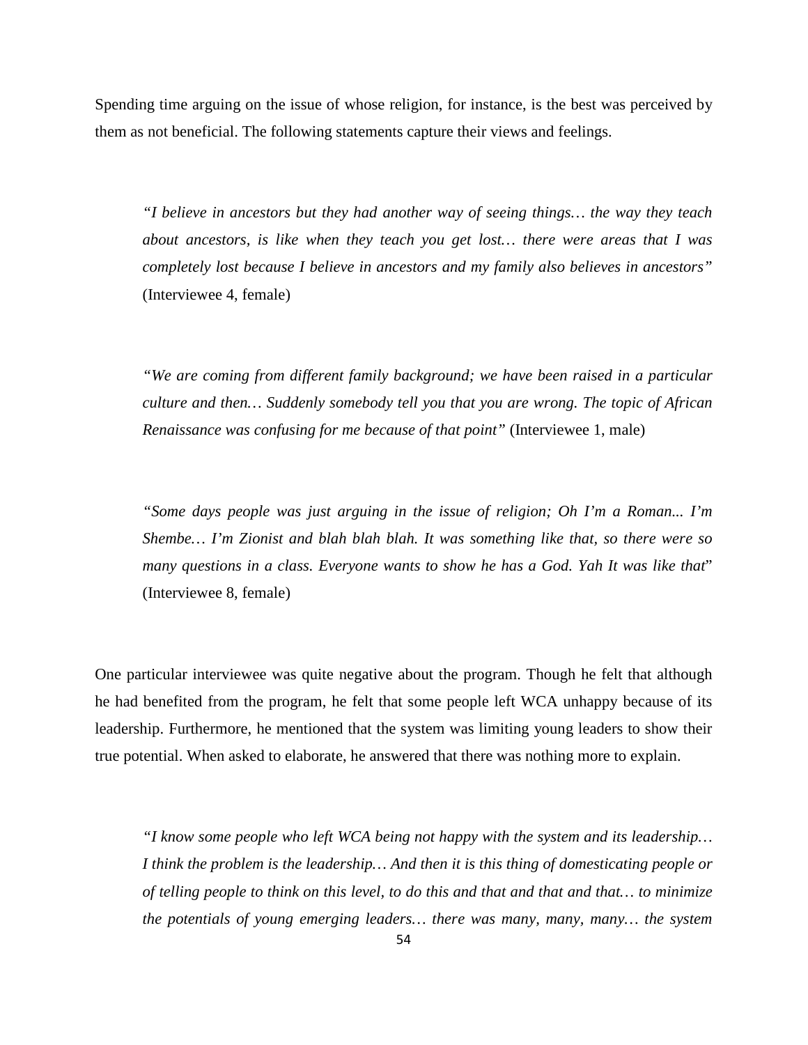Spending time arguing on the issue of whose religion, for instance, is the best was perceived by them as not beneficial. The following statements capture their views and feelings.

> *"I believe in ancestors but they had another way of seeing things… the way they teach about ancestors, is like when they teach you get lost… there were areas that I was completely lost because I believe in ancestors and my family also believes in ancestors"* (Interviewee 4, female)

> *"We are coming from different family background; we have been raised in a particular culture and then… Suddenly somebody tell you that you are wrong. The topic of African Renaissance was confusing for me because of that point"* (Interviewee 1, male)

> *"Some days people was just arguing in the issue of religion; Oh I'm a Roman... I'm Shembe… I'm Zionist and blah blah blah. It was something like that, so there were so many questions in a class. Everyone wants to show he has a God. Yah It was like that"* (Interviewee 8, female)

One particular interviewee was quite negative about the program. Though he felt that although he had benefited from the program, he felt that some people left WCA unhappy because of its leadership. Furthermore, he mentioned that the system was limiting young leaders to show their true potential. When asked to elaborate, he answered that there was nothing more to explain.

> *"I know some people who left WCA being not happy with the system and its leadership… I think the problem is the leadership… And then it is this thing of domesticating people or of telling people to think on this level, to do this and that and that and that… to minimize the potentials of young emerging leaders… there was many, many, many… the system*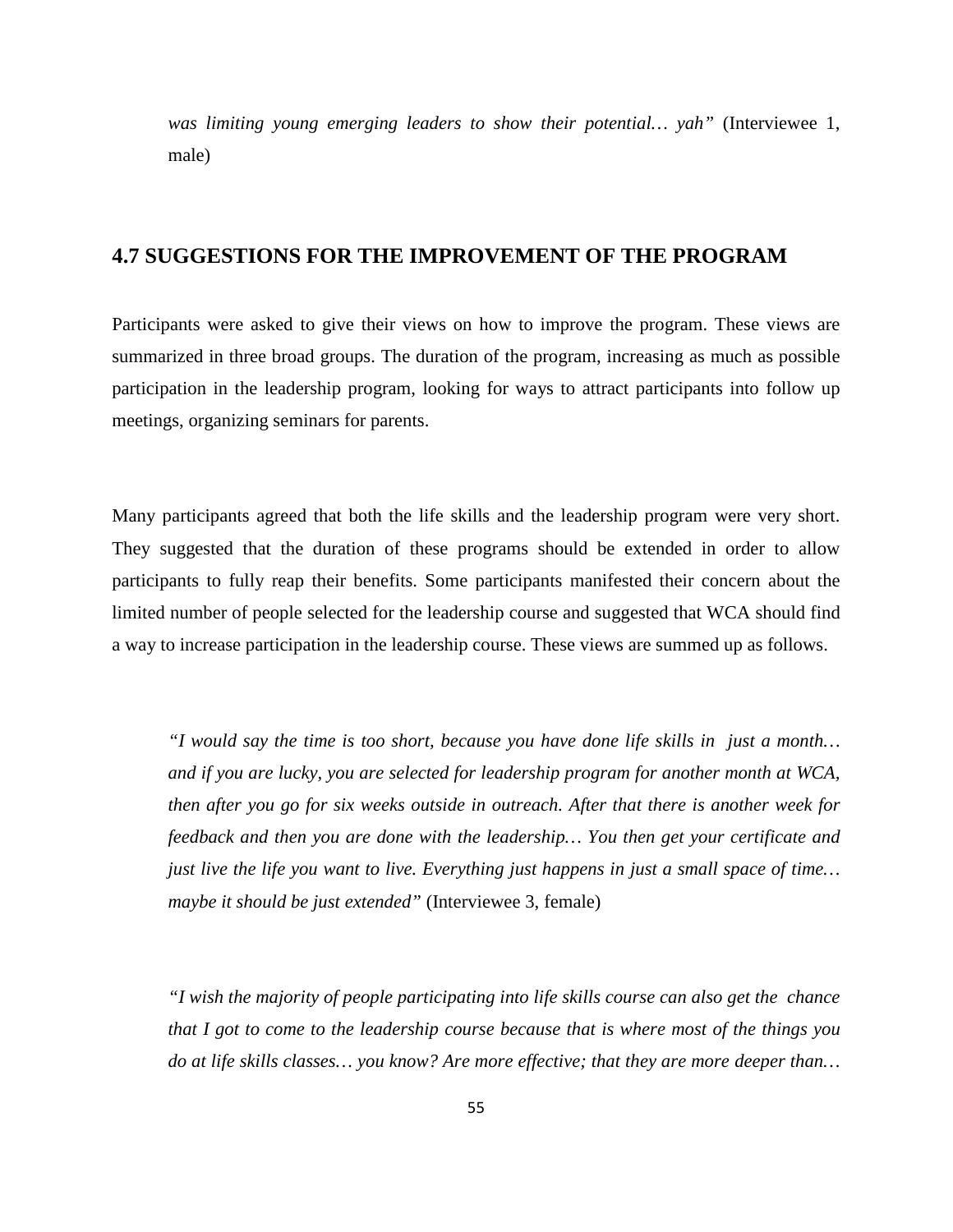*was limiting young emerging leaders to show their potential… yah"* (Interviewee 1, male)

## 4.7 SUGGESTIONS FOR THE IMPROVEMENT OF THE PROGRAM

Participants were asked to give their views on how to improve the program. These views are summarized in three broad groups. The duration of the program, increasing as much as possible participation in the leadership program, looking for ways to attract participants into follow up meetings, organizing seminars for parents.

Many participants agreed that both the life skills and the leadership program were very short. They suggested that the duration of these programs should be extended in order to allow participants to fully reap their benefits. Some participants manifested their concern about the limited number of people selected for the leadership course and suggested that WCA should find a way to increase participation in the leadership course. These views are summed up as follows.

> *"I would say the time is too short, because you have done life skills in just a month… and if you are lucky, you are selected for leadership program for another month at WCA, then after you go for six weeks outside in outreach. After that there is another week for feedback and then you are done with the leadership… You then get your certificate and just live the life you want to live. Everything just happens in just a small space of time… maybe it should be just extended"* (Interviewee 3, female)

> *"I wish the majority of people participating into life skills course can also get the chance that I got to come to the leadership course because that is where most of the things you do at life skills classes… you know? Are more effective; that they are more deeper than…*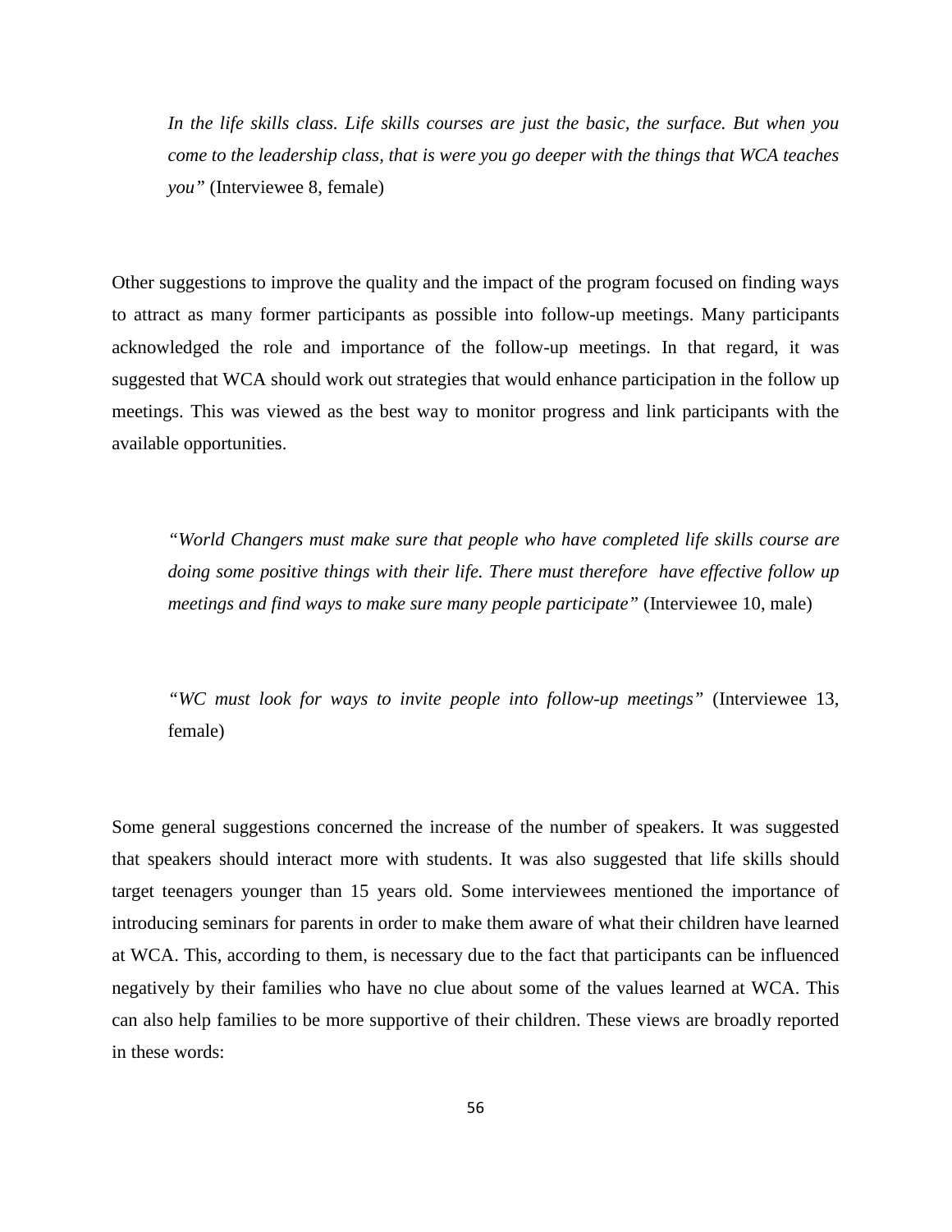*In the life skills class. Life skills courses are just the basic, the surface. But when you come to the leadership class, that is were you go deeper with the things that WCA teaches you"* (Interviewee 8, female)

Other suggestions to improve the quality and the impact of the program focused on finding ways to attract as many former participants as possible into follow-up meetings. Many participants acknowledged the role and importance of the follow-up meetings. In that regard, it was suggested that WCA should work out strategies that would enhance participation in the follow up meetings. This was viewed as the best way to monitor progress and link participants with the available opportunities.

*"World Changers must make sure that people who have completed life skills course are doing some positive things with their life. There must therefore have effective follow up meetings and find ways to make sure many people participate"* (Interviewee 10, male)

*"WC must look for ways to invite people into follow-up meetings"* (Interviewee 13, female)

Some general suggestions concerned the increase of the number of speakers. It was suggested that speakers should interact more with students. It was also suggested that life skills should target teenagers younger than 15 years old. Some interviewees mentioned the importance of introducing seminars for parents in order to make them aware of what their children have learned at WCA. This, according to them, is necessary due to the fact that participants can be influenced negatively by their families who have no clue about some of the values learned at WCA. This can also help families to be more supportive of their children. These views are broadly reported in these words: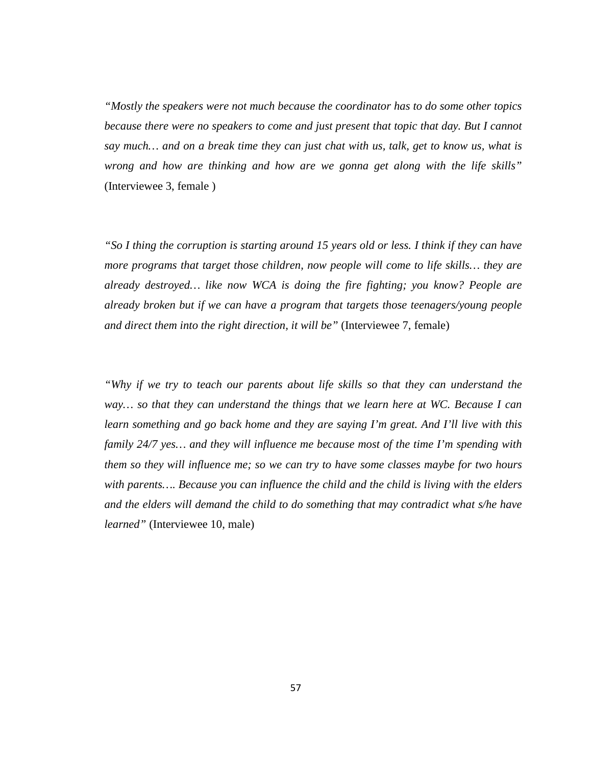*"Mostly the speakers were not much because the coordinator has to do some other topics because there were no speakers to come and just present that topic that day. But I cannot say much… and on a break time they can just chat with us, talk, get to know us, what is wrong and how are thinking and how are we gonna get along with the life skills"* (Interviewee 3, female )

*"So I thing the corruption is starting around 15 years old or less. I think if they can have more programs that target those children, now people will come to life skills… they are already destroyed… like now WCA is doing the fire fighting; you know? People are already broken but if we can have a program that targets those teenagers/young people and direct them into the right direction, it will be"* (Interviewee 7, female)

*"Why if we try to teach our parents about life skills so that they can understand the way… so that they can understand the things that we learn here at WC. Because I can learn something and go back home and they are saying I'm great. And I'll live with this family 24/7 yes… and they will influence me because most of the time I'm spending with them so they will influence me; so we can try to have some classes maybe for two hours with parents…. Because you can influence the child and the child is living with the elders and the elders will demand the child to do something that may contradict what s/he have learned"* (Interviewee 10, male)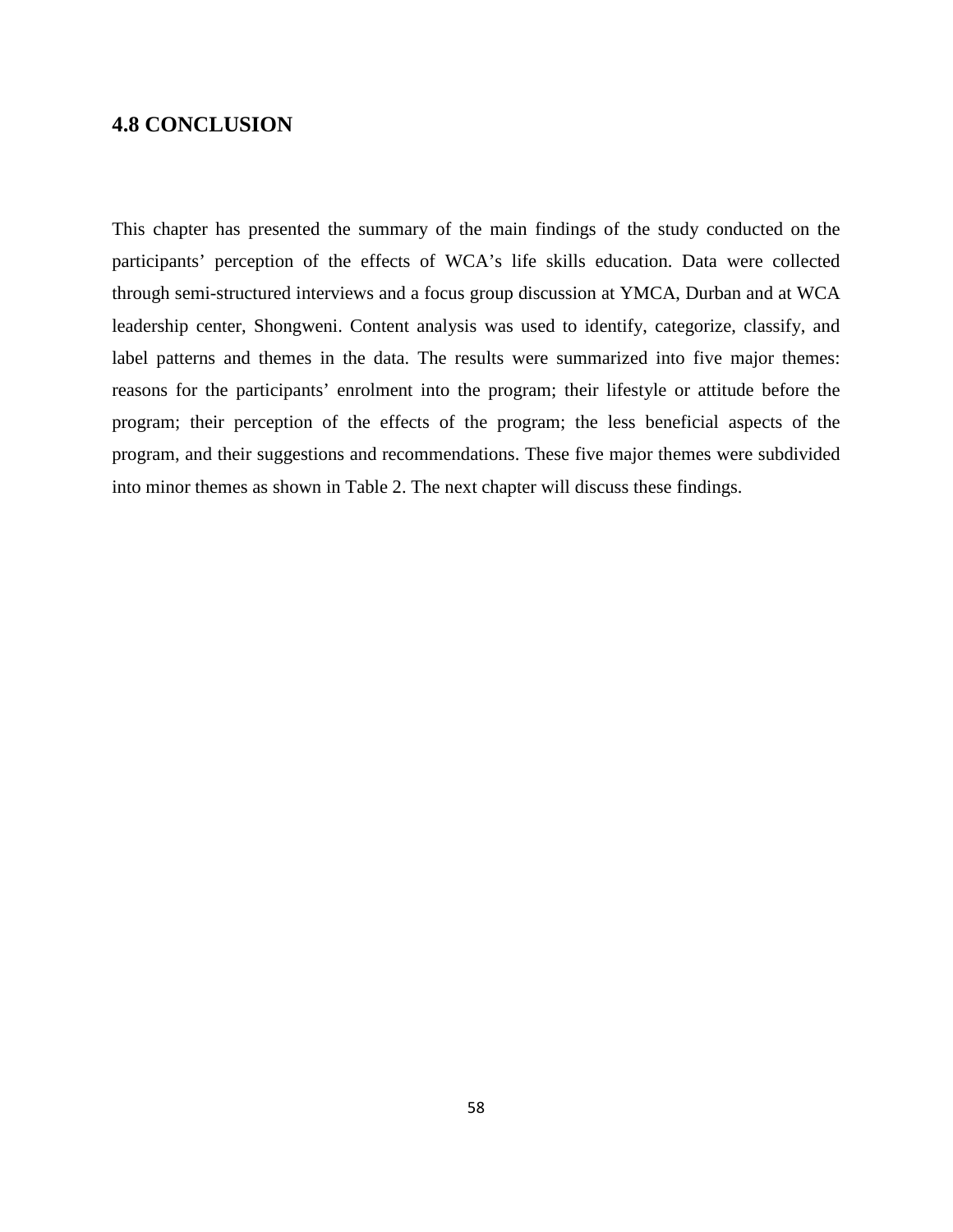## 4.8 CONCLUSION

This chapter has presented the summary of the main findings of the study conducted on the participants' perception of the effects of WCA's life skills education. Data were collected through semi-structured interviews and a focus group discussion at YMCA, Durban and at WCA leadership center, Shongweni. Content analysis was used to identify, categorize, classify, and label patterns and themes in the data. The results were summarized into five major themes: reasons for the participants' enrolment into the program; their lifestyle or attitude before the program; their perception of the effects of the program; the less beneficial aspects of the program, and their suggestions and recommendations. These five major themes were subdivided into minor themes as shown in Table 2. The next chapter will discuss these findings.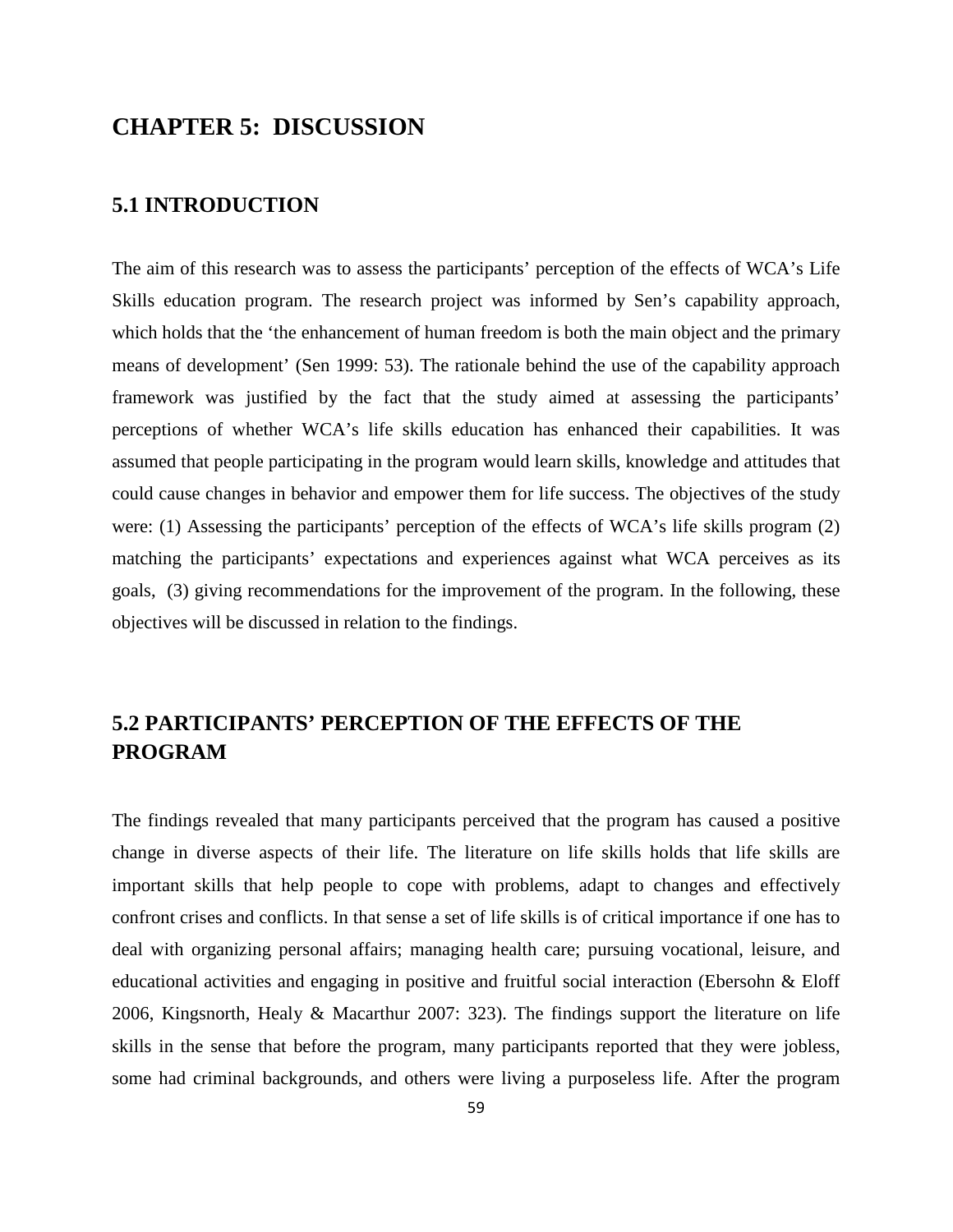# CHAPTER 5: DISCUSSION

## 5.1 INTRODUCTION

The aim of this research was to assess the participants' perception of the effects of WCA's Life Skills education program. The research project was informed by Sen's capability approach, which holds that the 'the enhancement of human freedom is both the main object and the primary means of development' (Sen 1999: 53). The rationale behind the use of the capability approach framework was justified by the fact that the study aimed at assessing the participants' perceptions of whether WCA's life skills education has enhanced their capabilities. It was assumed that people participating in the program would learn skills, knowledge and attitudes that could cause changes in behavior and empower them for life success. The objectives of the study were: (1) Assessing the participants' perception of the effects of WCA's life skills program (2) matching the participants' expectations and experiences against what WCA perceives as its goals, (3) giving recommendations for the improvement of the program. In the following, these objectives will be discussed in relation to the findings.

## 5.2 PARTICIPANTS' PERCEPTION OF THE EFFECTS OF THE PROGRAM

The findings revealed that many participants perceived that the program has caused a positive change in diverse aspects of their life. The literature on life skills holds that life skills are important skills that help people to cope with problems, adapt to changes and effectively confront crises and conflicts. In that sense a set of life skills is of critical importance if one has to deal with organizing personal affairs; managing health care; pursuing vocational, leisure, and educational activities and engaging in positive and fruitful social interaction (Ebersohn & Eloff 2006, Kingsnorth, Healy & Macarthur 2007: 323). The findings support the literature on life skills in the sense that before the program, many participants reported that they were jobless, some had criminal backgrounds, and others were living a purposeless life. After the program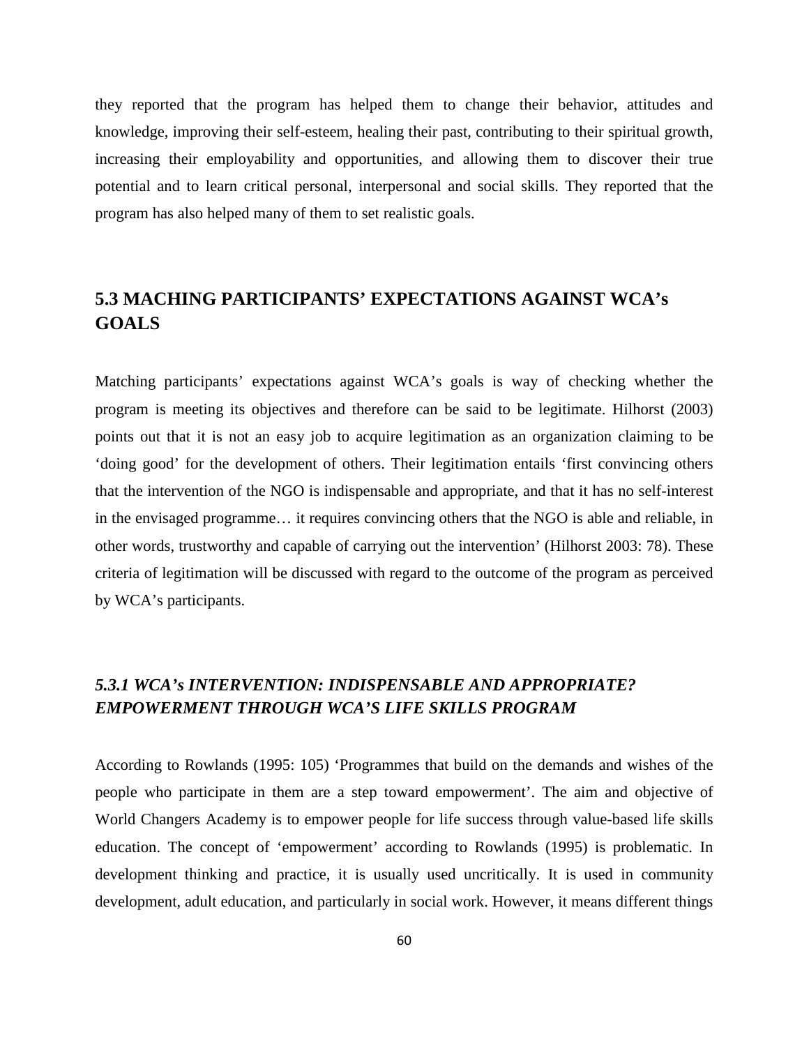they reported that the program has helped them to change their behavior, attitudes and knowledge, improving their self-esteem, healing their past, contributing to their spiritual growth, increasing their employability and opportunities, and allowing them to discover their true potential and to learn critical personal, interpersonal and social skills. They reported that the program has also helped many of them to set realistic goals.

## 5.3 MACHING PARTICIPANTS' EXPECTATIONS AGAINST WCA's GOALS

Matching participants' expectations against WCA's goals is way of checking whether the program is meeting its objectives and therefore can be said to be legitimate. Hilhorst (2003) points out that it is not an easy job to acquire legitimation as an organization claiming to be 'doing good' for the development of others. Their legitimation entails 'first convincing others that the intervention of the NGO is indispensable and appropriate, and that it has no self-interest in the envisaged programme… it requires convincing others that the NGO is able and reliable, in other words, trustworthy and capable of carrying out the intervention' (Hilhorst 2003: 78). These criteria of legitimation will be discussed with regard to the outcome of the program as perceived by WCA's participants.

### *5.3.1 WCA's INTERVENTION: INDISPENSABLE AND APPROPRIATE? EMPOWERMENT THROUGH WCA'S LIFE SKILLS PROGRAM*

According to Rowlands (1995: 105) 'Programmes that build on the demands and wishes of the people who participate in them are a step toward empowerment'. The aim and objective of World Changers Academy is to empower people for life success through value-based life skills education. The concept of 'empowerment' according to Rowlands (1995) is problematic. In development thinking and practice, it is usually used uncritically. It is used in community development, adult education, and particularly in social work. However, it means different things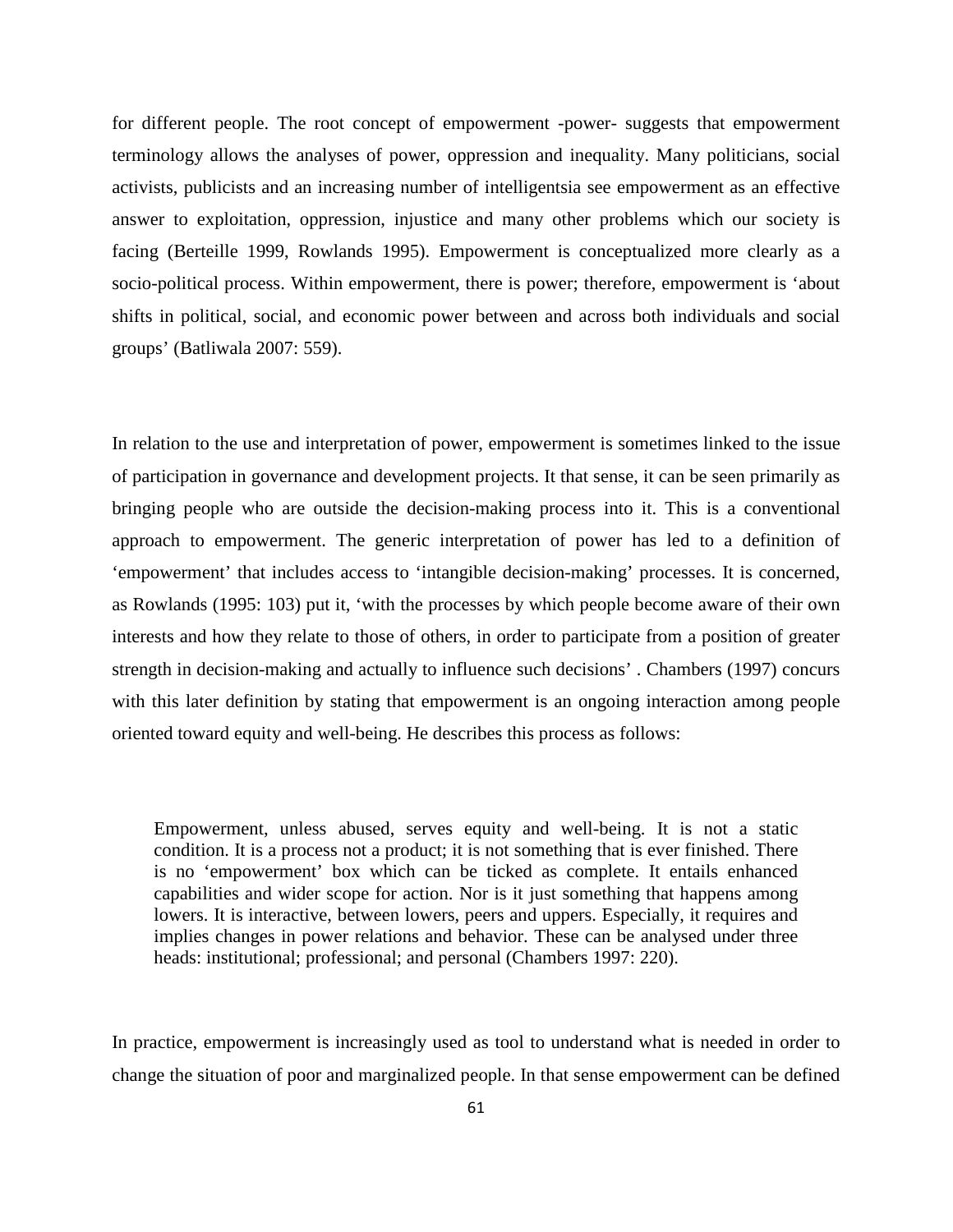for different people. The root concept of empowerment -power- suggests that empowerment terminology allows the analyses of power, oppression and inequality. Many politicians, social activists, publicists and an increasing number of intelligentsia see empowerment as an effective answer to exploitation, oppression, injustice and many other problems which our society is facing (Berteille 1999, Rowlands 1995). Empowerment is conceptualized more clearly as a socio-political process. Within empowerment, there is power; therefore, empowerment is 'about shifts in political, social, and economic power between and across both individuals and social groups' (Batliwala 2007: 559).

In relation to the use and interpretation of power, empowerment is sometimes linked to the issue of participation in governance and development projects. It that sense, it can be seen primarily as bringing people who are outside the decision-making process into it. This is a conventional approach to empowerment. The generic interpretation of power has led to a definition of 'empowerment' that includes access to 'intangible decision-making' processes. It is concerned, as Rowlands (1995: 103) put it, 'with the processes by which people become aware of their own interests and how they relate to those of others, in order to participate from a position of greater strength in decision-making and actually to influence such decisions' . Chambers (1997) concurs with this later definition by stating that empowerment is an ongoing interaction among people oriented toward equity and well-being. He describes this process as follows:

> Empowerment, unless abused, serves equity and well-being. It is not a static condition. It is a process not a product; it is not something that is ever finished. There is no 'empowerment' box which can be ticked as complete. It entails enhanced capabilities and wider scope for action. Nor is it just something that happens among lowers. It is interactive, between lowers, peers and uppers. Especially, it requires and implies changes in power relations and behavior. These can be analysed under three heads: institutional; professional; and personal (Chambers 1997: 220).

In practice, empowerment is increasingly used as tool to understand what is needed in order to change the situation of poor and marginalized people. In that sense empowerment can be defined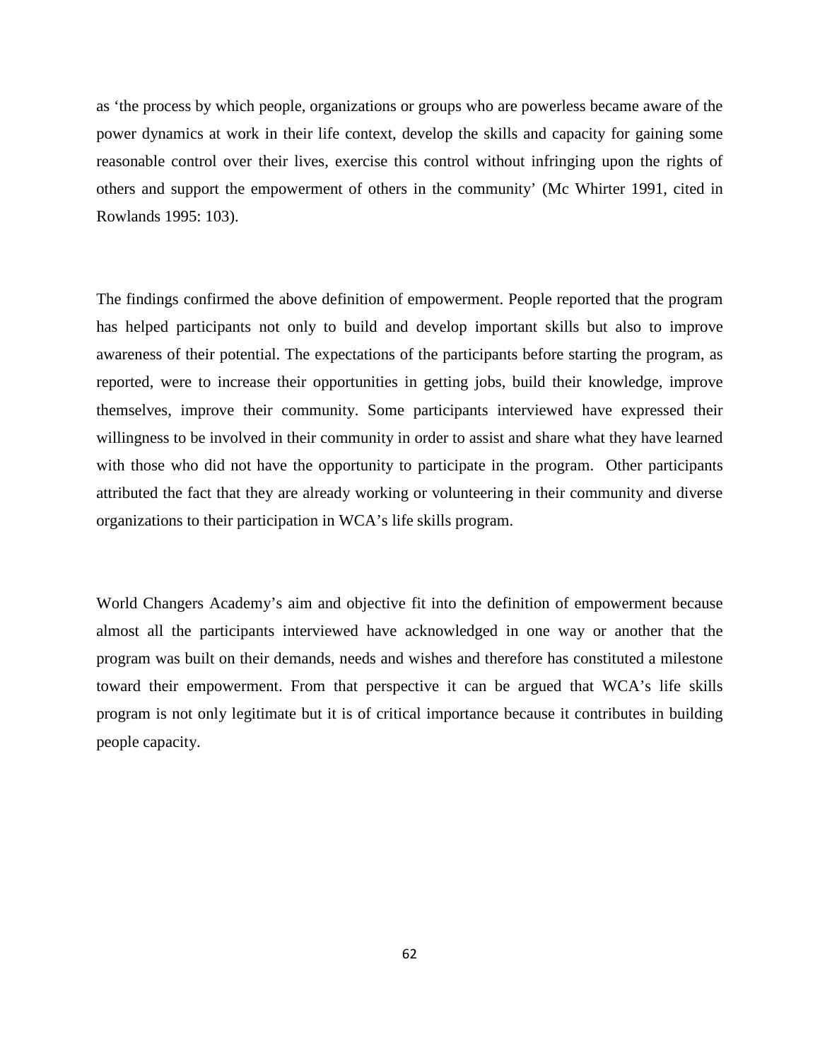as 'the process by which people, organizations or groups who are powerless became aware of the power dynamics at work in their life context, develop the skills and capacity for gaining some reasonable control over their lives, exercise this control without infringing upon the rights of others and support the empowerment of others in the community' (Mc Whirter 1991, cited in Rowlands 1995: 103).

The findings confirmed the above definition of empowerment. People reported that the program has helped participants not only to build and develop important skills but also to improve awareness of their potential. The expectations of the participants before starting the program, as reported, were to increase their opportunities in getting jobs, build their knowledge, improve themselves, improve their community. Some participants interviewed have expressed their willingness to be involved in their community in order to assist and share what they have learned with those who did not have the opportunity to participate in the program. Other participants attributed the fact that they are already working or volunteering in their community and diverse organizations to their participation in WCA's life skills program.

World Changers Academy's aim and objective fit into the definition of empowerment because almost all the participants interviewed have acknowledged in one way or another that the program was built on their demands, needs and wishes and therefore has constituted a milestone toward their empowerment. From that perspective it can be argued that WCA's life skills program is not only legitimate but it is of critical importance because it contributes in building people capacity.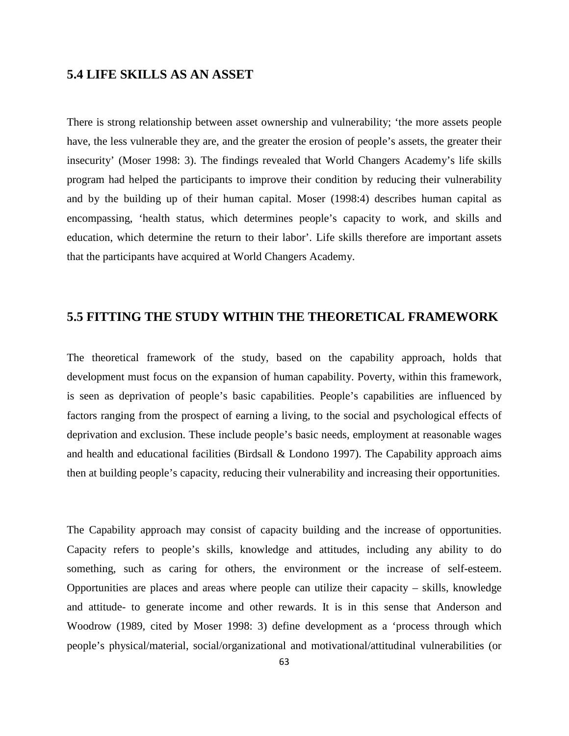## 5.4 LIFE SKILLS AS AN ASSET

There is strong relationship between asset ownership and vulnerability; 'the more assets people have, the less vulnerable they are, and the greater the erosion of people's assets, the greater their insecurity' (Moser 1998: 3). The findings revealed that World Changers Academy's life skills program had helped the participants to improve their condition by reducing their vulnerability and by the building up of their human capital. Moser (1998:4) describes human capital as encompassing, 'health status, which determines people's capacity to work, and skills and education, which determine the return to their labor'. Life skills therefore are important assets that the participants have acquired at World Changers Academy.

## 5.5 FITTING THE STUDY WITHIN THE THEORETICAL FRAMEWORK

The theoretical framework of the study, based on the capability approach, holds that development must focus on the expansion of human capability. Poverty, within this framework, is seen as deprivation of people's basic capabilities. People's capabilities are influenced by factors ranging from the prospect of earning a living, to the social and psychological effects of deprivation and exclusion. These include people's basic needs, employment at reasonable wages and health and educational facilities (Birdsall & Londono 1997). The Capability approach aims then at building people's capacity, reducing their vulnerability and increasing their opportunities.

The Capability approach may consist of capacity building and the increase of opportunities. Capacity refers to people's skills, knowledge and attitudes, including any ability to do something, such as caring for others, the environment or the increase of self-esteem. Opportunities are places and areas where people can utilize their capacity – skills, knowledge and attitude- to generate income and other rewards. It is in this sense that Anderson and Woodrow (1989, cited by Moser 1998: 3) define development as a 'process through which people's physical/material, social/organizational and motivational/attitudinal vulnerabilities (or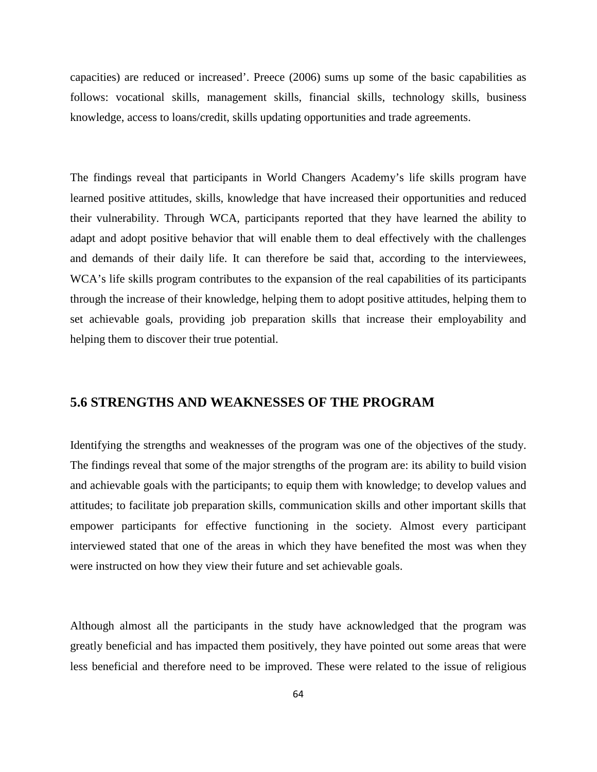capacities) are reduced or increased'. Preece (2006) sums up some of the basic capabilities as follows: vocational skills, management skills, financial skills, technology skills, business knowledge, access to loans/credit, skills updating opportunities and trade agreements.

The findings reveal that participants in World Changers Academy's life skills program have learned positive attitudes, skills, knowledge that have increased their opportunities and reduced their vulnerability. Through WCA, participants reported that they have learned the ability to adapt and adopt positive behavior that will enable them to deal effectively with the challenges and demands of their daily life. It can therefore be said that, according to the interviewees, WCA's life skills program contributes to the expansion of the real capabilities of its participants through the increase of their knowledge, helping them to adopt positive attitudes, helping them to set achievable goals, providing job preparation skills that increase their employability and helping them to discover their true potential.

## 5.6 STRENGTHS AND WEAKNESSES OF THE PROGRAM

Identifying the strengths and weaknesses of the program was one of the objectives of the study. The findings reveal that some of the major strengths of the program are: its ability to build vision and achievable goals with the participants; to equip them with knowledge; to develop values and attitudes; to facilitate job preparation skills, communication skills and other important skills that empower participants for effective functioning in the society. Almost every participant interviewed stated that one of the areas in which they have benefited the most was when they were instructed on how they view their future and set achievable goals.

Although almost all the participants in the study have acknowledged that the program was greatly beneficial and has impacted them positively, they have pointed out some areas that were less beneficial and therefore need to be improved. These were related to the issue of religious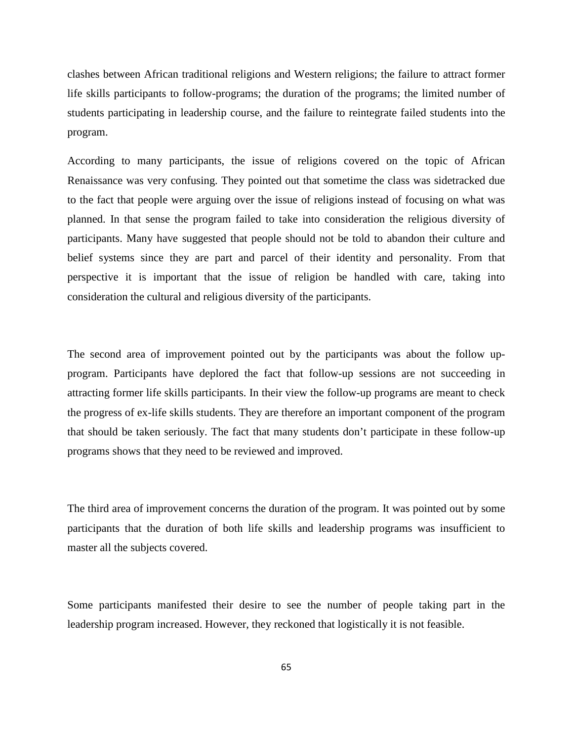clashes between African traditional religions and Western religions; the failure to attract former life skills participants to follow-programs; the duration of the programs; the limited number of students participating in leadership course, and the failure to reintegrate failed students into the program.

According to many participants, the issue of religions covered on the topic of African Renaissance was very confusing. They pointed out that sometime the class was sidetracked due to the fact that people were arguing over the issue of religions instead of focusing on what was planned. In that sense the program failed to take into consideration the religious diversity of participants. Many have suggested that people should not be told to abandon their culture and belief systems since they are part and parcel of their identity and personality. From that perspective it is important that the issue of religion be handled with care, taking into consideration the cultural and religious diversity of the participants.

The second area of improvement pointed out by the participants was about the follow up-program. Participants have deplored the fact that follow-up sessions are not succeeding in attracting former life skills participants. In their view the follow-up programs are meant to check the progress of ex-life skills students. They are therefore an important component of the program that should be taken seriously. The fact that many students don't participate in these follow-up programs shows that they need to be reviewed and improved.

The third area of improvement concerns the duration of the program. It was pointed out by some participants that the duration of both life skills and leadership programs was insufficient to master all the subjects covered.

Some participants manifested their desire to see the number of people taking part in the leadership program increased. However, they reckoned that logistically it is not feasible.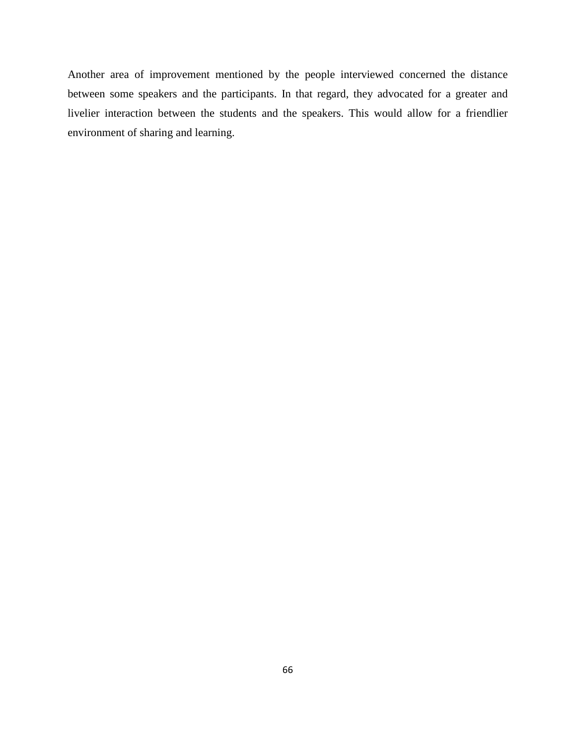Another area of improvement mentioned by the people interviewed concerned the distance between some speakers and the participants. In that regard, they advocated for a greater and livelier interaction between the students and the speakers. This would allow for a friendlier environment of sharing and learning.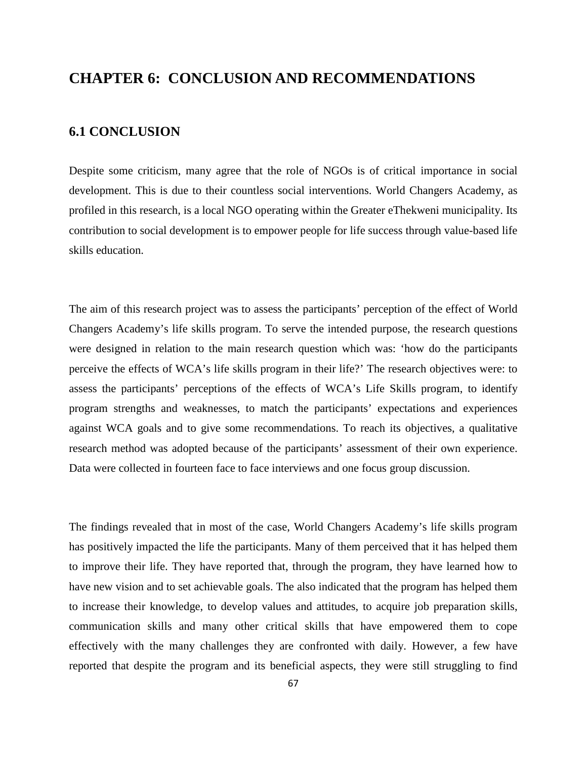# CHAPTER 6: CONCLUSION AND RECOMMENDATIONS

## 6.1 CONCLUSION

Despite some criticism, many agree that the role of NGOs is of critical importance in social development. This is due to their countless social interventions. World Changers Academy, as profiled in this research, is a local NGO operating within the Greater eThekweni municipality. Its contribution to social development is to empower people for life success through value-based life skills education.

The aim of this research project was to assess the participants' perception of the effect of World Changers Academy's life skills program. To serve the intended purpose, the research questions were designed in relation to the main research question which was: 'how do the participants perceive the effects of WCA's life skills program in their life?' The research objectives were: to assess the participants' perceptions of the effects of WCA's Life Skills program, to identify program strengths and weaknesses, to match the participants' expectations and experiences against WCA goals and to give some recommendations. To reach its objectives, a qualitative research method was adopted because of the participants' assessment of their own experience. Data were collected in fourteen face to face interviews and one focus group discussion.

The findings revealed that in most of the case, World Changers Academy's life skills program has positively impacted the life the participants. Many of them perceived that it has helped them to improve their life. They have reported that, through the program, they have learned how to have new vision and to set achievable goals. The also indicated that the program has helped them to increase their knowledge, to develop values and attitudes, to acquire job preparation skills, communication skills and many other critical skills that have empowered them to cope effectively with the many challenges they are confronted with daily. However, a few have reported that despite the program and its beneficial aspects, they were still struggling to find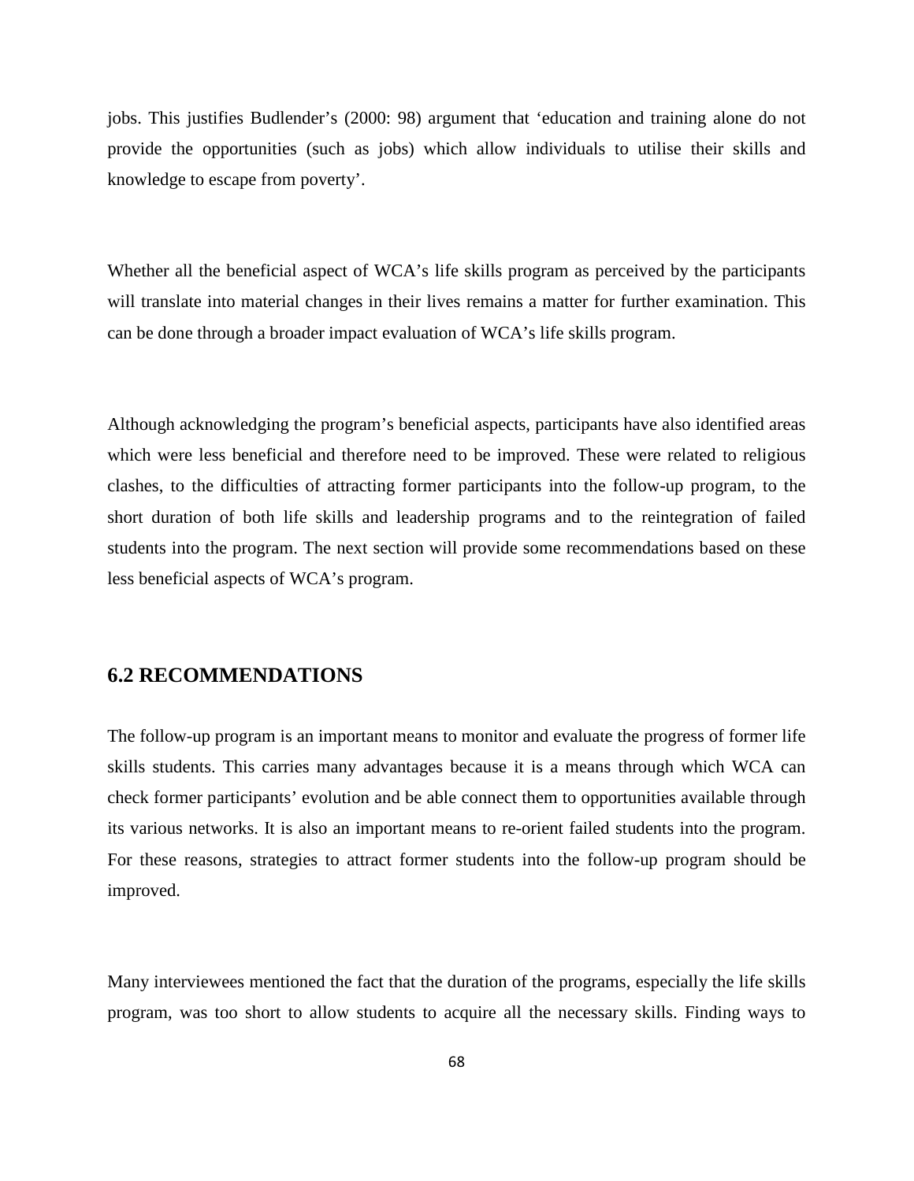jobs. This justifies Budlender's (2000: 98) argument that 'education and training alone do not provide the opportunities (such as jobs) which allow individuals to utilise their skills and knowledge to escape from poverty'.

Whether all the beneficial aspect of WCA's life skills program as perceived by the participants will translate into material changes in their lives remains a matter for further examination. This can be done through a broader impact evaluation of WCA's life skills program.

Although acknowledging the program's beneficial aspects, participants have also identified areas which were less beneficial and therefore need to be improved. These were related to religious clashes, to the difficulties of attracting former participants into the follow-up program, to the short duration of both life skills and leadership programs and to the reintegration of failed students into the program. The next section will provide some recommendations based on these less beneficial aspects of WCA's program.

## 6.2 RECOMMENDATIONS

The follow-up program is an important means to monitor and evaluate the progress of former life skills students. This carries many advantages because it is a means through which WCA can check former participants' evolution and be able connect them to opportunities available through its various networks. It is also an important means to re-orient failed students into the program. For these reasons, strategies to attract former students into the follow-up program should be improved.

Many interviewees mentioned the fact that the duration of the programs, especially the life skills program, was too short to allow students to acquire all the necessary skills. Finding ways to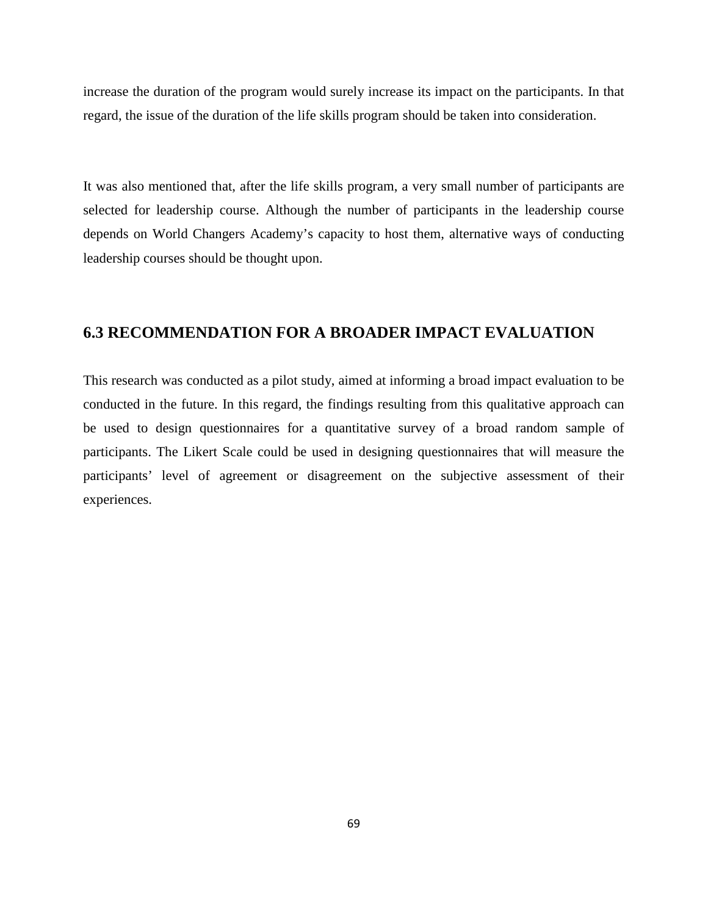increase the duration of the program would surely increase its impact on the participants. In that regard, the issue of the duration of the life skills program should be taken into consideration.

It was also mentioned that, after the life skills program, a very small number of participants are selected for leadership course. Although the number of participants in the leadership course depends on World Changers Academy's capacity to host them, alternative ways of conducting leadership courses should be thought upon.

## 6.3 RECOMMENDATION FOR A BROADER IMPACT EVALUATION

This research was conducted as a pilot study, aimed at informing a broad impact evaluation to be conducted in the future. In this regard, the findings resulting from this qualitative approach can be used to design questionnaires for a quantitative survey of a broad random sample of participants. The Likert Scale could be used in designing questionnaires that will measure the participants' level of agreement or disagreement on the subjective assessment of their experiences.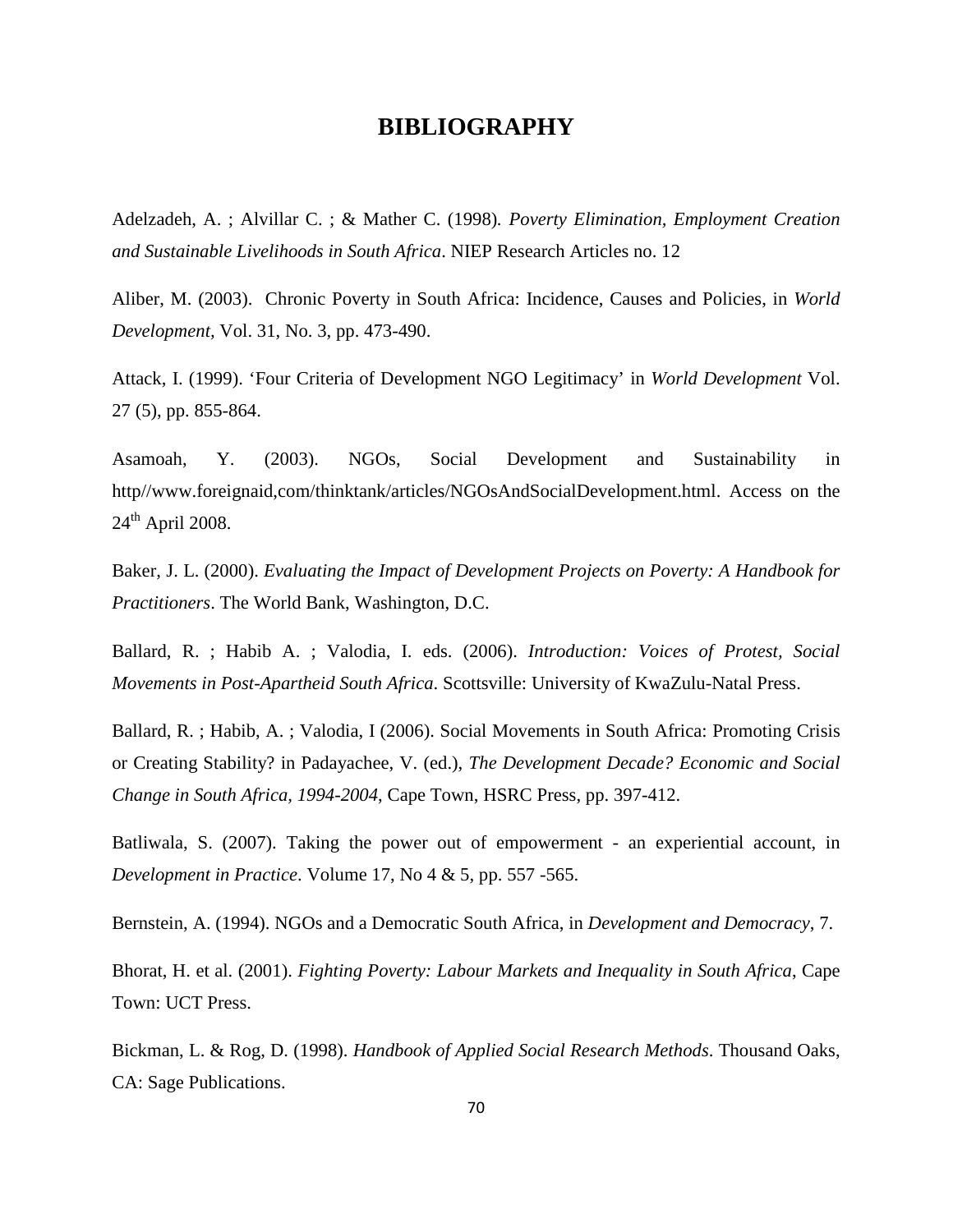# BIBLIOGRAPHY

Adelzadeh, A. ; Alvillar C. ; & Mather C. (1998). *Poverty Elimination, Employment Creation and Sustainable Livelihoods in South Africa*. NIEP Research Articles no. 12

Aliber, M. (2003). Chronic Poverty in South Africa: Incidence, Causes and Policies, in *World Development,* Vol. 31, No. 3, pp. 473-490.

Attack, I. (1999). 'Four Criteria of Development NGO Legitimacy' in *World Development* Vol. 27 (5), pp. 855-864.

Asamoah, Y. (2003). NGOs, Social Development and Sustainability in http//www.foreignaid,com/thinktank/articles/NGOsAndSocialDevelopment.html. Access on the 24th April 2008.

Baker, J. L. (2000). *Evaluating the Impact of Development Projects on Poverty: A Handbook for Practitioners*. The World Bank, Washington, D.C.

Ballard, R. ; Habib A. ; Valodia, I. eds. (2006). *Introduction: Voices of Protest, Social Movements in Post-Apartheid South Africa*. Scottsville: University of KwaZulu-Natal Press.

Ballard, R. ; Habib, A. ; Valodia, I (2006). Social Movements in South Africa: Promoting Crisis or Creating Stability? in Padayachee, V. (ed.), *The Development Decade? Economic and Social Change in South Africa, 1994-2004*, Cape Town, HSRC Press, pp. 397-412.

Batliwala, S. (2007). Taking the power out of empowerment - an experiential account, in *Development in Practice*. Volume 17, No 4 & 5, pp. 557 -565.

Bernstein, A. (1994). NGOs and a Democratic South Africa, in *Development and Democracy*, 7.

Bhorat, H. et al. (2001). *Fighting Poverty: Labour Markets and Inequality in South Africa*, Cape Town: UCT Press.

Bickman, L. & Rog, D. (1998). *Handbook of Applied Social Research Methods*. Thousand Oaks, CA: Sage Publications.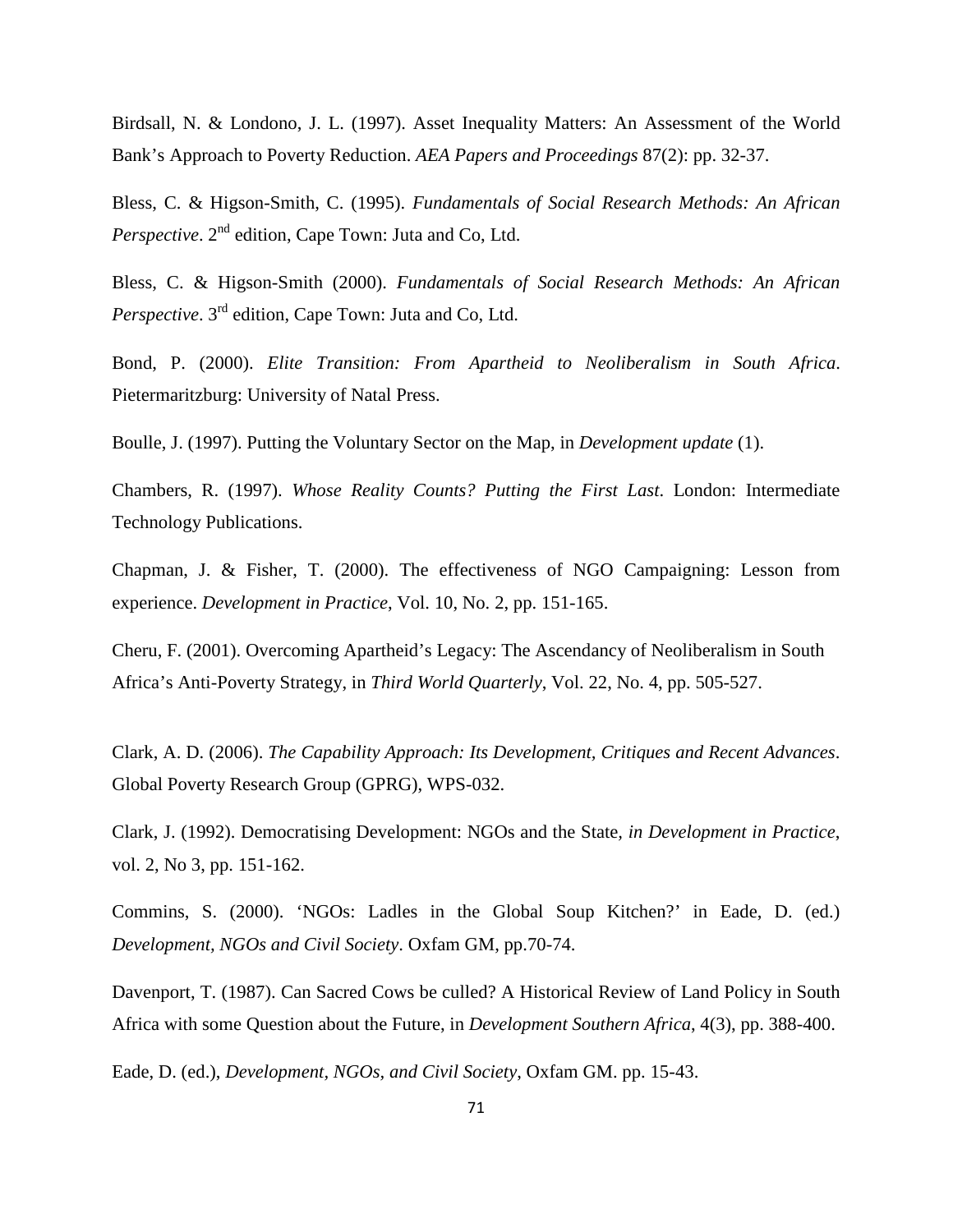Birdsall, N. & Londono, J. L. (1997). Asset Inequality Matters: An Assessment of the World Bank's Approach to Poverty Reduction. *AEA Papers and Proceedings* 87(2): pp. 32-37.

Bless, C. & Higson-Smith, C. (1995). *Fundamentals of Social Research Methods: An African Perspective*. 2nd edition, Cape Town: Juta and Co, Ltd.

Bless, C. & Higson-Smith (2000). *Fundamentals of Social Research Methods: An African Perspective*. 3rd edition, Cape Town: Juta and Co, Ltd.

Bond, P. (2000). *Elite Transition: From Apartheid to Neoliberalism in South Africa*. Pietermaritzburg: University of Natal Press.

Boulle, J. (1997). Putting the Voluntary Sector on the Map, in *Development update* (1).

Chambers, R. (1997). *Whose Reality Counts? Putting the First Last*. London: Intermediate Technology Publications.

Chapman, J. & Fisher, T. (2000). The effectiveness of NGO Campaigning: Lesson from experience. *Development in Practice*, Vol. 10, No. 2, pp. 151-165.

Cheru, F. (2001). Overcoming Apartheid's Legacy: The Ascendancy of Neoliberalism in South Africa's Anti-Poverty Strategy, in *Third World Quarterly*, Vol. 22, No. 4, pp. 505-527.

Clark, A. D. (2006). *The Capability Approach: Its Development, Critiques and Recent Advances*. Global Poverty Research Group (GPRG), WPS-032.

Clark, J. (1992). Democratising Development: NGOs and the State, *in Development in Practice*, vol. 2, No 3, pp. 151-162.

Commins, S. (2000). 'NGOs: Ladles in the Global Soup Kitchen?' in Eade, D. (ed.) *Development, NGOs and Civil Society*. Oxfam GM, pp.70-74.

Davenport, T. (1987). Can Sacred Cows be culled? A Historical Review of Land Policy in South Africa with some Question about the Future, in *Development Southern Africa*, 4(3), pp. 388-400.

Eade, D. (ed.), *Development, NGOs, and Civil Society*, Oxfam GM. pp. 15-43.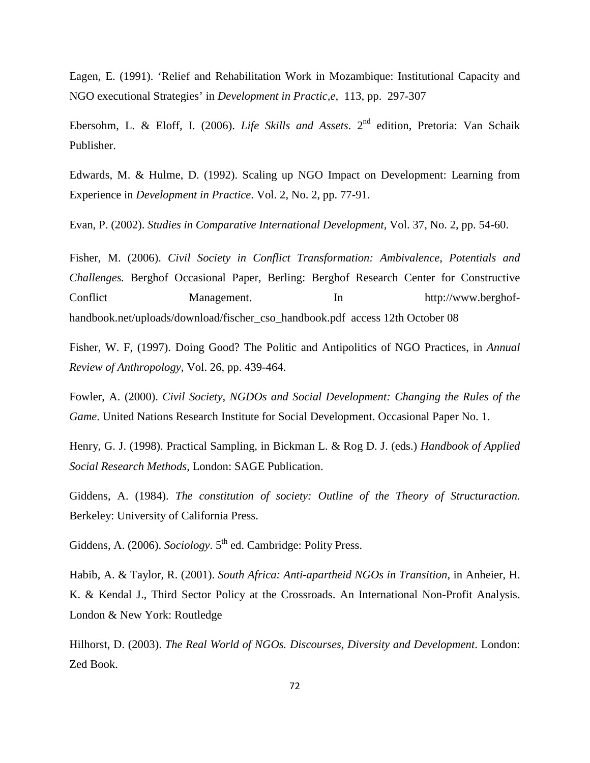Eagen, E. (1991). 'Relief and Rehabilitation Work in Mozambique: Institutional Capacity and NGO executional Strategies' in *Development in Practic,e*, 113, pp. 297-307

Ebersohm, L. & Eloff, I. (2006). *Life Skills and Assets*. 2nd edition, Pretoria: Van Schaik Publisher.

Edwards, M. & Hulme, D. (1992). Scaling up NGO Impact on Development: Learning from Experience in *Development in Practice*. Vol. 2, No. 2, pp. 77-91.

Evan, P. (2002). *Studies in Comparative International Development*, Vol. 37, No. 2, pp. 54-60.

Fisher, M. (2006). *Civil Society in Conflict Transformation: Ambivalence, Potentials and Challenges.* Berghof Occasional Paper, Berling: Berghof Research Center for Constructive Conflict Management. In http://www.berghof-handbook.net/uploads/download/fischer_cso_handbook.pdf access 12th October 08

Fisher, W. F, (1997). Doing Good? The Politic and Antipolitics of NGO Practices, in *Annual Review of Anthropology*, Vol. 26, pp. 439-464.

Fowler, A. (2000). *Civil Society, NGDOs and Social Development: Changing the Rules of the Game*. United Nations Research Institute for Social Development. Occasional Paper No. 1.

Henry, G. J. (1998). Practical Sampling, in Bickman L. & Rog D. J. (eds.) *Handbook of Applied Social Research Methods*, London: SAGE Publication.

Giddens, A. (1984). *The constitution of society: Outline of the Theory of Structuraction.* Berkeley: University of California Press.

Giddens, A. (2006). *Sociology*. 5th ed. Cambridge: Polity Press.

Habib, A. & Taylor, R. (2001). *South Africa: Anti-apartheid NGOs in Transition*, in Anheier, H. K. & Kendal J., Third Sector Policy at the Crossroads. An International Non-Profit Analysis. London & New York: Routledge

Hilhorst, D. (2003). *The Real World of NGOs. Discourses, Diversity and Development*. London: Zed Book.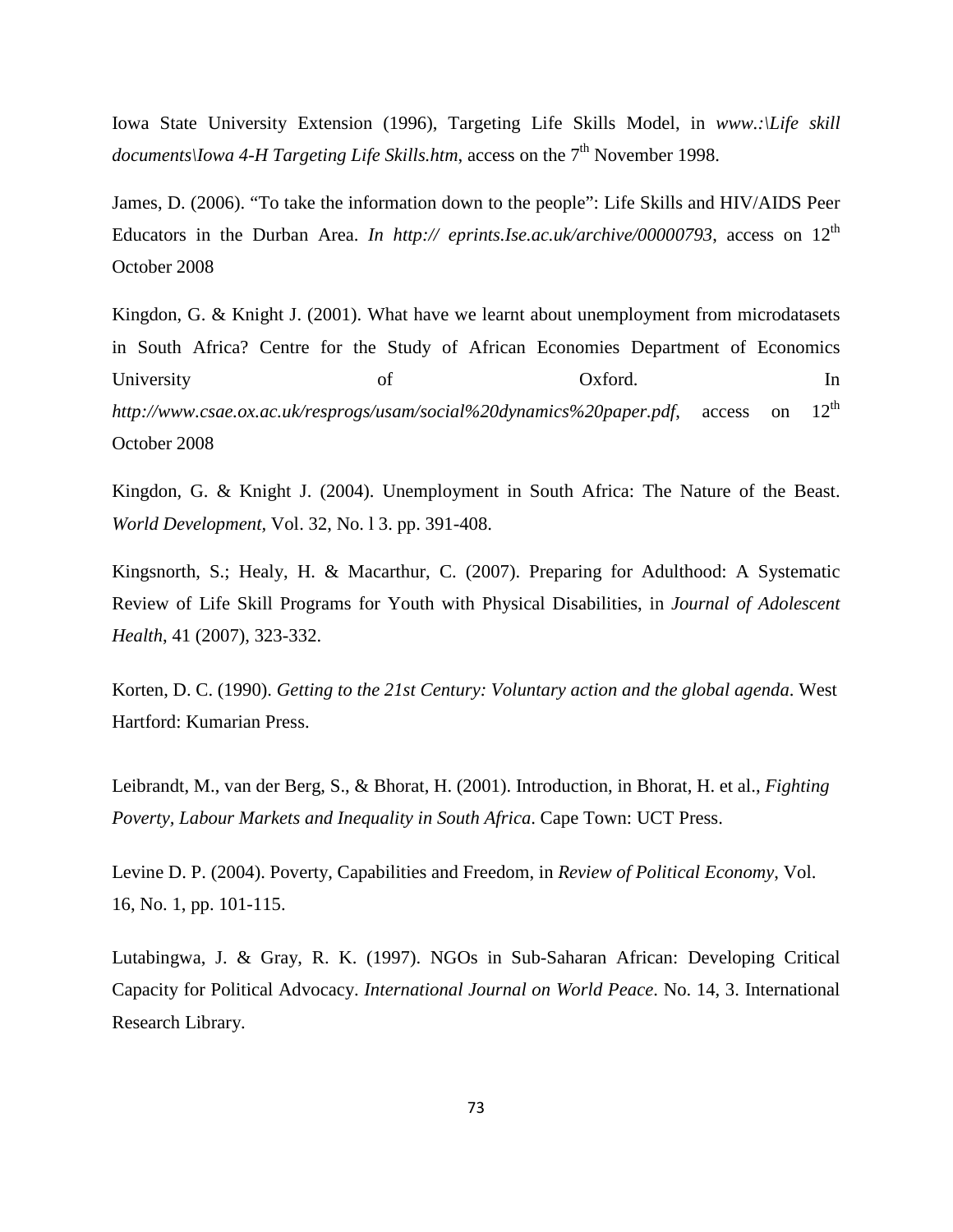Iowa State University Extension (1996), Targeting Life Skills Model, in *www.:\Life skill documents\Iowa 4-H Targeting Life Skills.htm*, access on the 7th November 1998.

James, D. (2006). "To take the information down to the people": Life Skills and HIV/AIDS Peer Educators in the Durban Area. *In http:// eprints.Ise.ac.uk/archive/00000793*, access on 12th October 2008

Kingdon, G. & Knight J. (2001). What have we learnt about unemployment from microdatasets in South Africa? Centre for the Study of African Economies Department of Economics University of Oxford. In *http://www.csae.ox.ac.uk/resprogs/usam/social%20dynamics%20paper.pdf*, access on 12th October 2008

Kingdon, G. & Knight J. (2004). Unemployment in South Africa: The Nature of the Beast. *World Development*, Vol. 32, No. l 3. pp. 391-408.

Kingsnorth, S.; Healy, H. & Macarthur, C. (2007). Preparing for Adulthood: A Systematic Review of Life Skill Programs for Youth with Physical Disabilities, in *Journal of Adolescent Health*, 41 (2007), 323-332.

Korten, D. C. (1990). *Getting to the 21st Century: Voluntary action and the global agenda*. West Hartford: Kumarian Press.

Leibrandt, M., van der Berg, S., & Bhorat, H. (2001). Introduction, in Bhorat, H. et al., *Fighting Poverty, Labour Markets and Inequality in South Africa*. Cape Town: UCT Press.

Levine D. P. (2004). Poverty, Capabilities and Freedom, in *Review of Political Economy*, Vol. 16, No. 1, pp. 101-115.

Lutabingwa, J. & Gray, R. K. (1997). NGOs in Sub-Saharan African: Developing Critical Capacity for Political Advocacy. *International Journal on World Peace*. No. 14, 3. International Research Library.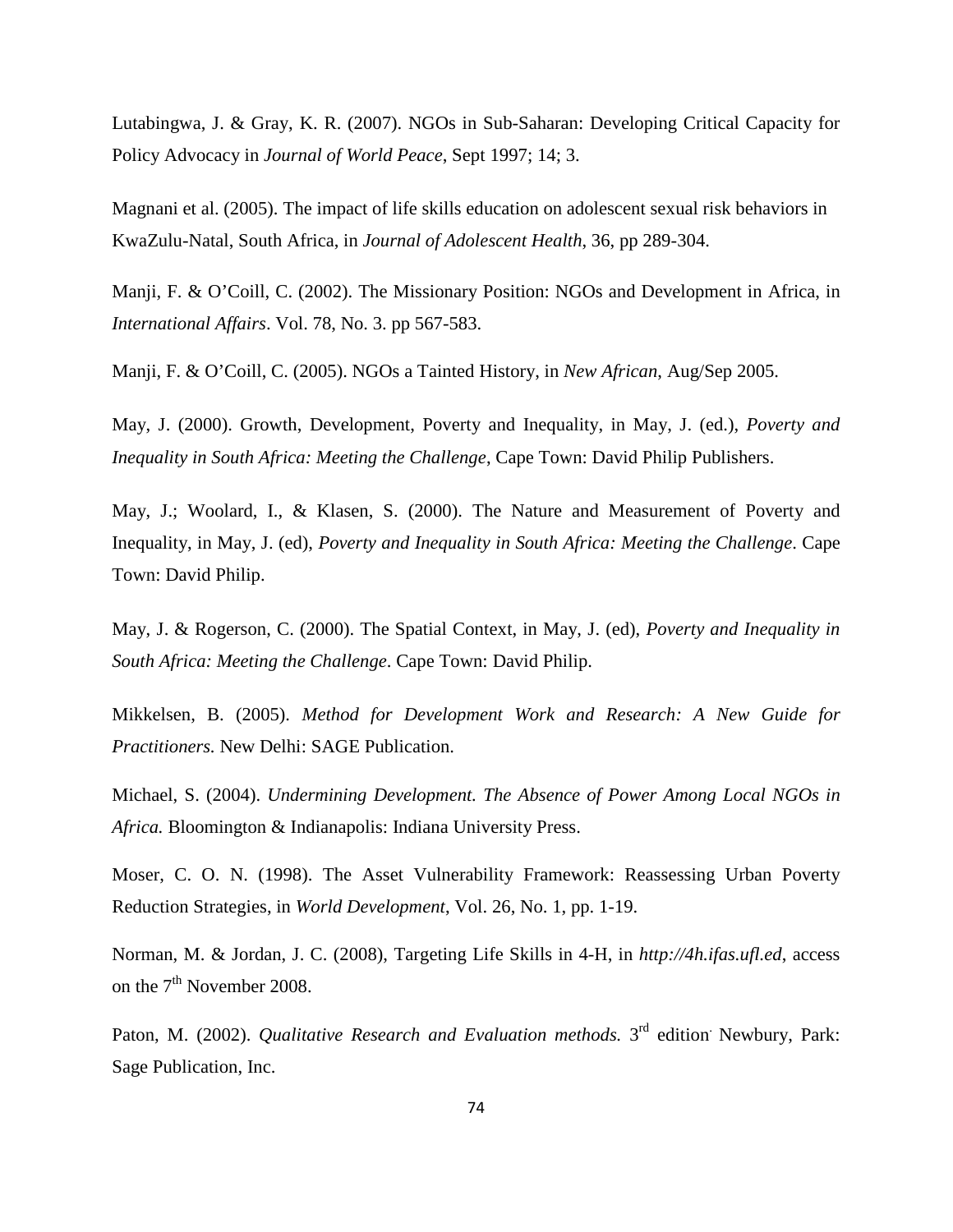Lutabingwa, J. & Gray, K. R. (2007). NGOs in Sub-Saharan: Developing Critical Capacity for Policy Advocacy in *Journal of World Peace*, Sept 1997; 14; 3.

Magnani et al. (2005). The impact of life skills education on adolescent sexual risk behaviors in KwaZulu-Natal, South Africa, in *Journal of Adolescent Health*, 36, pp 289-304.

Manji, F. & O'Coill, C. (2002). The Missionary Position: NGOs and Development in Africa, in *International Affairs*. Vol. 78, No. 3. pp 567-583.

Manji, F. & O'Coill, C. (2005). NGOs a Tainted History, in *New African*, Aug/Sep 2005.

May, J. (2000). Growth, Development, Poverty and Inequality, in May, J. (ed.), *Poverty and Inequality in South Africa: Meeting the Challenge*, Cape Town: David Philip Publishers.

May, J.; Woolard, I., & Klasen, S. (2000). The Nature and Measurement of Poverty and Inequality, in May, J. (ed), *Poverty and Inequality in South Africa: Meeting the Challenge*. Cape Town: David Philip.

May, J. & Rogerson, C. (2000). The Spatial Context, in May, J. (ed), *Poverty and Inequality in South Africa: Meeting the Challenge*. Cape Town: David Philip.

Mikkelsen, B. (2005). *Method for Development Work and Research: A New Guide for Practitioners.* New Delhi: SAGE Publication.

Michael, S. (2004). *Undermining Development. The Absence of Power Among Local NGOs in Africa.* Bloomington & Indianapolis: Indiana University Press.

Moser, C. O. N. (1998). The Asset Vulnerability Framework: Reassessing Urban Poverty Reduction Strategies, in *World Development*, Vol. 26, No. 1, pp. 1-19.

Norman, M. & Jordan, J. C. (2008), Targeting Life Skills in 4-H, in *http://4h.ifas.ufl.ed*, access on the 7th November 2008.

Paton, M. (2002). *Qualitative Research and Evaluation methods.* 3rd edition. Newbury, Park: Sage Publication, Inc.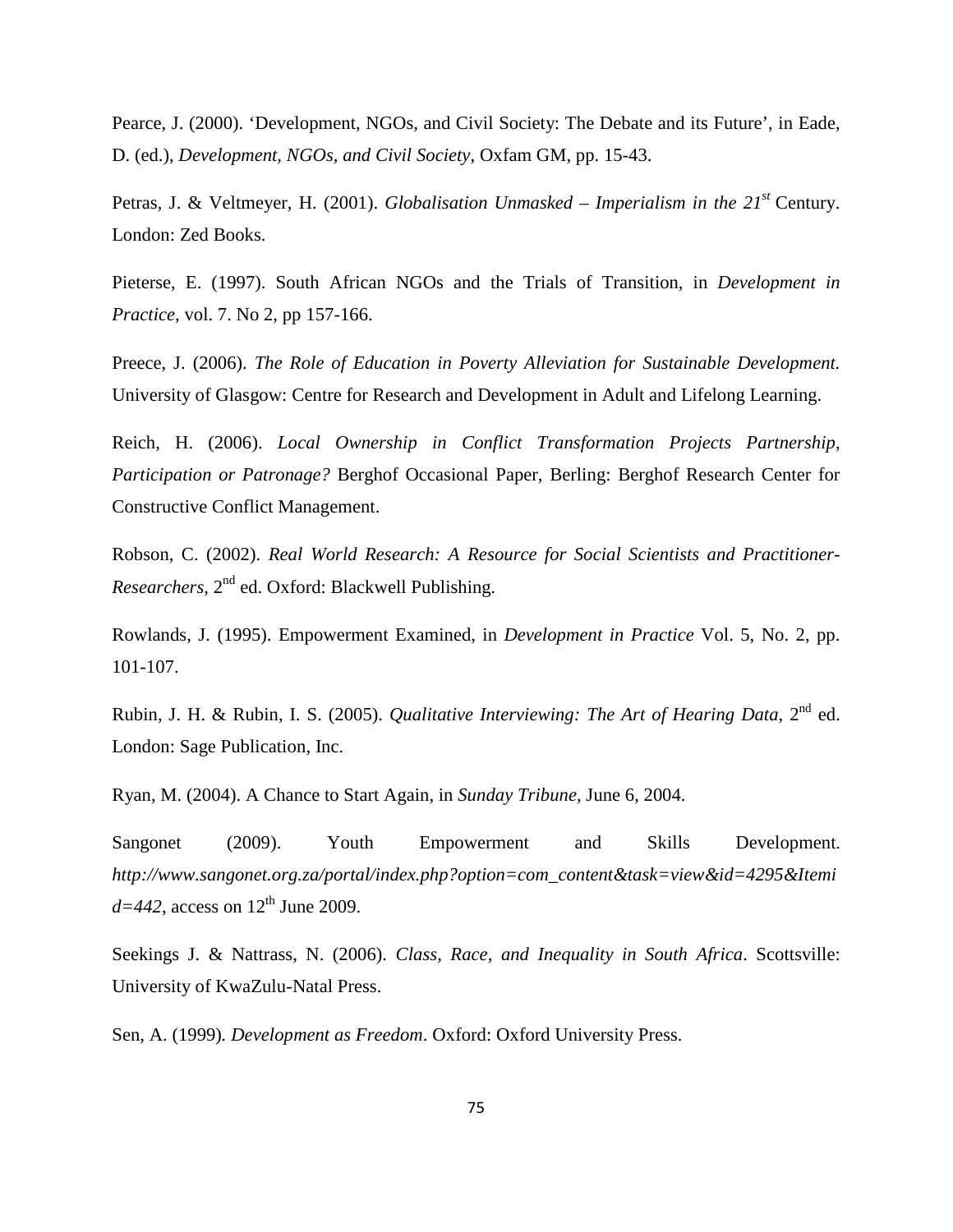Pearce, J. (2000). ‘Development, NGOs, and Civil Society: The Debate and its Future’, in Eade, D. (ed.), *Development, NGOs, and Civil Society*, Oxfam GM, pp. 15-43.

Petras, J. & Veltmeyer, H. (2001). *Globalisation Unmasked – Imperialism in the 21st* Century. London: Zed Books.

Pieterse, E. (1997). South African NGOs and the Trials of Transition, in *Development in Practice*, vol. 7. No 2, pp 157-166.

Preece, J. (2006). *The Role of Education in Poverty Alleviation for Sustainable Development.* University of Glasgow: Centre for Research and Development in Adult and Lifelong Learning.

Reich, H. (2006). *Local Ownership in Conflict Transformation Projects Partnership, Participation or Patronage?* Berghof Occasional Paper, Berling: Berghof Research Center for Constructive Conflict Management.

Robson, C. (2002). *Real World Research: A Resource for Social Scientists and Practitioner-Researchers*, 2nd ed. Oxford: Blackwell Publishing.

Rowlands, J. (1995). Empowerment Examined, in *Development in Practice* Vol. 5, No. 2, pp. 101-107.

Rubin, J. H. & Rubin, I. S. (2005). *Qualitative Interviewing: The Art of Hearing Data*, 2nd ed. London: Sage Publication, Inc.

Ryan, M. (2004). A Chance to Start Again, in *Sunday Tribune*, June 6, 2004.

Sangonet (2009). Youth Empowerment and Skills Development. *http://www.sangonet.org.za/portal/index.php?option=com_content&task=view&id=4295&Itemid=442*, access on 12th June 2009.

Seekings J. & Nattrass, N. (2006). *Class, Race, and Inequality in South Africa*. Scottsville: University of KwaZulu-Natal Press.

Sen, A. (1999). *Development as Freedom*. Oxford: Oxford University Press.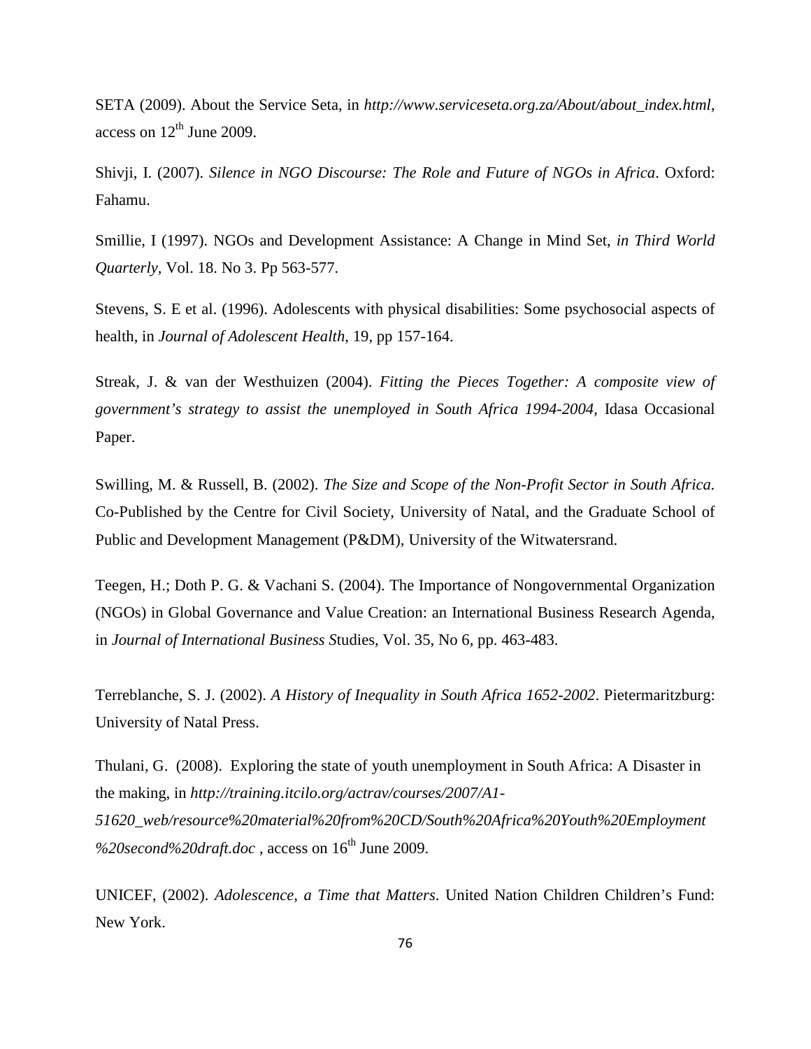SETA (2009). About the Service Seta, in *http://www.serviceseta.org.za/About/about_index.html*, access on 12th June 2009.

Shivji, I. (2007). *Silence in NGO Discourse: The Role and Future of NGOs in Africa*. Oxford: Fahamu.

Smillie, I (1997). NGOs and Development Assistance: A Change in Mind Set, *in Third World Quarterly*, Vol. 18. No 3. Pp 563-577.

Stevens, S. E et al. (1996). Adolescents with physical disabilities: Some psychosocial aspects of health, in *Journal of Adolescent Health*, 19, pp 157-164.

Streak, J. & van der Westhuizen (2004). *Fitting the Pieces Together: A composite view of government's strategy to assist the unemployed in South Africa 1994-2004*, Idasa Occasional Paper.

Swilling, M. & Russell, B. (2002). *The Size and Scope of the Non-Profit Sector in South Africa.* Co-Published by the Centre for Civil Society, University of Natal, and the Graduate School of Public and Development Management (P&DM), University of the Witwatersrand.

Teegen, H.; Doth P. G. & Vachani S. (2004). The Importance of Nongovernmental Organization (NGOs) in Global Governance and Value Creation: an International Business Research Agenda, in *Journal of International Business S*tudies, Vol. 35, No 6, pp. 463-483.

Terreblanche, S. J. (2002). *A History of Inequality in South Africa 1652-2002*. Pietermaritzburg: University of Natal Press.

Thulani, G. (2008). Exploring the state of youth unemployment in South Africa: A Disaster in the making, in *http://training.itcilo.org/actrav/courses/2007/A1-51620_web/resource%20material%20from%20CD/South%20Africa%20Youth%20Employment%20second%20draft.doc* , access on 16th June 2009.

UNICEF, (2002). *Adolescence, a Time that Matters*. United Nation Children Children's Fund: New York.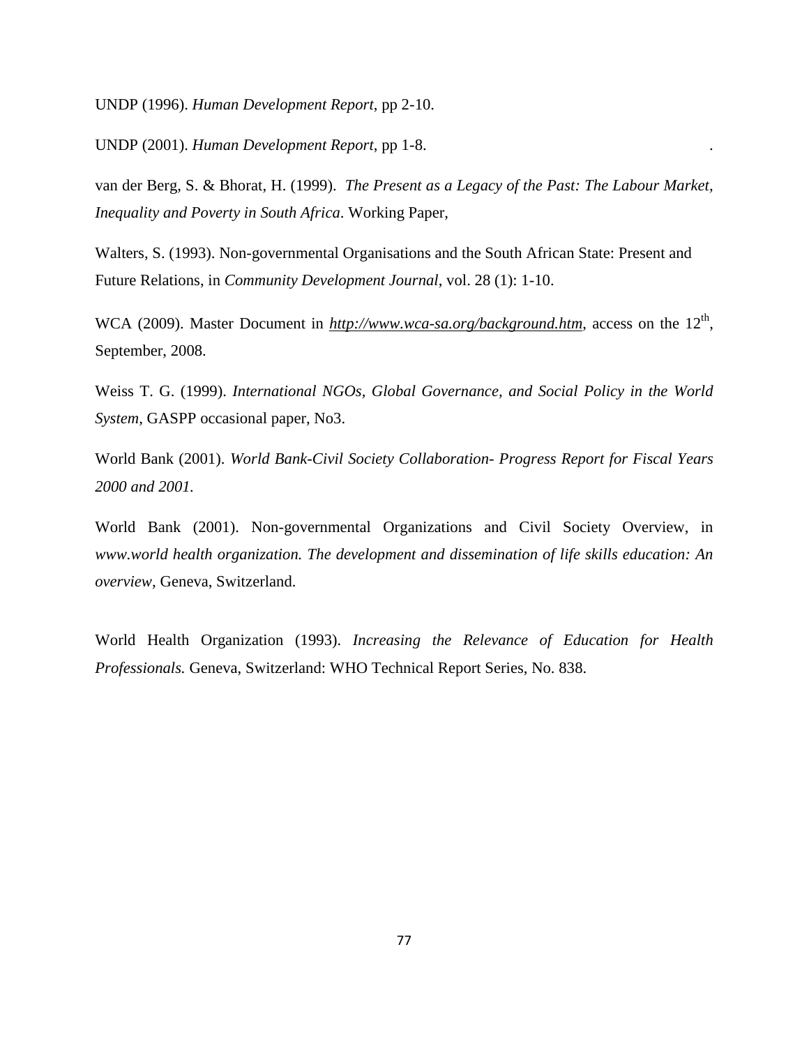UNDP (1996). *Human Development Report*, pp 2-10.

UNDP (2001). *Human Development Report*, pp 1-8. .

van der Berg, S. & Bhorat, H. (1999). *The Present as a Legacy of the Past: The Labour Market, Inequality and Poverty in South Africa*. Working Paper,

Walters, S. (1993). Non-governmental Organisations and the South African State: Present and Future Relations, in *Community Development Journal*, vol. 28 (1): 1-10.

WCA (2009). Master Document in *http://www.wca-sa.org/background.htm*, access on the 12th, September, 2008.

Weiss T. G. (1999). *International NGOs, Global Governance, and Social Policy in the World System*, GASPP occasional paper, No3.

World Bank (2001). *World Bank-Civil Society Collaboration- Progress Report for Fiscal Years 2000 and 2001.*

World Bank (2001). Non-governmental Organizations and Civil Society Overview, in *www.world health organization. The development and dissemination of life skills education: An overview*, Geneva, Switzerland.

World Health Organization (1993). *Increasing the Relevance of Education for Health Professionals.* Geneva, Switzerland: WHO Technical Report Series, No. 838.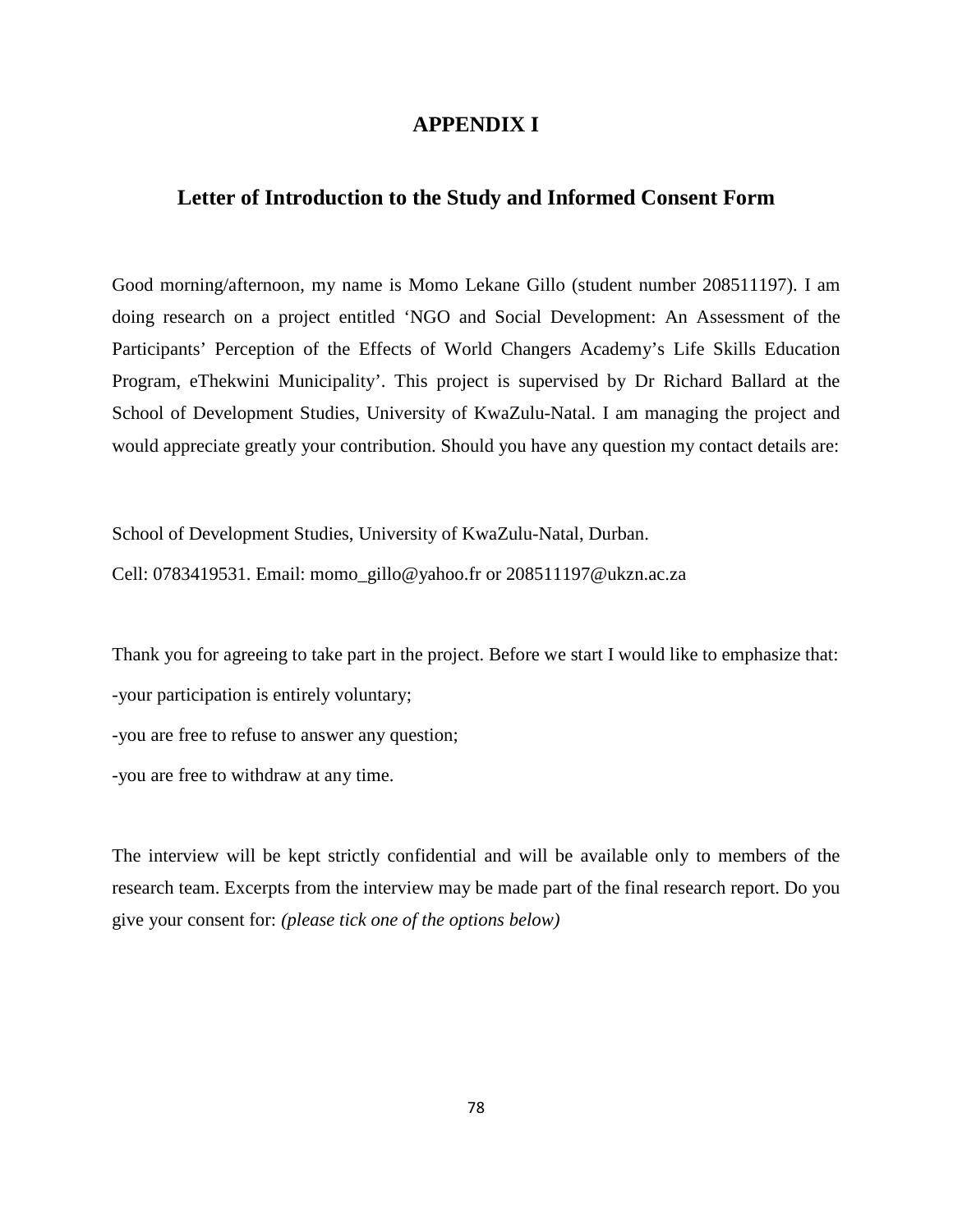# APPENDIX I

## Letter of Introduction to the Study and Informed Consent Form

Good morning/afternoon, my name is Momo Lekane Gillo (student number 208511197). I am doing research on a project entitled 'NGO and Social Development: An Assessment of the Participants' Perception of the Effects of World Changers Academy's Life Skills Education Program, eThekwini Municipality'. This project is supervised by Dr Richard Ballard at the School of Development Studies, University of KwaZulu-Natal. I am managing the project and would appreciate greatly your contribution. Should you have any question my contact details are:

School of Development Studies, University of KwaZulu-Natal, Durban.

Cell: 0783419531. Email: momo_gillo@yahoo.fr or 208511197@ukzn.ac.za

Thank you for agreeing to take part in the project. Before we start I would like to emphasize that:

-your participation is entirely voluntary;

-you are free to refuse to answer any question;

-you are free to withdraw at any time.

The interview will be kept strictly confidential and will be available only to members of the research team. Excerpts from the interview may be made part of the final research report. Do you give your consent for: *(please tick one of the options below)*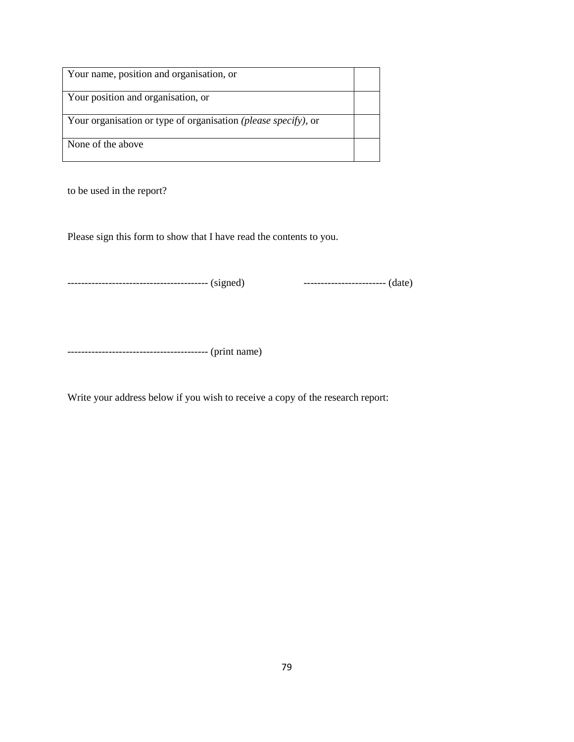| Your name, position and organisation, or | |
|---|---|
| Your position and organisation, or | |
| Your organisation or type of organisation *(please specify)*, or | |
| None of the above | |

to be used in the report?

Please sign this form to show that I have read the contents to you.

---------------------------------------- (signed)                    ----------------------- (date)

---------------------------------------- (print name)

Write your address below if you wish to receive a copy of the research report: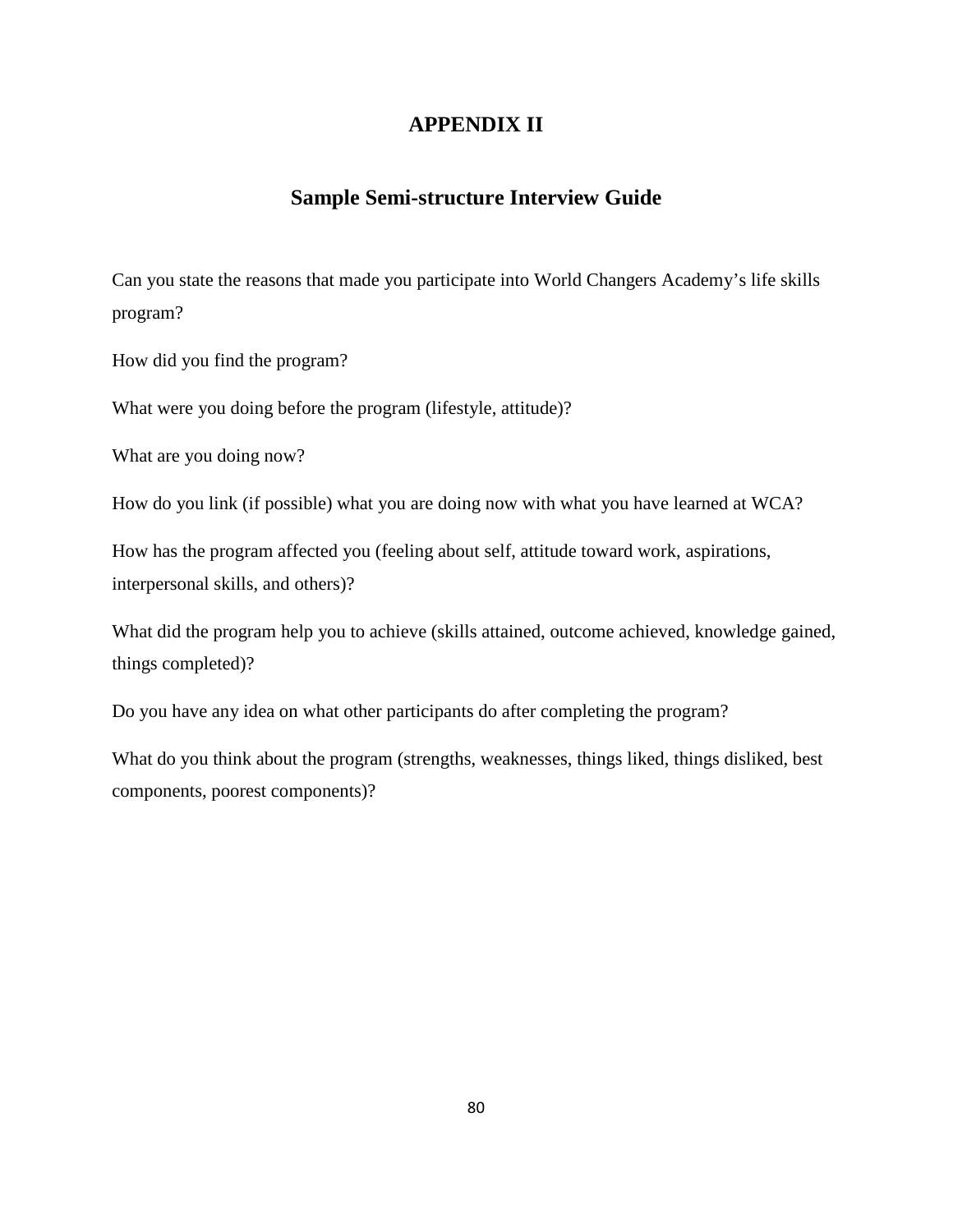# APPENDIX II

## Sample Semi-structure Interview Guide

Can you state the reasons that made you participate into World Changers Academy's life skills program?

How did you find the program?

What were you doing before the program (lifestyle, attitude)?

What are you doing now?

How do you link (if possible) what you are doing now with what you have learned at WCA?

How has the program affected you (feeling about self, attitude toward work, aspirations, interpersonal skills, and others)?

What did the program help you to achieve (skills attained, outcome achieved, knowledge gained, things completed)?

Do you have any idea on what other participants do after completing the program?

What do you think about the program (strengths, weaknesses, things liked, things disliked, best components, poorest components)?